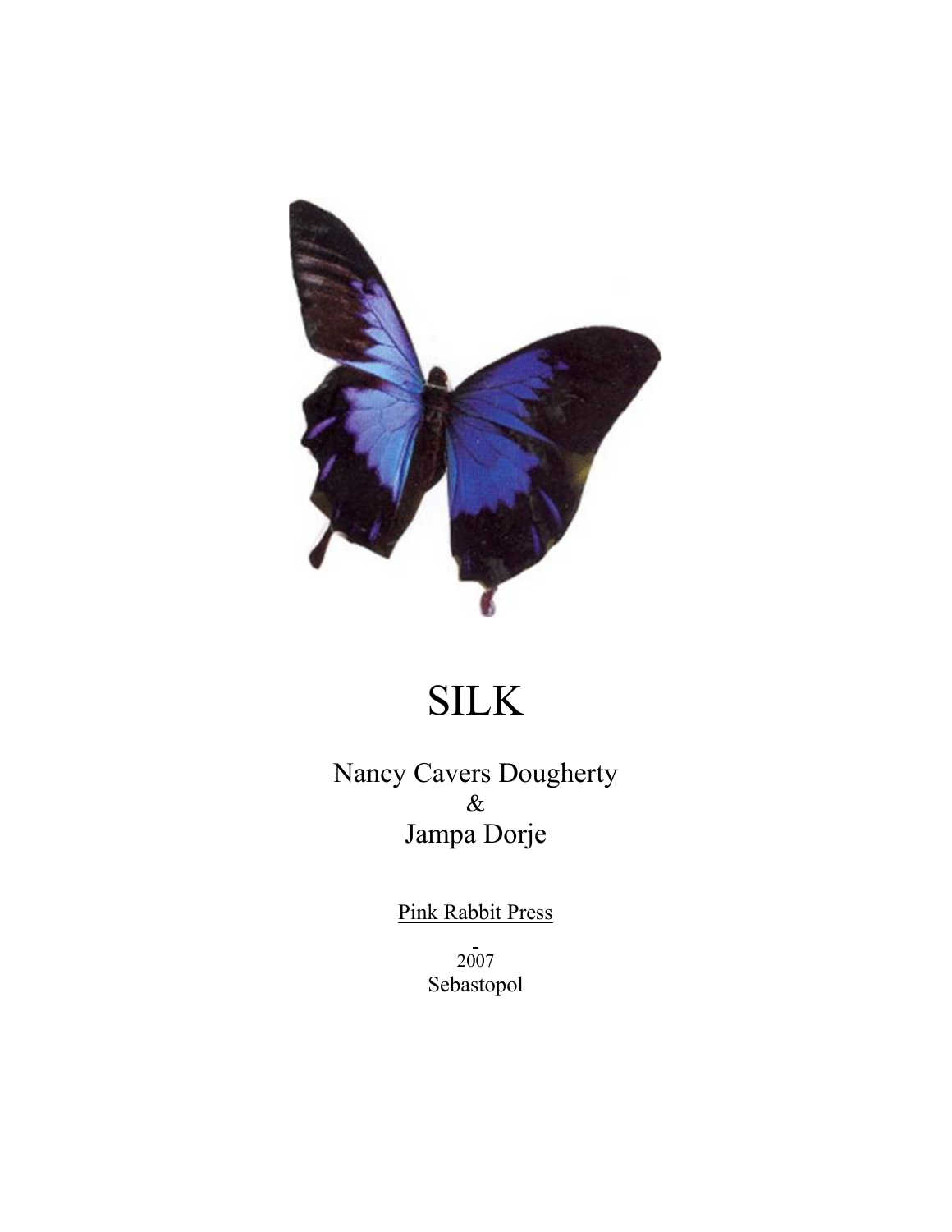# SILK

Nancy Cavers Dougherty
&
Jampa Dorje

Pink Rabbit Press

2007
Sebastopol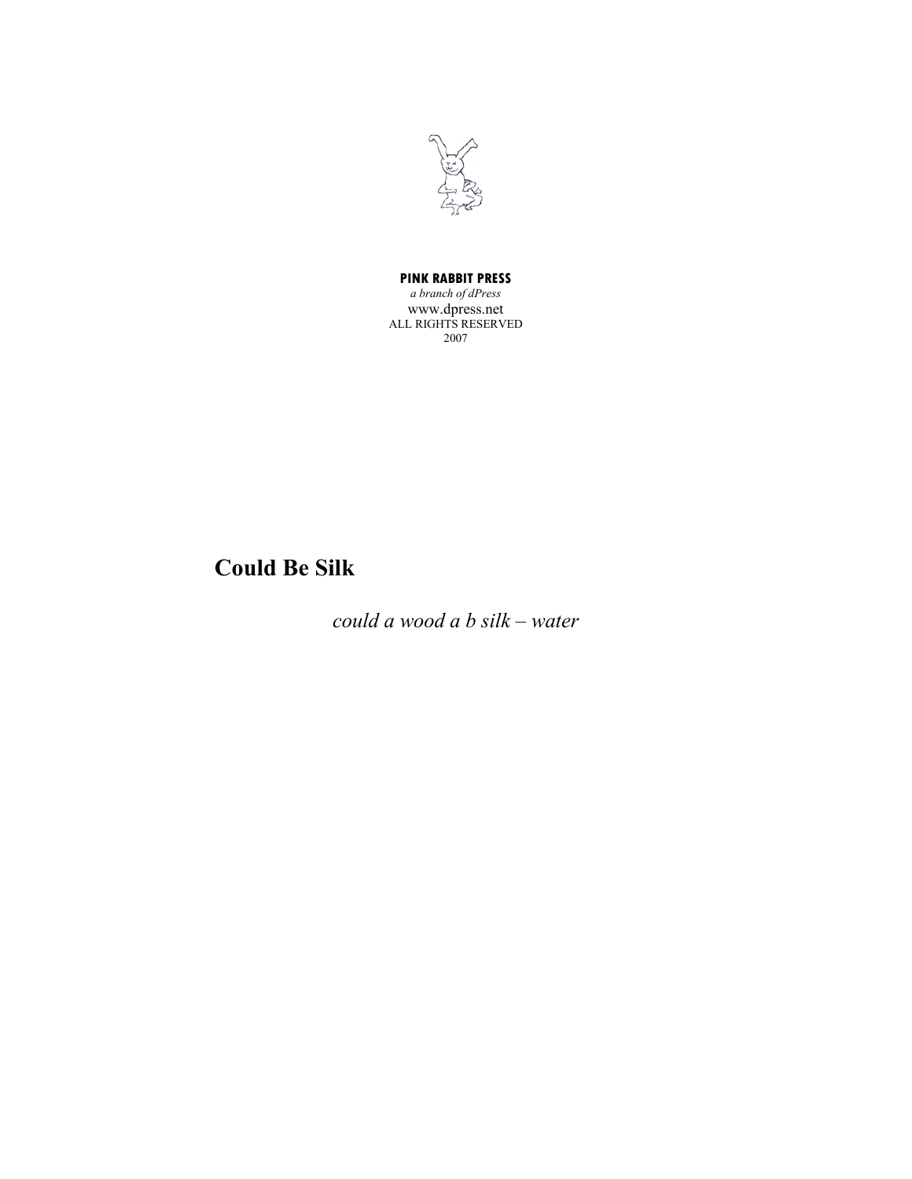**PINK RABBIT PRESS**
*a branch of dPress*
www.dpress.net
ALL RIGHTS RESERVED
2007

# Could Be Silk

*could a wood a b silk – water*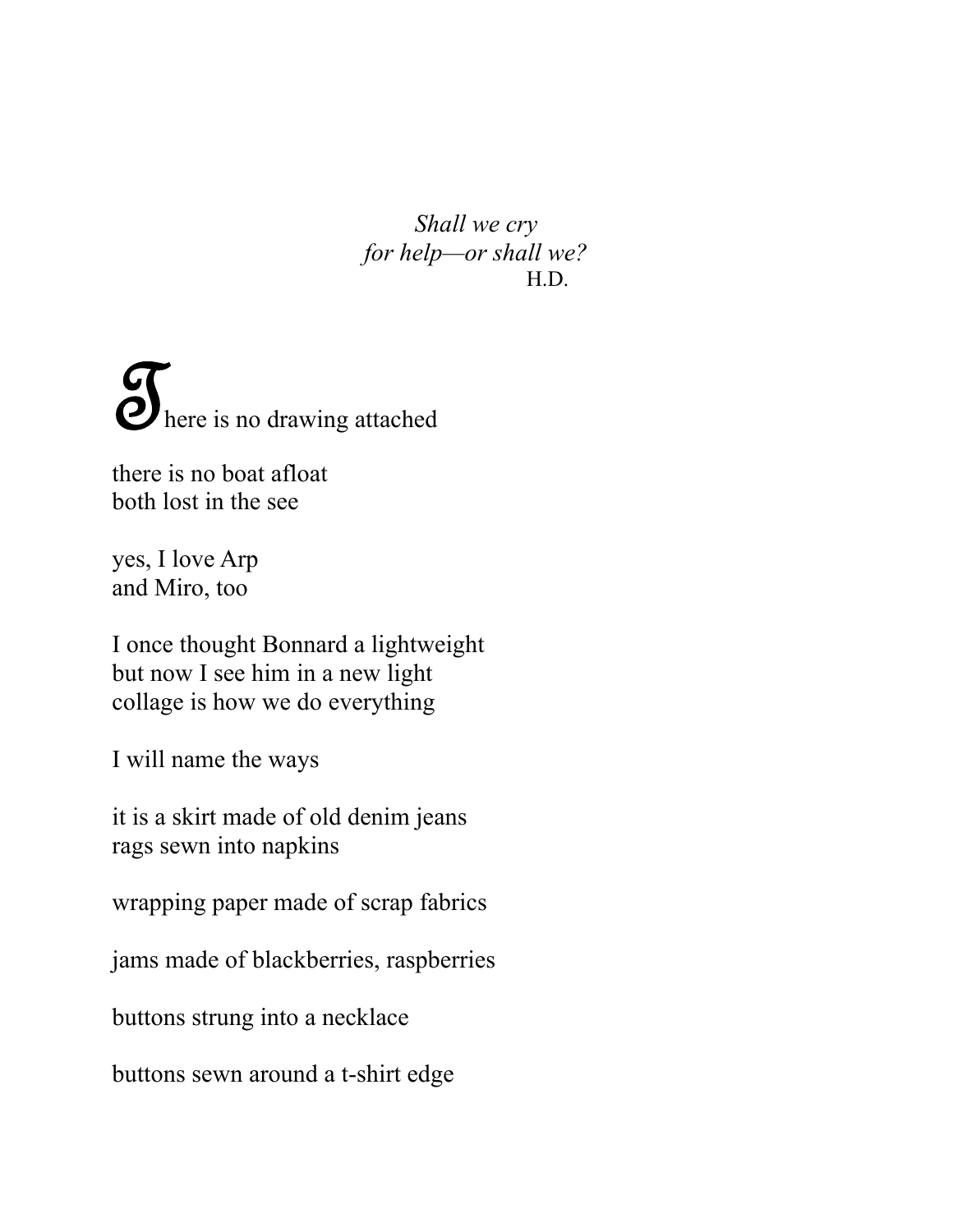*Shall we cry*
*for help—or shall we?*
H.D.

There is no drawing attached

there is no boat afloat
both lost in the see

yes, I love Arp
and Miro, too

I once thought Bonnard a lightweight
but now I see him in a new light
collage is how we do everything

I will name the ways

it is a skirt made of old denim jeans
rags sewn into napkins

wrapping paper made of scrap fabrics

jams made of blackberries, raspberries

buttons strung into a necklace

buttons sewn around a t-shirt edge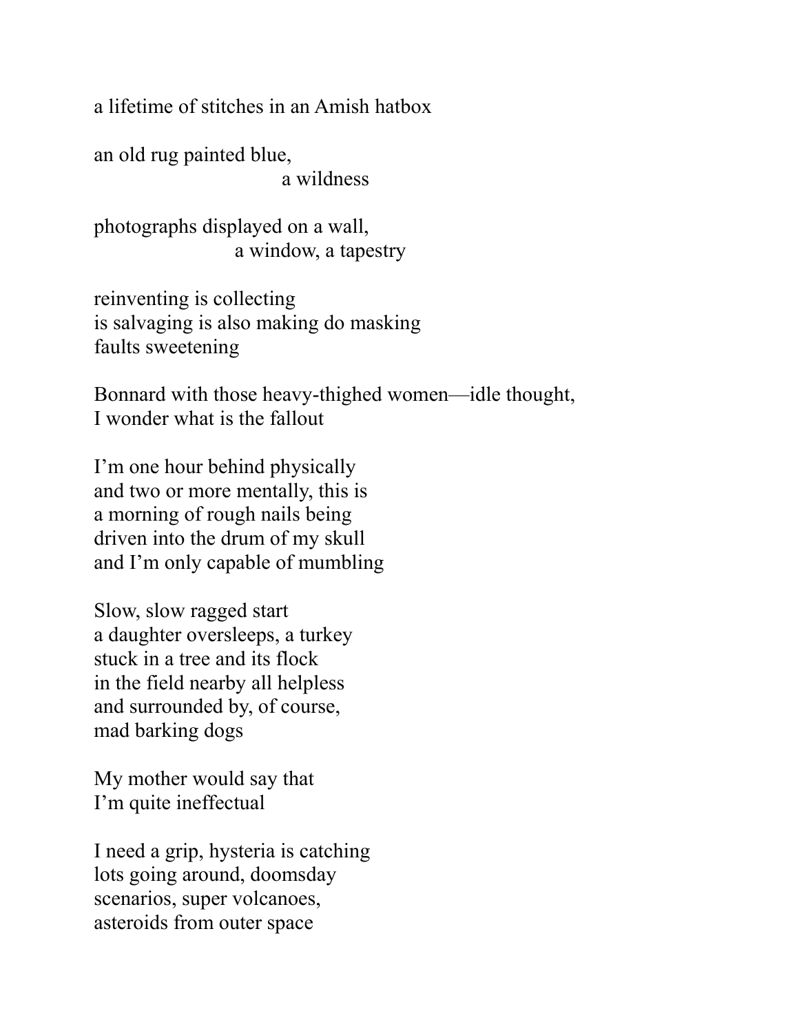a lifetime of stitches in an Amish hatbox

an old rug painted blue,
&nbsp;&nbsp;&nbsp;&nbsp;&nbsp;&nbsp;&nbsp;&nbsp;&nbsp;&nbsp;&nbsp;&nbsp;&nbsp;&nbsp;&nbsp;&nbsp;&nbsp;&nbsp;&nbsp;&nbsp;&nbsp;&nbsp;&nbsp;&nbsp;&nbsp;&nbsp;&nbsp;&nbsp;&nbsp;&nbsp;&nbsp;&nbsp;a wildness

photographs displayed on a wall,
&nbsp;&nbsp;&nbsp;&nbsp;&nbsp;&nbsp;&nbsp;&nbsp;&nbsp;&nbsp;&nbsp;&nbsp;&nbsp;&nbsp;&nbsp;&nbsp;&nbsp;&nbsp;&nbsp;&nbsp;&nbsp;&nbsp;&nbsp;&nbsp;a window, a tapestry

reinventing is collecting
is salvaging is also making do masking
faults sweetening

Bonnard with those heavy-thighed women—idle thought,
I wonder what is the fallout

I'm one hour behind physically
and two or more mentally, this is
a morning of rough nails being
driven into the drum of my skull
and I'm only capable of mumbling

Slow, slow ragged start
a daughter oversleeps, a turkey
stuck in a tree and its flock
in the field nearby all helpless
and surrounded by, of course,
mad barking dogs

My mother would say that
I'm quite ineffectual

I need a grip, hysteria is catching
lots going around, doomsday
scenarios, super volcanoes,
asteroids from outer space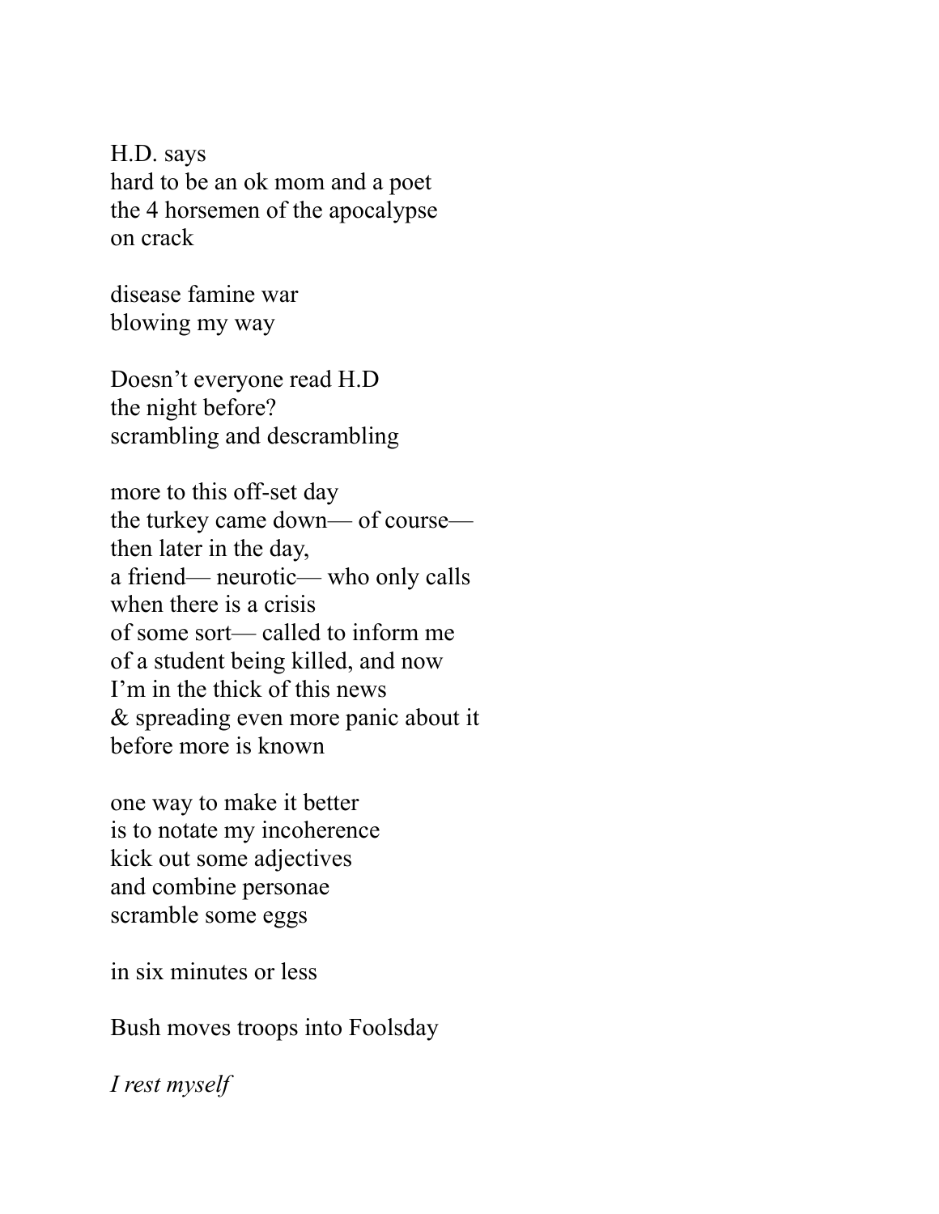H.D. says  
hard to be an ok mom and a poet  
the 4 horsemen of the apocalypse  
on crack

disease famine war  
blowing my way

Doesn't everyone read H.D  
the night before?  
scrambling and descrambling

more to this off-set day  
the turkey came down— of course—  
then later in the day,  
a friend— neurotic— who only calls  
when there is a crisis  
of some sort— called to inform me  
of a student being killed, and now  
I'm in the thick of this news  
& spreading even more panic about it  
before more is known

one way to make it better  
is to notate my incoherence  
kick out some adjectives  
and combine personae  
scramble some eggs

in six minutes or less

Bush moves troops into Foolsday

*I rest myself*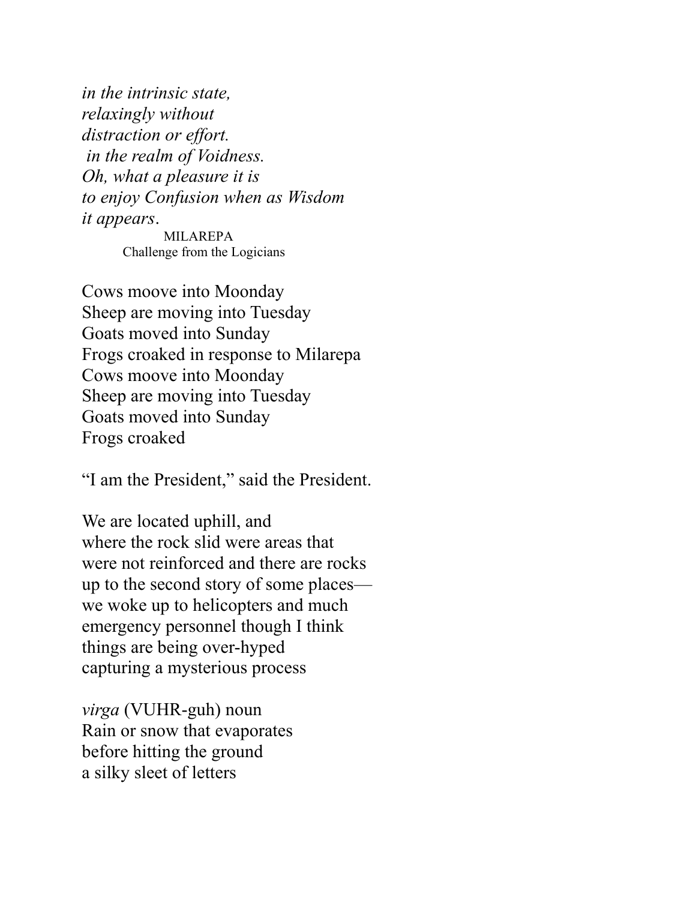*in the intrinsic state,*
*relaxingly without*
*distraction or effort.*
*in the realm of Voidness.*
*Oh, what a pleasure it is*
*to enjoy Confusion when as Wisdom*
*it appears*.

MILAREPA
Challenge from the Logicians

Cows moove into Moonday
Sheep are moving into Tuesday
Goats moved into Sunday
Frogs croaked in response to Milarepa
Cows moove into Moonday
Sheep are moving into Tuesday
Goats moved into Sunday
Frogs croaked

"I am the President," said the President.

We are located uphill, and
where the rock slid were areas that
were not reinforced and there are rocks
up to the second story of some places—
we woke up to helicopters and much
emergency personnel though I think
things are being over-hyped
capturing a mysterious process

*virga* (VUHR-guh) noun
Rain or snow that evaporates
before hitting the ground
a silky sleet of letters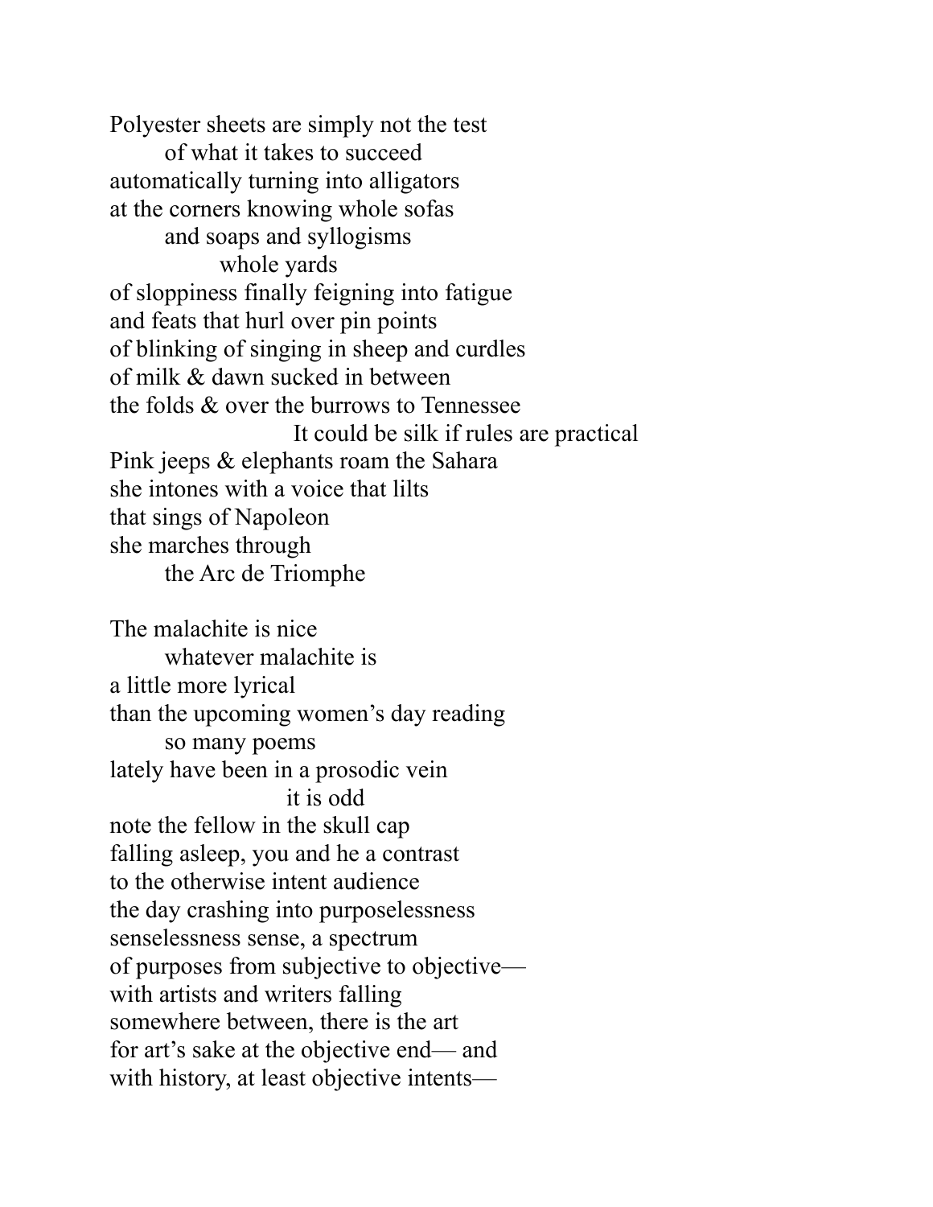Polyester sheets are simply not the test
        of what it takes to succeed
automatically turning into alligators
at the corners knowing whole sofas
        and soaps and syllogisms
                whole yards
of sloppiness finally feigning into fatigue
and feats that hurl over pin points
of blinking of singing in sheep and curdles
of milk & dawn sucked in between
the folds & over the burrows to Tennessee
                                It could be silk if rules are practical
Pink jeeps & elephants roam the Sahara
she intones with a voice that lilts
that sings of Napoleon
she marches through
        the Arc de Triomphe

The malachite is nice
        whatever malachite is
a little more lyrical
than the upcoming women's day reading
        so many poems
lately have been in a prosodic vein
                                it is odd
note the fellow in the skull cap
falling asleep, you and he a contrast
to the otherwise intent audience
the day crashing into purposelessness
senselessness sense, a spectrum
of purposes from subjective to objective—
with artists and writers falling
somewhere between, there is the art
for art's sake at the objective end— and
with history, at least objective intents—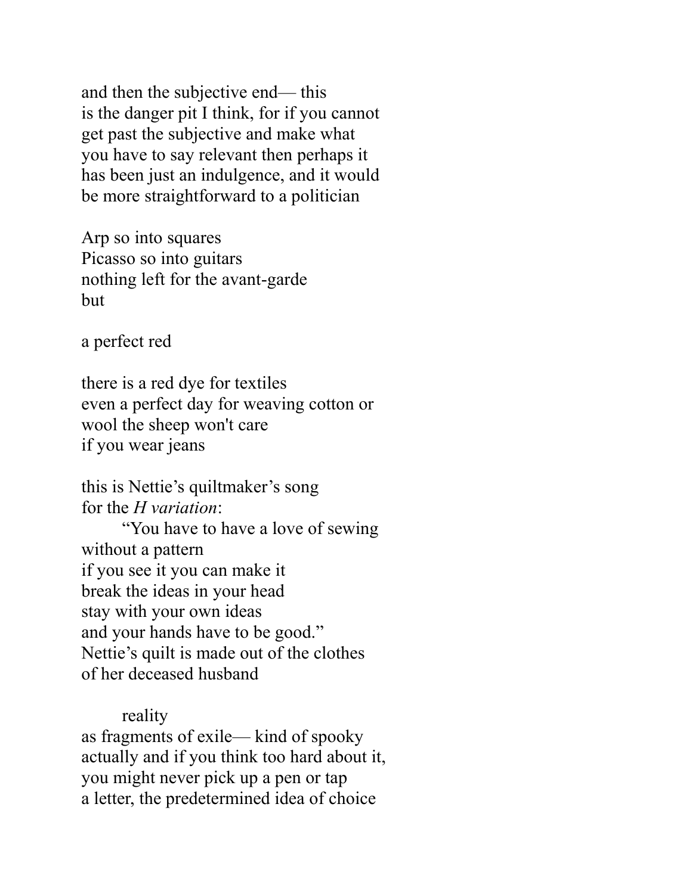and then the subjective end— this
is the danger pit I think, for if you cannot
get past the subjective and make what
you have to say relevant then perhaps it
has been just an indulgence, and it would
be more straightforward to a politician

Arp so into squares
Picasso so into guitars
nothing left for the avant-garde
but

a perfect red

there is a red dye for textiles
even a perfect day for weaving cotton or
wool the sheep won't care
if you wear jeans

this is Nettie's quiltmaker's song
for the *H variation*:
&nbsp;&nbsp;&nbsp;&nbsp;&nbsp;&nbsp;&nbsp;&nbsp;"You have to have a love of sewing
without a pattern
if you see it you can make it
break the ideas in your head
stay with your own ideas
and your hands have to be good."
Nettie's quilt is made out of the clothes
of her deceased husband

&nbsp;&nbsp;&nbsp;&nbsp;&nbsp;&nbsp;&nbsp;&nbsp;reality
as fragments of exile— kind of spooky
actually and if you think too hard about it,
you might never pick up a pen or tap
a letter, the predetermined idea of choice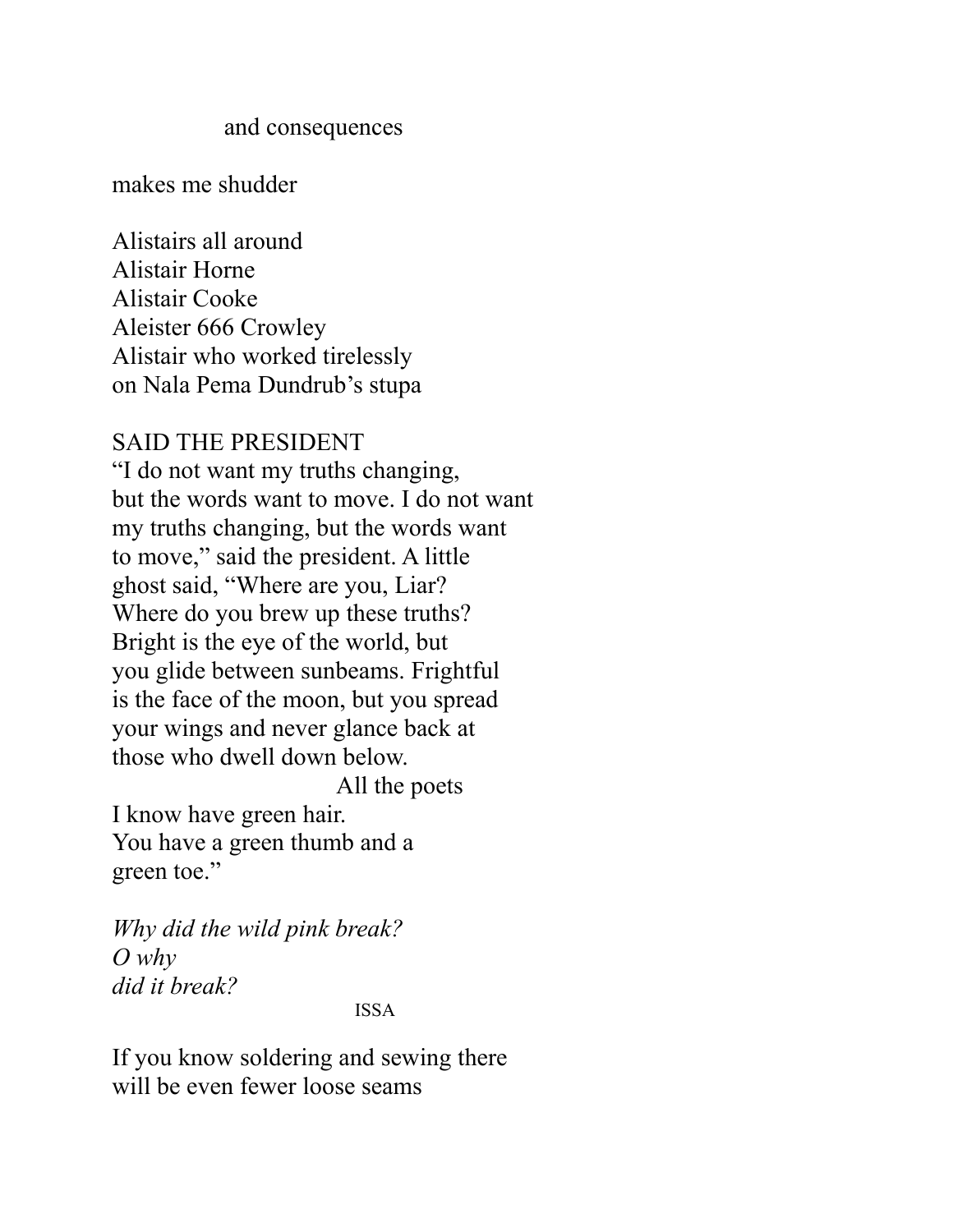and consequences

makes me shudder

Alistairs all around
Alistair Horne
Alistair Cooke
Aleister 666 Crowley
Alistair who worked tirelessly
on Nala Pema Dundrub's stupa

SAID THE PRESIDENT
"I do not want my truths changing,
but the words want to move. I do not want
my truths changing, but the words want
to move," said the president. A little
ghost said, "Where are you, Liar?
Where do you brew up these truths?
Bright is the eye of the world, but
you glide between sunbeams. Frightful
is the face of the moon, but you spread
your wings and never glance back at
those who dwell down below.
All the poets
I know have green hair.
You have a green thumb and a
green toe."

*Why did the wild pink break?*
*O why*
*did it break?*

ISSA

If you know soldering and sewing there
will be even fewer loose seams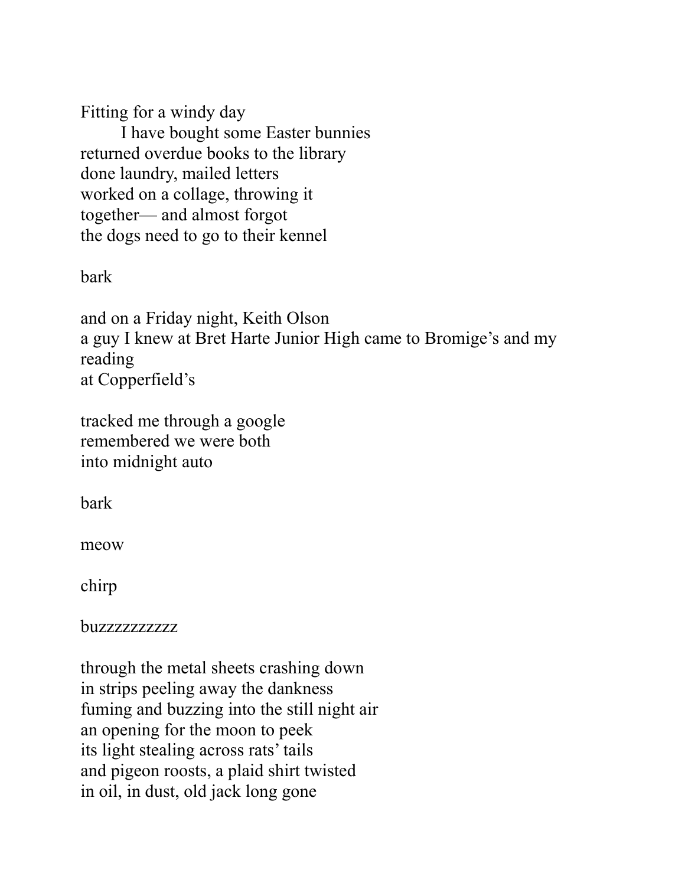Fitting for a windy day
&nbsp;&nbsp;&nbsp;&nbsp;&nbsp;&nbsp;&nbsp;&nbsp;I have bought some Easter bunnies
returned overdue books to the library
done laundry, mailed letters
worked on a collage, throwing it
together— and almost forgot
the dogs need to go to their kennel

bark

and on a Friday night, Keith Olson
a guy I knew at Bret Harte Junior High came to Bromige's and my reading
at Copperfield's

tracked me through a google
remembered we were both
into midnight auto

bark

meow

chirp

buzzzzzzzzzz

through the metal sheets crashing down
in strips peeling away the dankness
fuming and buzzing into the still night air
an opening for the moon to peek
its light stealing across rats' tails
and pigeon roosts, a plaid shirt twisted
in oil, in dust, old jack long gone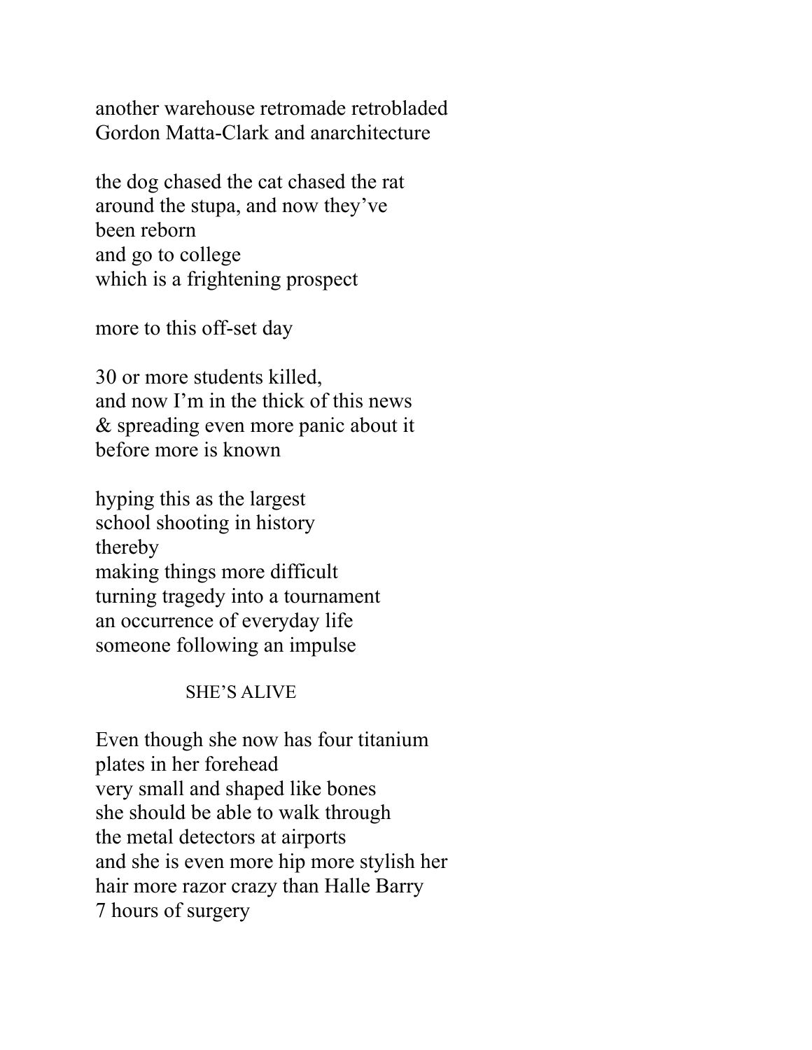another warehouse retromade retrobladed
Gordon Matta-Clark and anarchitecture

the dog chased the cat chased the rat
around the stupa, and now they've
been reborn
and go to college
which is a frightening prospect

more to this off-set day

30 or more students killed,
and now I'm in the thick of this news
& spreading even more panic about it
before more is known

hyping this as the largest
school shooting in history
thereby
making things more difficult
turning tragedy into a tournament
an occurrence of everyday life
someone following an impulse

SHE'S ALIVE

Even though she now has four titanium
plates in her forehead
very small and shaped like bones
she should be able to walk through
the metal detectors at airports
and she is even more hip more stylish her
hair more razor crazy than Halle Barry
7 hours of surgery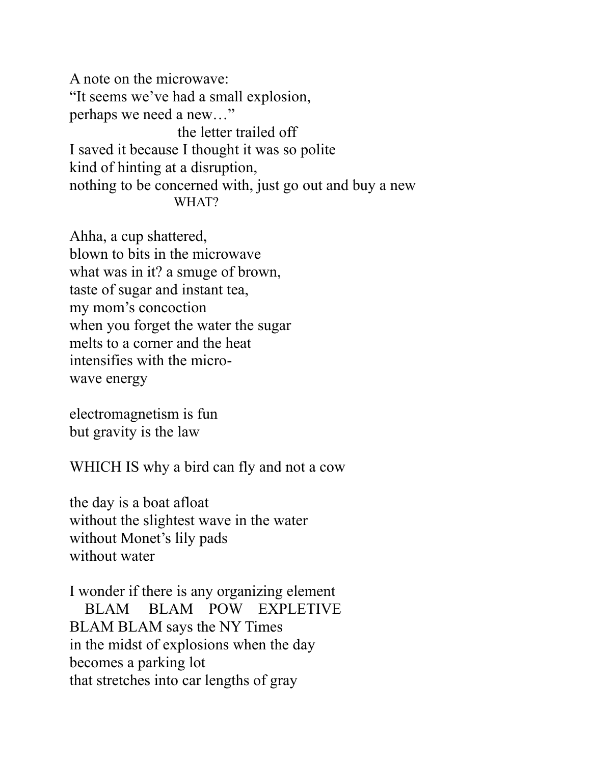A note on the microwave:  
"It seems we've had a small explosion,  
perhaps we need a new…"  
                              the letter trailed off  
I saved it because I thought it was so polite  
kind of hinting at a disruption,  
nothing to be concerned with, just go out and buy a new  
                              WHAT?

Ahha, a cup shattered,  
blown to bits in the microwave  
what was in it? a smuge of brown,  
taste of sugar and instant tea,  
my mom's concoction  
when you forget the water the sugar  
melts to a corner and the heat  
intensifies with the micro-  
wave energy

electromagnetism is fun  
but gravity is the law

WHICH IS why a bird can fly and not a cow

the day is a boat afloat  
without the slightest wave in the water  
without Monet's lily pads  
without water

I wonder if there is any organizing element  
   BLAM   BLAM   POW   EXPLETIVE  
BLAM BLAM says the NY Times  
in the midst of explosions when the day  
becomes a parking lot  
that stretches into car lengths of gray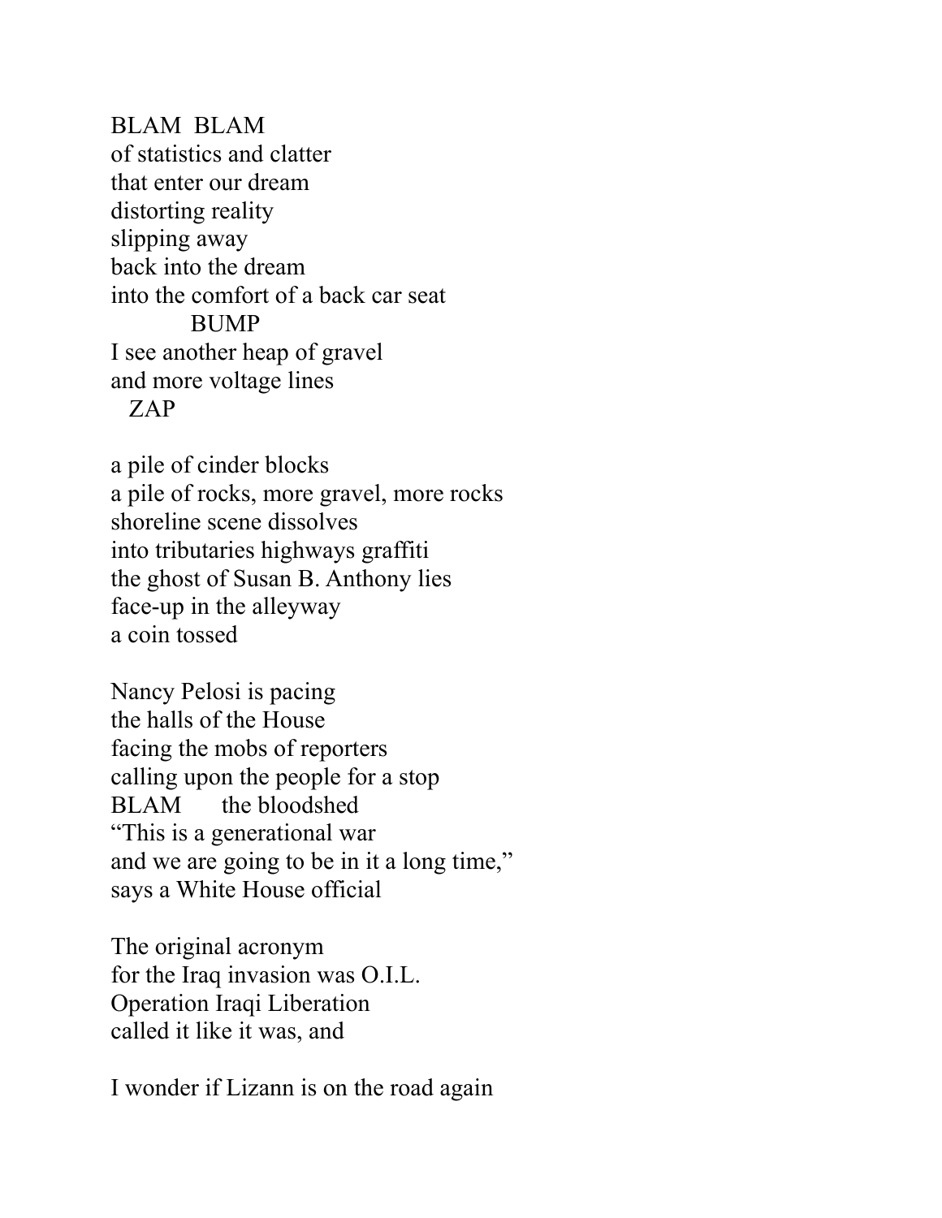BLAM  BLAM  
of statistics and clatter  
that enter our dream  
distorting reality  
slipping away  
back into the dream  
into the comfort of a back car seat  
&nbsp;&nbsp;&nbsp;&nbsp;&nbsp;&nbsp;&nbsp;&nbsp;&nbsp;&nbsp;BUMP  
I see another heap of gravel  
and more voltage lines  
&nbsp;&nbsp;ZAP

a pile of cinder blocks  
a pile of rocks, more gravel, more rocks  
shoreline scene dissolves  
into tributaries highways graffiti  
the ghost of Susan B. Anthony lies  
face-up in the alleyway  
a coin tossed

Nancy Pelosi is pacing  
the halls of the House  
facing the mobs of reporters  
calling upon the people for a stop  
BLAM &nbsp;&nbsp;&nbsp;&nbsp;the bloodshed  
"This is a generational war  
and we are going to be in it a long time,"  
says a White House official

The original acronym  
for the Iraq invasion was O.I.L.  
Operation Iraqi Liberation  
called it like it was, and

I wonder if Lizann is on the road again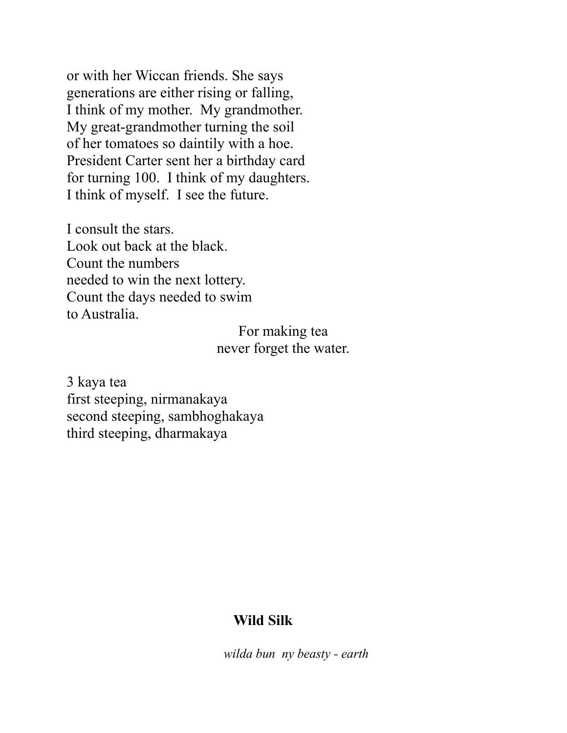or with her Wiccan friends. She says
generations are either rising or falling,
I think of my mother.  My grandmother.
My great-grandmother turning the soil
of her tomatoes so daintily with a hoe.
President Carter sent her a birthday card
for turning 100.  I think of my daughters.
I think of myself.  I see the future.

I consult the stars.
Look out back at the black.
Count the numbers
needed to win the next lottery.
Count the days needed to swim
to Australia.

For making tea
never forget the water.

3 kaya tea
first steeping, nirmanakaya
second steeping, sambhoghakaya
third steeping, dharmakaya

**Wild Silk**

*wilda bun  ny beasty - earth*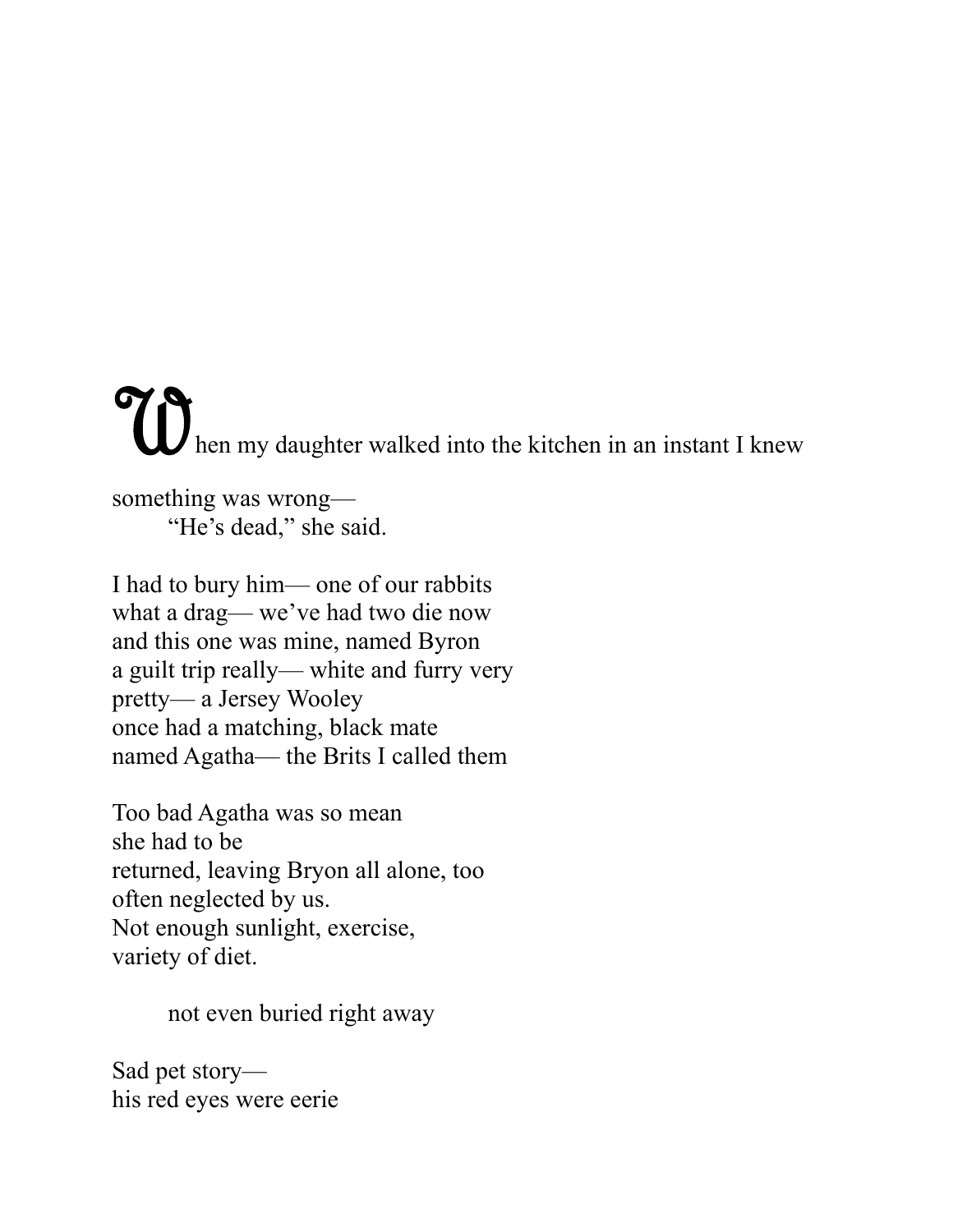When my daughter walked into the kitchen in an instant I knew

something was wrong—
        "He's dead," she said.

I had to bury him— one of our rabbits
what a drag— we've had two die now
and this one was mine, named Byron
a guilt trip really— white and furry very
pretty— a Jersey Wooley
once had a matching, black mate
named Agatha— the Brits I called them

Too bad Agatha was so mean
she had to be
returned, leaving Bryon all alone, too
often neglected by us.
Not enough sunlight, exercise,
variety of diet.

        not even buried right away

Sad pet story—
his red eyes were eerie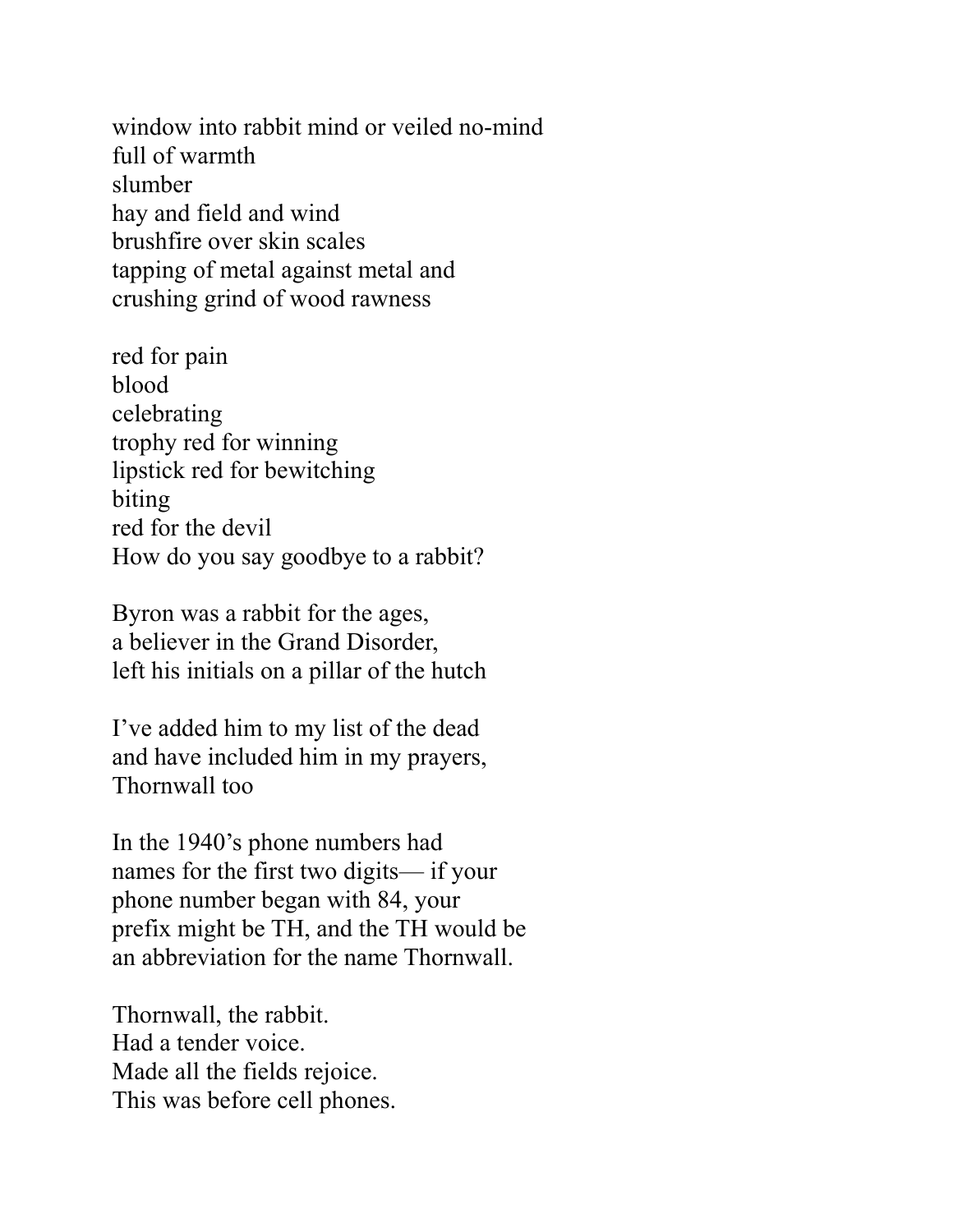window into rabbit mind or veiled no-mind
full of warmth
slumber
hay and field and wind
brushfire over skin scales
tapping of metal against metal and
crushing grind of wood rawness

red for pain
blood
celebrating
trophy red for winning
lipstick red for bewitching
biting
red for the devil
How do you say goodbye to a rabbit?

Byron was a rabbit for the ages,
a believer in the Grand Disorder,
left his initials on a pillar of the hutch

I've added him to my list of the dead
and have included him in my prayers,
Thornwall too

In the 1940's phone numbers had
names for the first two digits— if your
phone number began with 84, your
prefix might be TH, and the TH would be
an abbreviation for the name Thornwall.

Thornwall, the rabbit.
Had a tender voice.
Made all the fields rejoice.
This was before cell phones.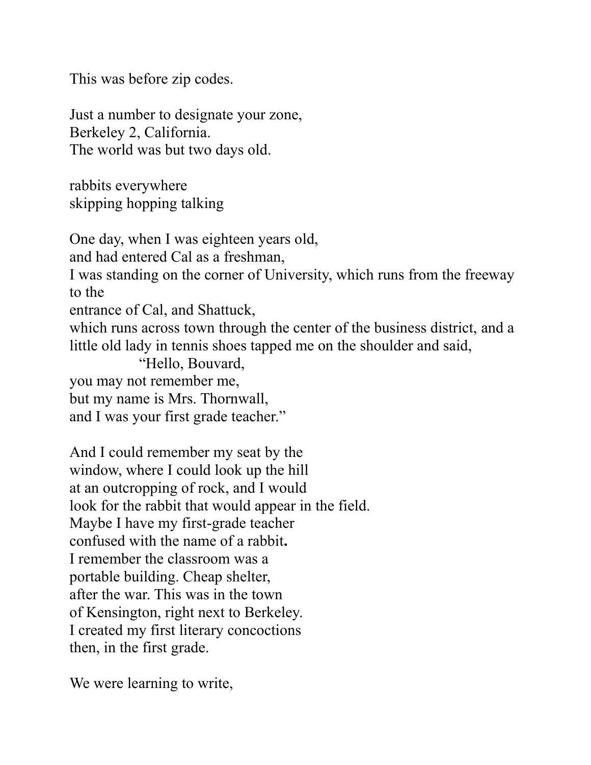This was before zip codes.

Just a number to designate your zone,  
Berkeley 2, California.  
The world was but two days old.

rabbits everywhere  
skipping hopping talking

One day, when I was eighteen years old,  
and had entered Cal as a freshman,  
I was standing on the corner of University, which runs from the freeway to the  
entrance of Cal, and Shattuck,  
which runs across town through the center of the business district, and a little old lady in tennis shoes tapped me on the shoulder and said,  
"Hello, Bouvard,  
you may not remember me,  
but my name is Mrs. Thornwall,  
and I was your first grade teacher."

And I could remember my seat by the  
window, where I could look up the hill  
at an outcropping of rock, and I would  
look for the rabbit that would appear in the field.  
Maybe I have my first-grade teacher  
confused with the name of a rabbit**.**  
I remember the classroom was a  
portable building. Cheap shelter,  
after the war. This was in the town  
of Kensington, right next to Berkeley.  
I created my first literary concoctions  
then, in the first grade.

We were learning to write,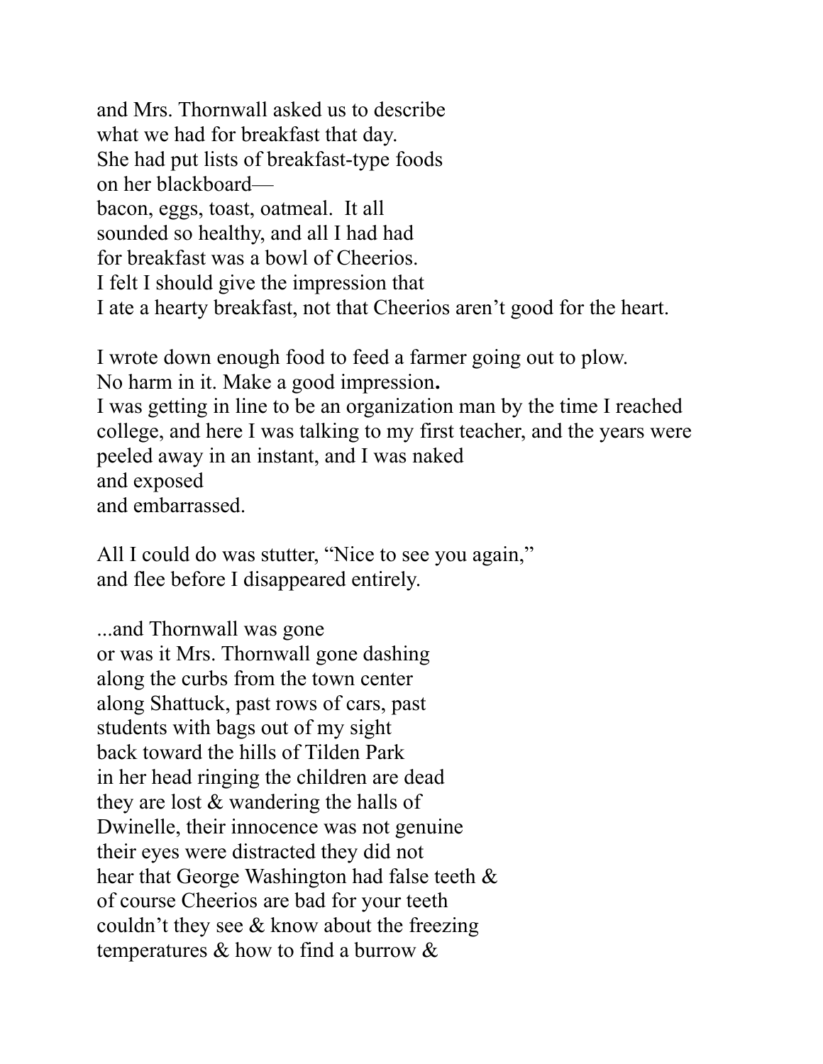and Mrs. Thornwall asked us to describe  
what we had for breakfast that day.  
She had put lists of breakfast-type foods  
on her blackboard—  
bacon, eggs, toast, oatmeal.  It all  
sounded so healthy, and all I had had  
for breakfast was a bowl of Cheerios.  
I felt I should give the impression that  
I ate a hearty breakfast, not that Cheerios aren't good for the heart.

I wrote down enough food to feed a farmer going out to plow.  
No harm in it. Make a good impression**.**  
I was getting in line to be an organization man by the time I reached college, and here I was talking to my first teacher, and the years were peeled away in an instant, and I was naked  
and exposed  
and embarrassed.

All I could do was stutter, "Nice to see you again,"  
and flee before I disappeared entirely.

...and Thornwall was gone  
or was it Mrs. Thornwall gone dashing  
along the curbs from the town center  
along Shattuck, past rows of cars, past  
students with bags out of my sight  
back toward the hills of Tilden Park  
in her head ringing the children are dead  
they are lost & wandering the halls of  
Dwinelle, their innocence was not genuine  
their eyes were distracted they did not  
hear that George Washington had false teeth &  
of course Cheerios are bad for your teeth  
couldn't they see & know about the freezing  
temperatures & how to find a burrow &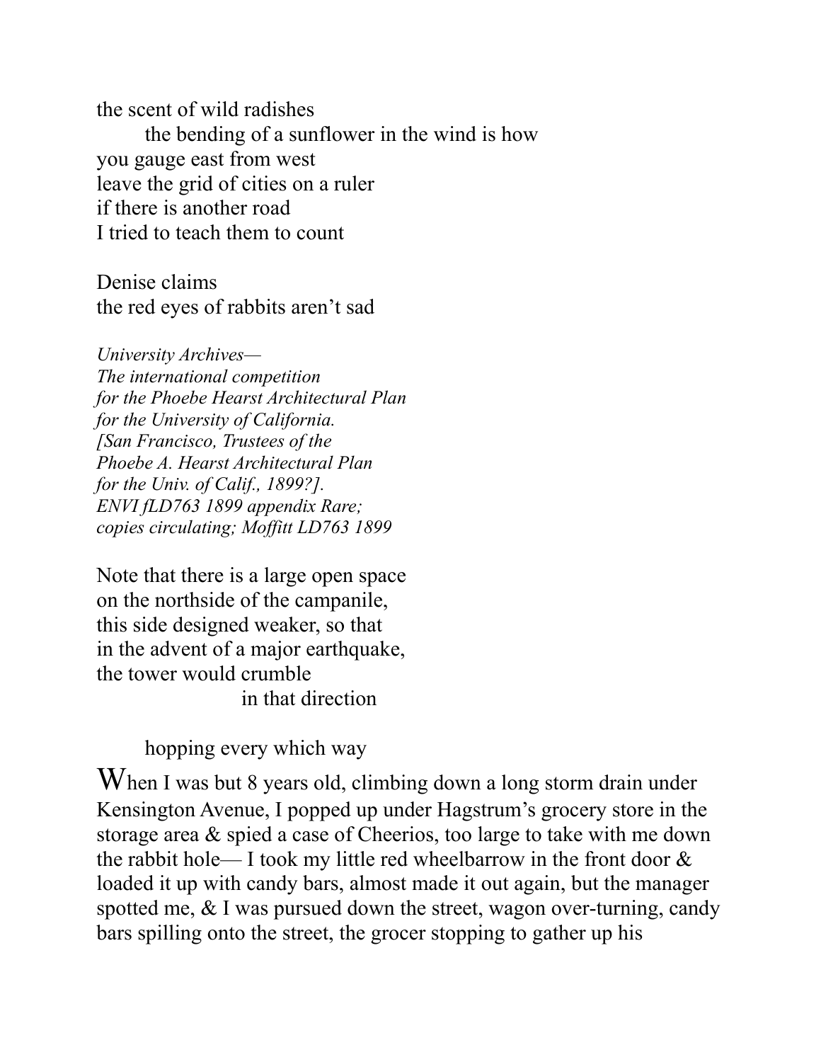the scent of wild radishes
        the bending of a sunflower in the wind is how
you gauge east from west
leave the grid of cities on a ruler
if there is another road
I tried to teach them to count

Denise claims
the red eyes of rabbits aren't sad

*University Archives—*
*The international competition*
*for the Phoebe Hearst Architectural Plan*
*for the University of California.*
*[San Francisco, Trustees of the*
*Phoebe A. Hearst Architectural Plan*
*for the Univ. of Calif., 1899?].*
*ENVI fLD763 1899 appendix Rare;*
*copies circulating; Moffitt LD763 1899*

Note that there is a large open space
on the northside of the campanile,
this side designed weaker, so that
in the advent of a major earthquake,
the tower would crumble
                    in that direction

        hopping every which way

When I was but 8 years old, climbing down a long storm drain under Kensington Avenue, I popped up under Hagstrum's grocery store in the storage area & spied a case of Cheerios, too large to take with me down the rabbit hole— I took my little red wheelbarrow in the front door & loaded it up with candy bars, almost made it out again, but the manager spotted me, & I was pursued down the street, wagon over-turning, candy bars spilling onto the street, the grocer stopping to gather up his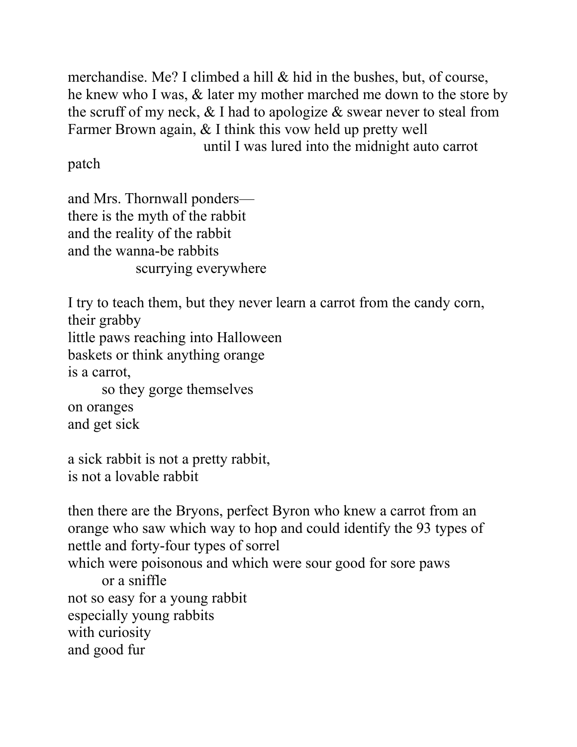merchandise. Me? I climbed a hill & hid in the bushes, but, of course, he knew who I was, & later my mother marched me down to the store by the scruff of my neck, & I had to apologize & swear never to steal from Farmer Brown again, & I think this vow held up pretty well
                              until I was lured into the midnight auto carrot patch

and Mrs. Thornwall ponders—
there is the myth of the rabbit
and the reality of the rabbit
and the wanna-be rabbits
            scurrying everywhere

I try to teach them, but they never learn a carrot from the candy corn,
their grabby
little paws reaching into Halloween
baskets or think anything orange
is a carrot,
      so they gorge themselves
on oranges
and get sick

a sick rabbit is not a pretty rabbit,
is not a lovable rabbit

then there are the Bryons, perfect Byron who knew a carrot from an orange who saw which way to hop and could identify the 93 types of nettle and forty-four types of sorrel
which were poisonous and which were sour good for sore paws
      or a sniffle
not so easy for a young rabbit
especially young rabbits
with curiosity
and good fur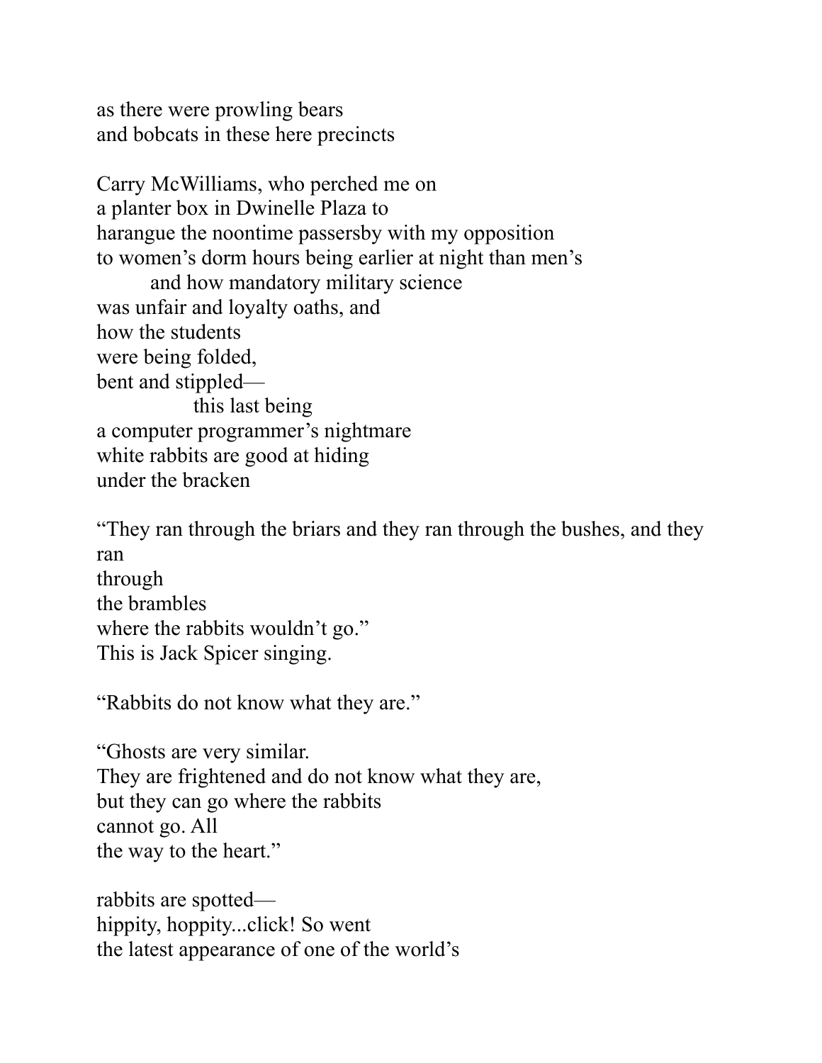as there were prowling bears
and bobcats in these here precincts

Carry McWilliams, who perched me on
a planter box in Dwinelle Plaza to
harangue the noontime passersby with my opposition
to women's dorm hours being earlier at night than men's
        and how mandatory military science
was unfair and loyalty oaths, and
how the students
were being folded,
bent and stippled—
                this last being
a computer programmer's nightmare
white rabbits are good at hiding
under the bracken

"They ran through the briars and they ran through the bushes, and they
ran
through
the brambles
where the rabbits wouldn't go."
This is Jack Spicer singing.

"Rabbits do not know what they are."

"Ghosts are very similar.
They are frightened and do not know what they are,
but they can go where the rabbits
cannot go. All
the way to the heart."

rabbits are spotted—
hippity, hoppity...click! So went
the latest appearance of one of the world's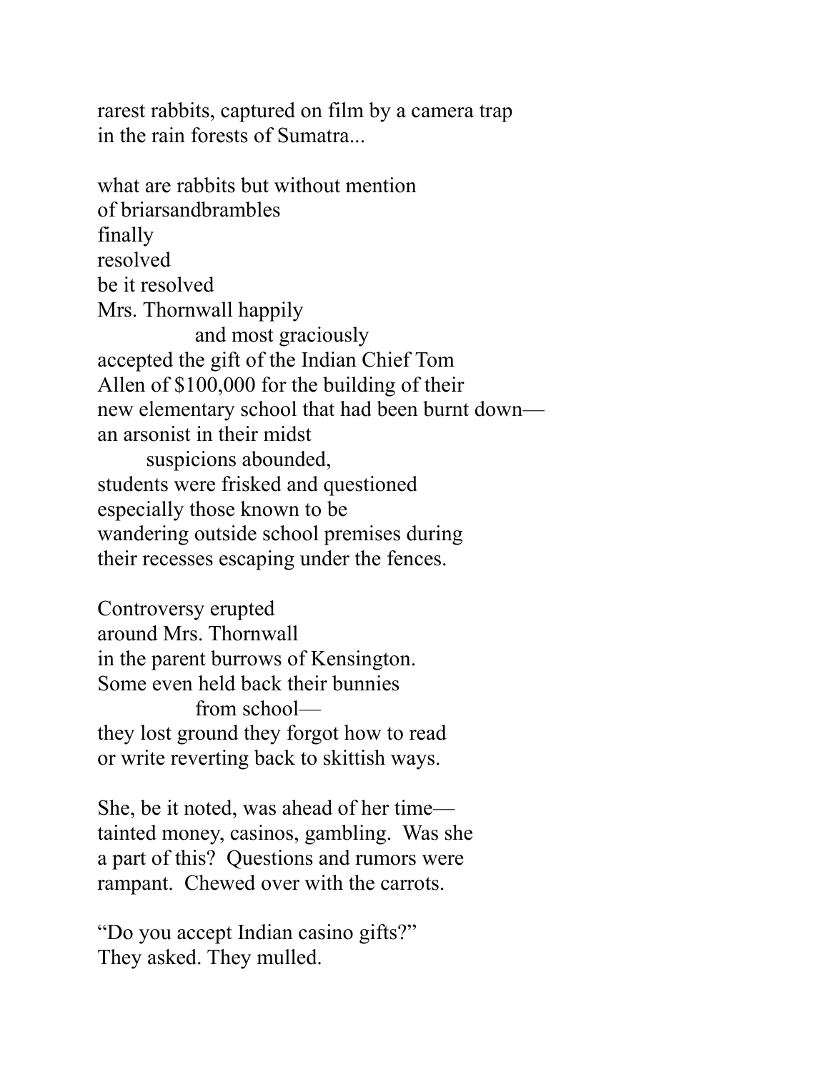rarest rabbits, captured on film by a camera trap  
in the rain forests of Sumatra...

what are rabbits but without mention  
of briarsandbrambles  
finally  
resolved  
be it resolved  
Mrs. Thornwall happily  
                and most graciously  
accepted the gift of the Indian Chief Tom  
Allen of $100,000 for the building of their  
new elementary school that had been burnt down—  
an arsonist in their midst  
        suspicions abounded,  
students were frisked and questioned  
especially those known to be  
wandering outside school premises during  
their recesses escaping under the fences.

Controversy erupted  
around Mrs. Thornwall  
in the parent burrows of Kensington.  
Some even held back their bunnies  
                from school—  
they lost ground they forgot how to read  
or write reverting back to skittish ways.

She, be it noted, was ahead of her time—  
tainted money, casinos, gambling. Was she  
a part of this? Questions and rumors were  
rampant. Chewed over with the carrots.

"Do you accept Indian casino gifts?"  
They asked. They mulled.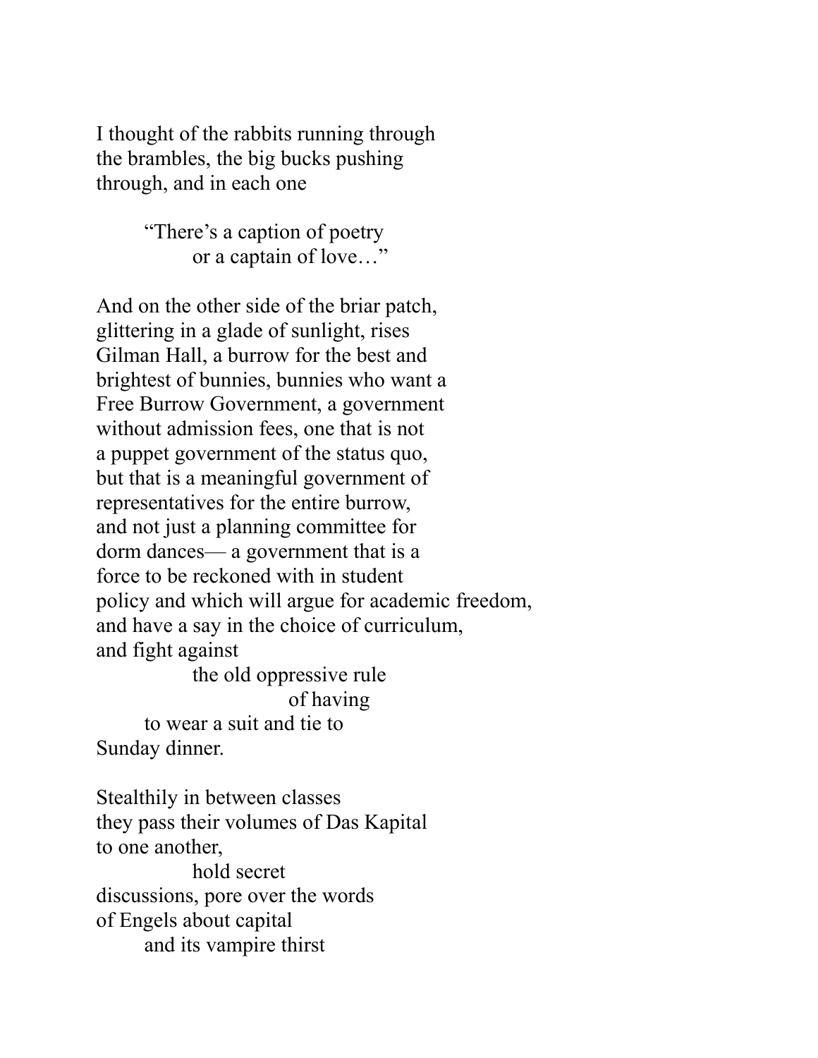I thought of the rabbits running through
the brambles, the big bucks pushing
through, and in each one

&nbsp;&nbsp;&nbsp;&nbsp;&nbsp;&nbsp;&nbsp;&nbsp;"There's a caption of poetry
&nbsp;&nbsp;&nbsp;&nbsp;&nbsp;&nbsp;&nbsp;&nbsp;&nbsp;&nbsp;&nbsp;&nbsp;&nbsp;&nbsp;&nbsp;&nbsp;or a captain of love…"

And on the other side of the briar patch,
glittering in a glade of sunlight, rises
Gilman Hall, a burrow for the best and
brightest of bunnies, bunnies who want a
Free Burrow Government, a government
without admission fees, one that is not
a puppet government of the status quo,
but that is a meaningful government of
representatives for the entire burrow,
and not just a planning committee for
dorm dances— a government that is a
force to be reckoned with in student
policy and which will argue for academic freedom,
and have a say in the choice of curriculum,
and fight against
&nbsp;&nbsp;&nbsp;&nbsp;&nbsp;&nbsp;&nbsp;&nbsp;&nbsp;&nbsp;&nbsp;&nbsp;&nbsp;&nbsp;&nbsp;&nbsp;the old oppressive rule
&nbsp;&nbsp;&nbsp;&nbsp;&nbsp;&nbsp;&nbsp;&nbsp;&nbsp;&nbsp;&nbsp;&nbsp;&nbsp;&nbsp;&nbsp;&nbsp;&nbsp;&nbsp;&nbsp;&nbsp;&nbsp;&nbsp;&nbsp;&nbsp;&nbsp;&nbsp;&nbsp;&nbsp;&nbsp;&nbsp;&nbsp;&nbsp;of having
&nbsp;&nbsp;&nbsp;&nbsp;&nbsp;&nbsp;&nbsp;&nbsp;to wear a suit and tie to
Sunday dinner.

Stealthily in between classes
they pass their volumes of Das Kapital
to one another,
&nbsp;&nbsp;&nbsp;&nbsp;&nbsp;&nbsp;&nbsp;&nbsp;&nbsp;&nbsp;&nbsp;&nbsp;&nbsp;&nbsp;&nbsp;&nbsp;hold secret
discussions, pore over the words
of Engels about capital
&nbsp;&nbsp;&nbsp;&nbsp;&nbsp;&nbsp;&nbsp;&nbsp;and its vampire thirst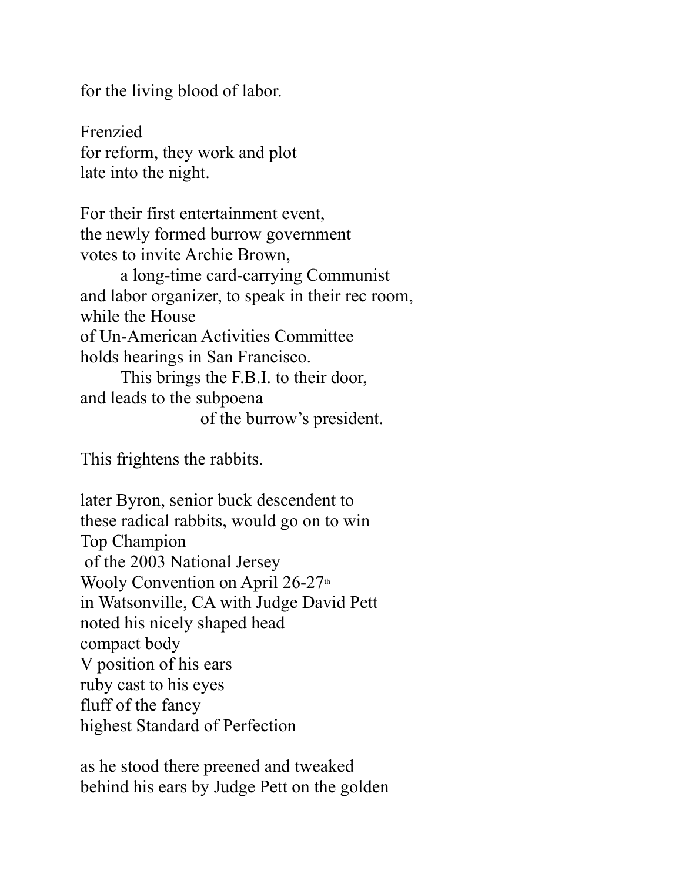for the living blood of labor.

Frenzied
for reform, they work and plot
late into the night.

For their first entertainment event,
the newly formed burrow government
votes to invite Archie Brown,
        a long-time card-carrying Communist
and labor organizer, to speak in their rec room,
while the House
of Un-American Activities Committee
holds hearings in San Francisco.
        This brings the F.B.I. to their door,
and leads to the subpoena
                        of the burrow's president.

This frightens the rabbits.

later Byron, senior buck descendent to
these radical rabbits, would go on to win
Top Champion
 of the 2003 National Jersey
Wooly Convention on April 26-27th
in Watsonville, CA with Judge David Pett
noted his nicely shaped head
compact body
V position of his ears
ruby cast to his eyes
fluff of the fancy
highest Standard of Perfection

as he stood there preened and tweaked
behind his ears by Judge Pett on the golden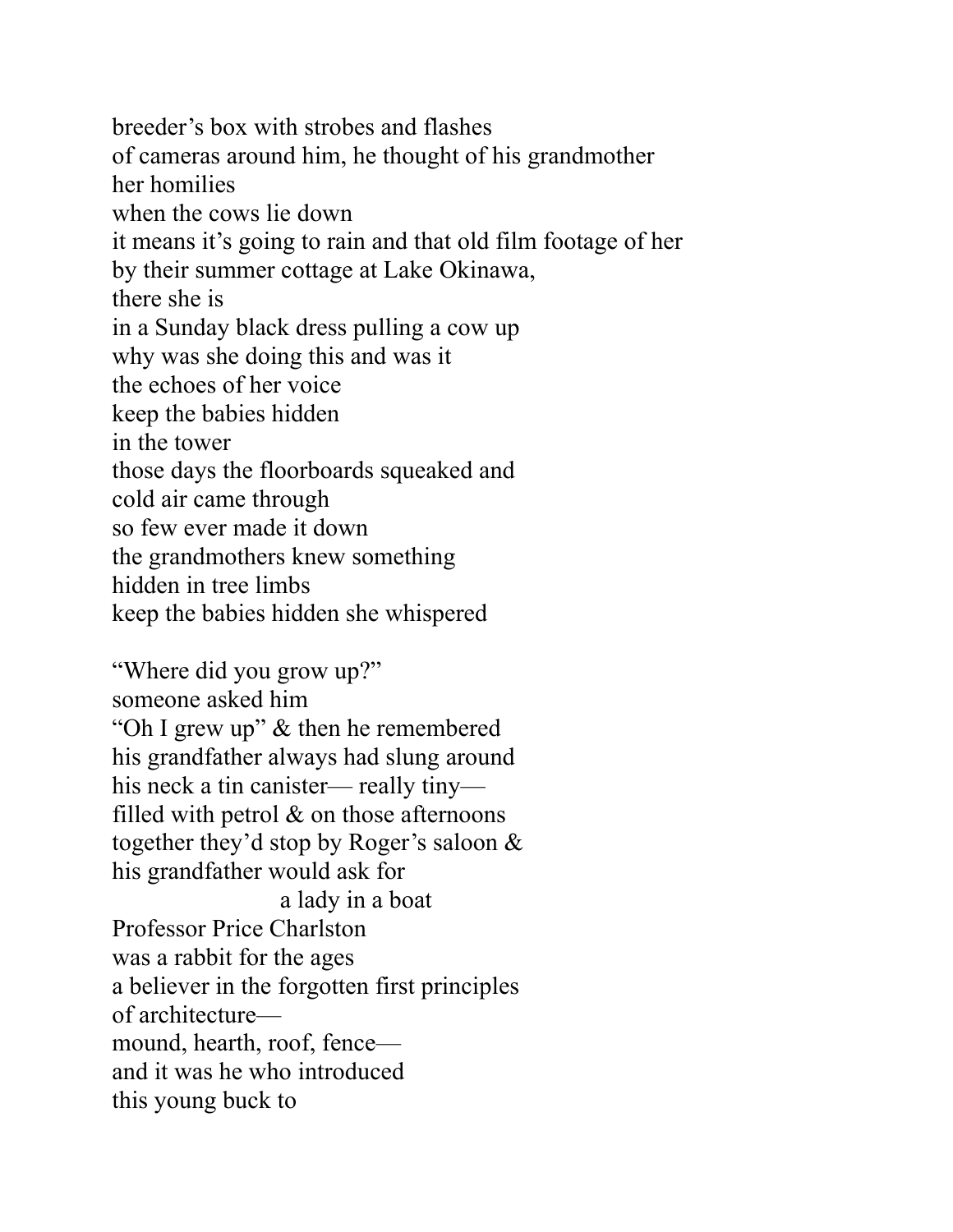breeder's box with strobes and flashes  
of cameras around him, he thought of his grandmother  
her homilies  
when the cows lie down  
it means it's going to rain and that old film footage of her  
by their summer cottage at Lake Okinawa,  
there she is  
in a Sunday black dress pulling a cow up  
why was she doing this and was it  
the echoes of her voice  
keep the babies hidden  
in the tower  
those days the floorboards squeaked and  
cold air came through  
so few ever made it down  
the grandmothers knew something  
hidden in tree limbs  
keep the babies hidden she whispered

"Where did you grow up?"  
someone asked him  
"Oh I grew up" & then he remembered  
his grandfather always had slung around  
his neck a tin canister— really tiny—  
filled with petrol & on those afternoons  
together they'd stop by Roger's saloon &  
his grandfather would ask for  
                                        a lady in a boat  
Professor Price Charlston  
was a rabbit for the ages  
a believer in the forgotten first principles  
of architecture—  
mound, hearth, roof, fence—  
and it was he who introduced  
this young buck to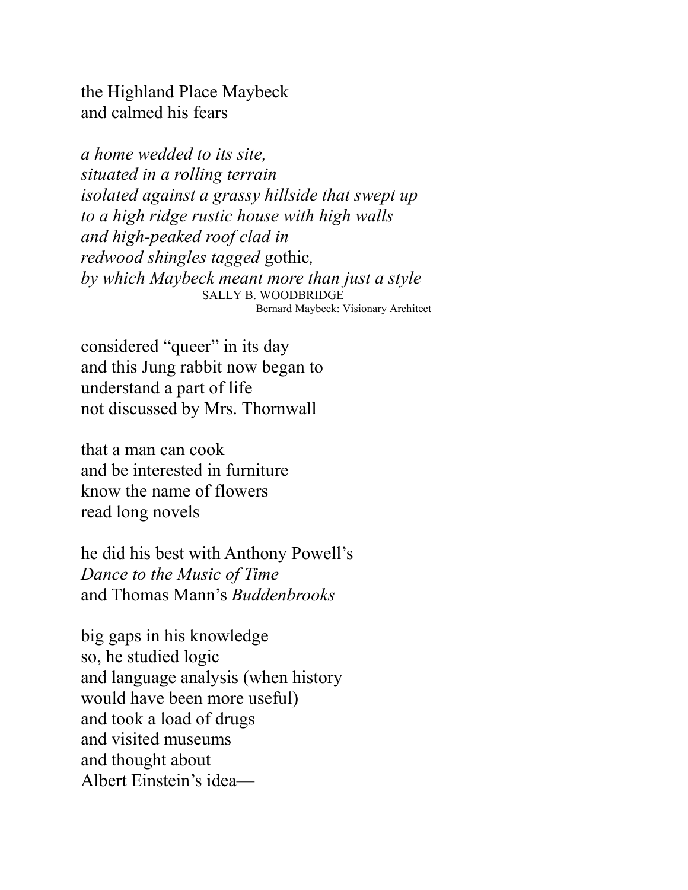the Highland Place Maybeck  
and calmed his fears

*a home wedded to its site,*  
*situated in a rolling terrain*  
*isolated against a grassy hillside that swept up*  
*to a high ridge rustic house with high walls*  
*and high-peaked roof clad in*  
*redwood shingles tagged* gothic*,*  
*by which Maybeck meant more than just a style*  
SALLY B. WOODBRIDGE  
Bernard Maybeck: Visionary Architect

considered "queer" in its day  
and this Jung rabbit now began to  
understand a part of life  
not discussed by Mrs. Thornwall

that a man can cook  
and be interested in furniture  
know the name of flowers  
read long novels

he did his best with Anthony Powell's  
*Dance to the Music of Time*  
and Thomas Mann's *Buddenbrooks*

big gaps in his knowledge  
so, he studied logic  
and language analysis (when history  
would have been more useful)  
and took a load of drugs  
and visited museums  
and thought about  
Albert Einstein's idea—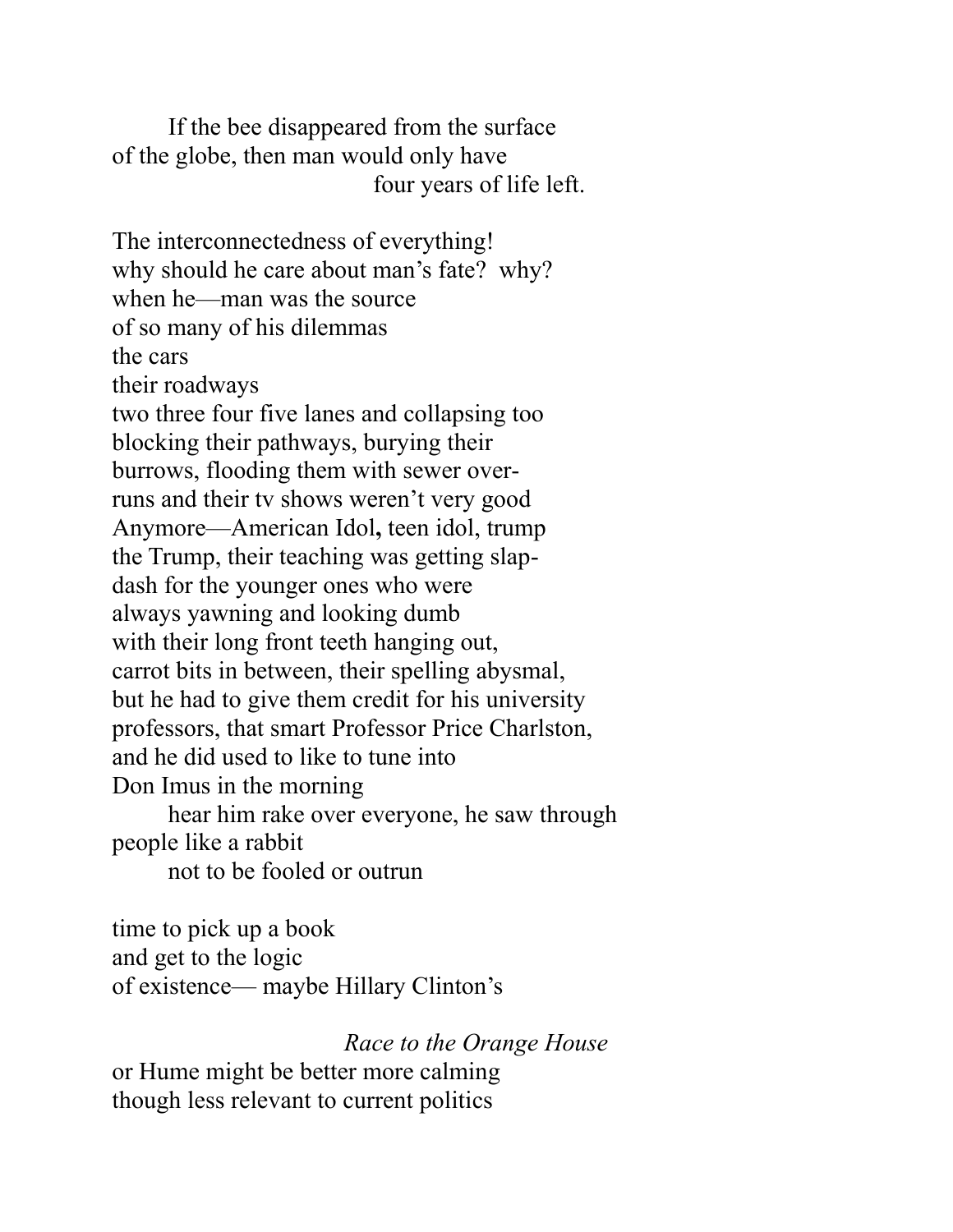If the bee disappeared from the surface
of the globe, then man would only have
four years of life left.

The interconnectedness of everything!
why should he care about man's fate?  why?
when he—man was the source
of so many of his dilemmas
the cars
their roadways
two three four five lanes and collapsing too
blocking their pathways, burying their
burrows, flooding them with sewer over-
runs and their tv shows weren't very good
Anymore—American Idol**,** teen idol, trump
the Trump, their teaching was getting slap-
dash for the younger ones who were
always yawning and looking dumb
with their long front teeth hanging out,
carrot bits in between, their spelling abysmal,
but he had to give them credit for his university
professors, that smart Professor Price Charlston,
and he did used to like to tune into
Don Imus in the morning
hear him rake over everyone, he saw through
people like a rabbit
not to be fooled or outrun

time to pick up a book
and get to the logic
of existence— maybe Hillary Clinton's

*Race to the Orange House*

or Hume might be better more calming
though less relevant to current politics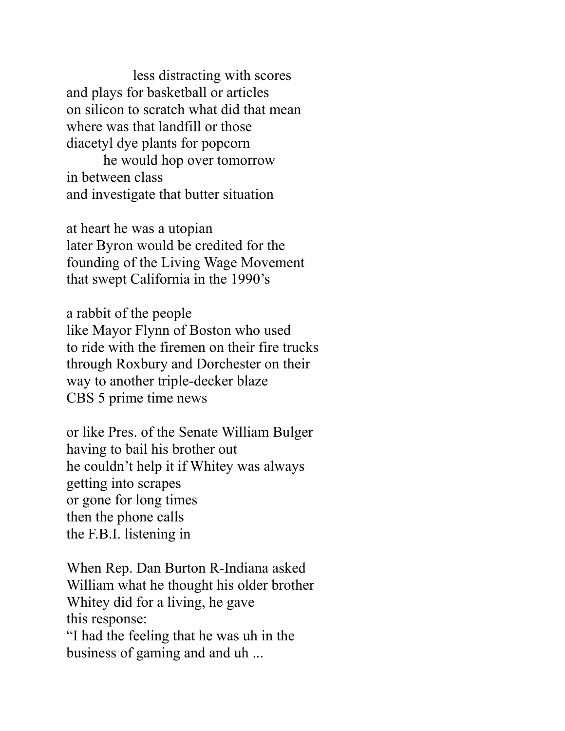less distracting with scores
and plays for basketball or articles
on silicon to scratch what did that mean
where was that landfill or those
diacetyl dye plants for popcorn
he would hop over tomorrow
in between class
and investigate that butter situation

at heart he was a utopian
later Byron would be credited for the
founding of the Living Wage Movement
that swept California in the 1990's

a rabbit of the people
like Mayor Flynn of Boston who used
to ride with the firemen on their fire trucks
through Roxbury and Dorchester on their
way to another triple-decker blaze
CBS 5 prime time news

or like Pres. of the Senate William Bulger
having to bail his brother out
he couldn't help it if Whitey was always
getting into scrapes
or gone for long times
then the phone calls
the F.B.I. listening in

When Rep. Dan Burton R-Indiana asked
William what he thought his older brother
Whitey did for a living, he gave
this response:
"I had the feeling that he was uh in the
business of gaming and and uh ...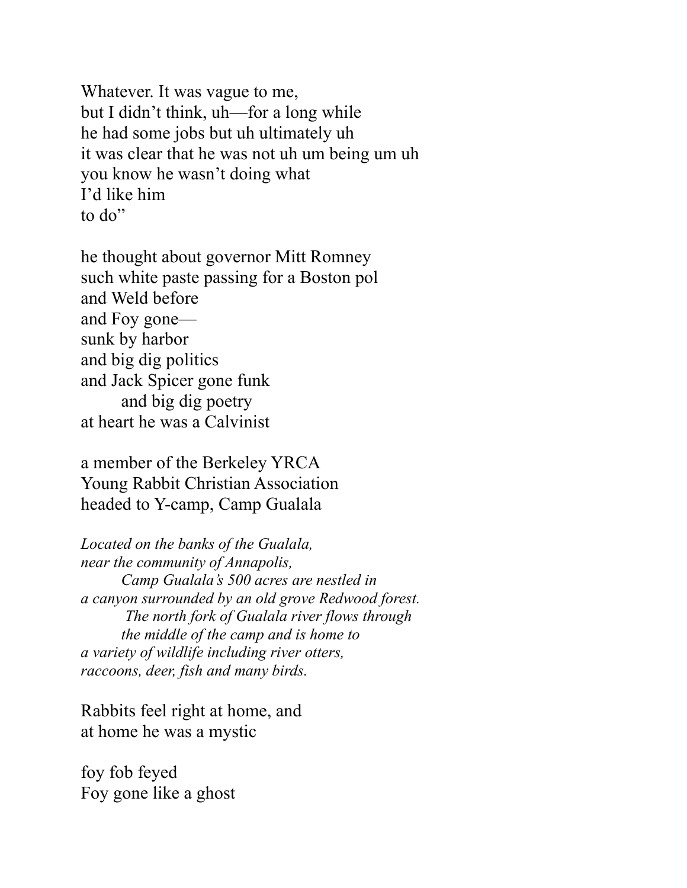Whatever. It was vague to me,
but I didn't think, uh—for a long while
he had some jobs but uh ultimately uh
it was clear that he was not uh um being um uh
you know he wasn't doing what
I'd like him
to do"

he thought about governor Mitt Romney
such white paste passing for a Boston pol
and Weld before
and Foy gone—
sunk by harbor
and big dig politics
and Jack Spicer gone funk
        and big dig poetry
at heart he was a Calvinist

a member of the Berkeley YRCA
Young Rabbit Christian Association
headed to Y-camp, Camp Gualala

*Located on the banks of the Gualala,*
*near the community of Annapolis,*
        *Camp Gualala's 500 acres are nestled in*
*a canyon surrounded by an old grove Redwood forest.*
         *The north fork of Gualala river flows through*
        *the middle of the camp and is home to*
*a variety of wildlife including river otters,*
*raccoons, deer, fish and many birds.*

Rabbits feel right at home, and
at home he was a mystic

foy fob feyed
Foy gone like a ghost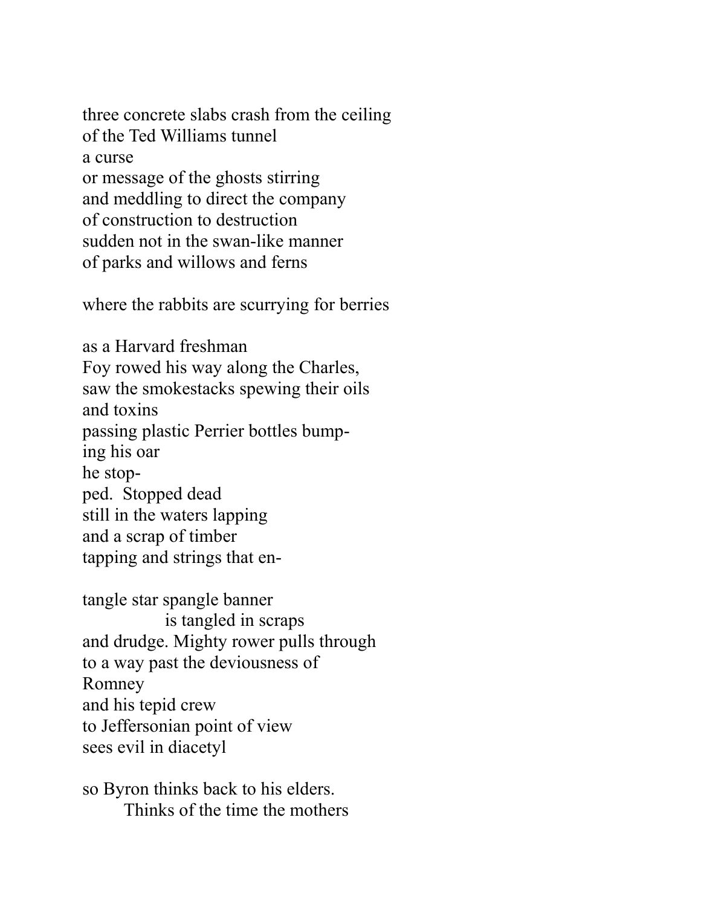three concrete slabs crash from the ceiling  
of the Ted Williams tunnel  
a curse  
or message of the ghosts stirring  
and meddling to direct the company  
of construction to destruction  
sudden not in the swan-like manner  
of parks and willows and ferns

where the rabbits are scurrying for berries

as a Harvard freshman  
Foy rowed his way along the Charles,  
saw the smokestacks spewing their oils  
and toxins  
passing plastic Perrier bottles bump-  
ing his oar  
he stop-  
ped.  Stopped dead  
still in the waters lapping  
and a scrap of timber  
tapping and strings that en-

tangle star spangle banner  
                is tangled in scraps  
and drudge. Mighty rower pulls through  
to a way past the deviousness of  
Romney  
and his tepid crew  
to Jeffersonian point of view  
sees evil in diacetyl

so Byron thinks back to his elders.  
        Thinks of the time the mothers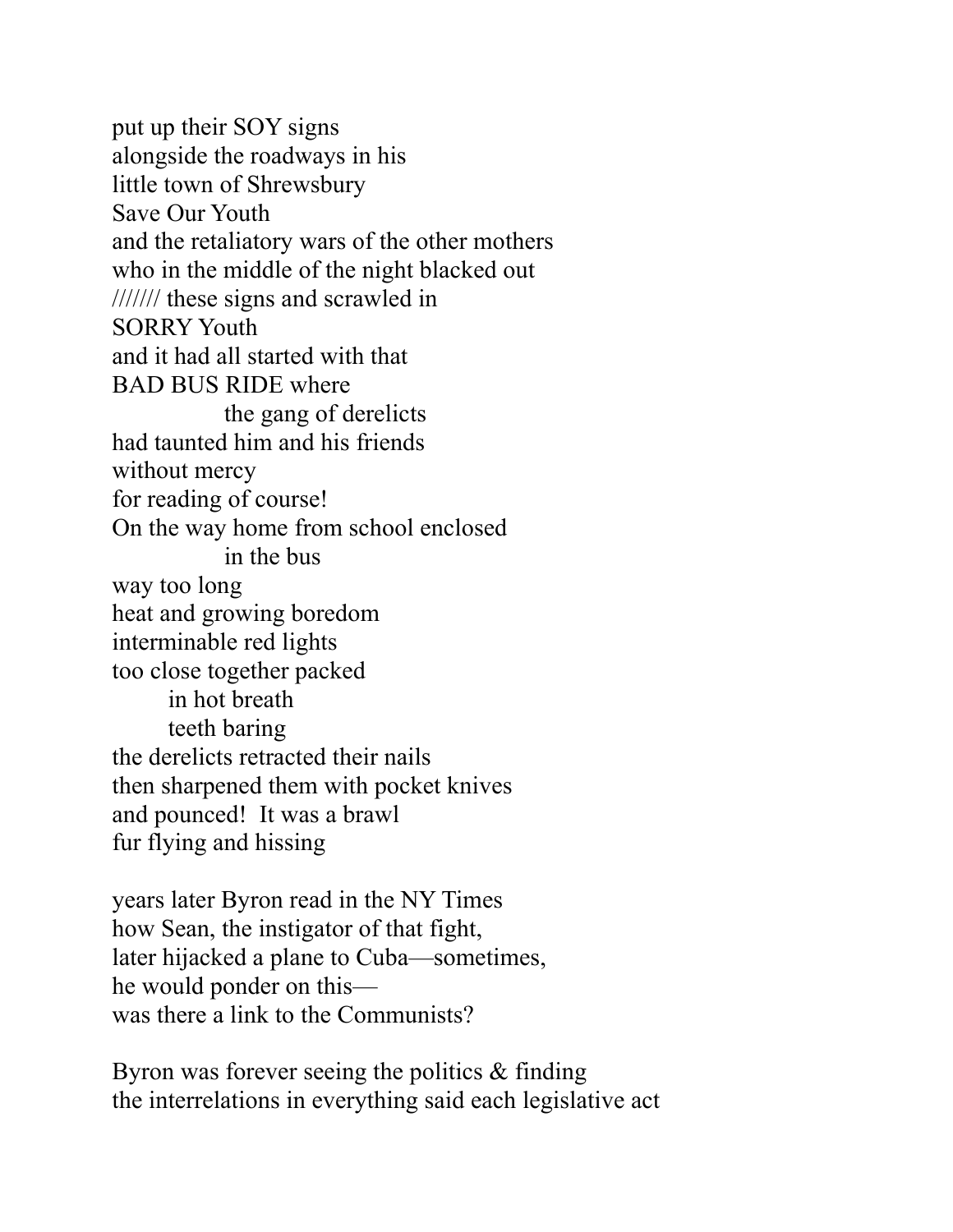put up their SOY signs
alongside the roadways in his
little town of Shrewsbury
Save Our Youth
and the retaliatory wars of the other mothers
who in the middle of the night blacked out
/////// these signs and scrawled in
SORRY Youth
and it had all started with that
BAD BUS RIDE where
&nbsp;&nbsp;&nbsp;&nbsp;&nbsp;&nbsp;&nbsp;&nbsp;&nbsp;&nbsp;&nbsp;&nbsp;the gang of derelicts
had taunted him and his friends
without mercy
for reading of course!
On the way home from school enclosed
&nbsp;&nbsp;&nbsp;&nbsp;&nbsp;&nbsp;&nbsp;&nbsp;&nbsp;&nbsp;&nbsp;&nbsp;in the bus
way too long
heat and growing boredom
interminable red lights
too close together packed
&nbsp;&nbsp;&nbsp;&nbsp;&nbsp;&nbsp;in hot breath
&nbsp;&nbsp;&nbsp;&nbsp;&nbsp;&nbsp;teeth baring
the derelicts retracted their nails
then sharpened them with pocket knives
and pounced! It was a brawl
fur flying and hissing

years later Byron read in the NY Times
how Sean, the instigator of that fight,
later hijacked a plane to Cuba—sometimes,
he would ponder on this—
was there a link to the Communists?

Byron was forever seeing the politics & finding
the interrelations in everything said each legislative act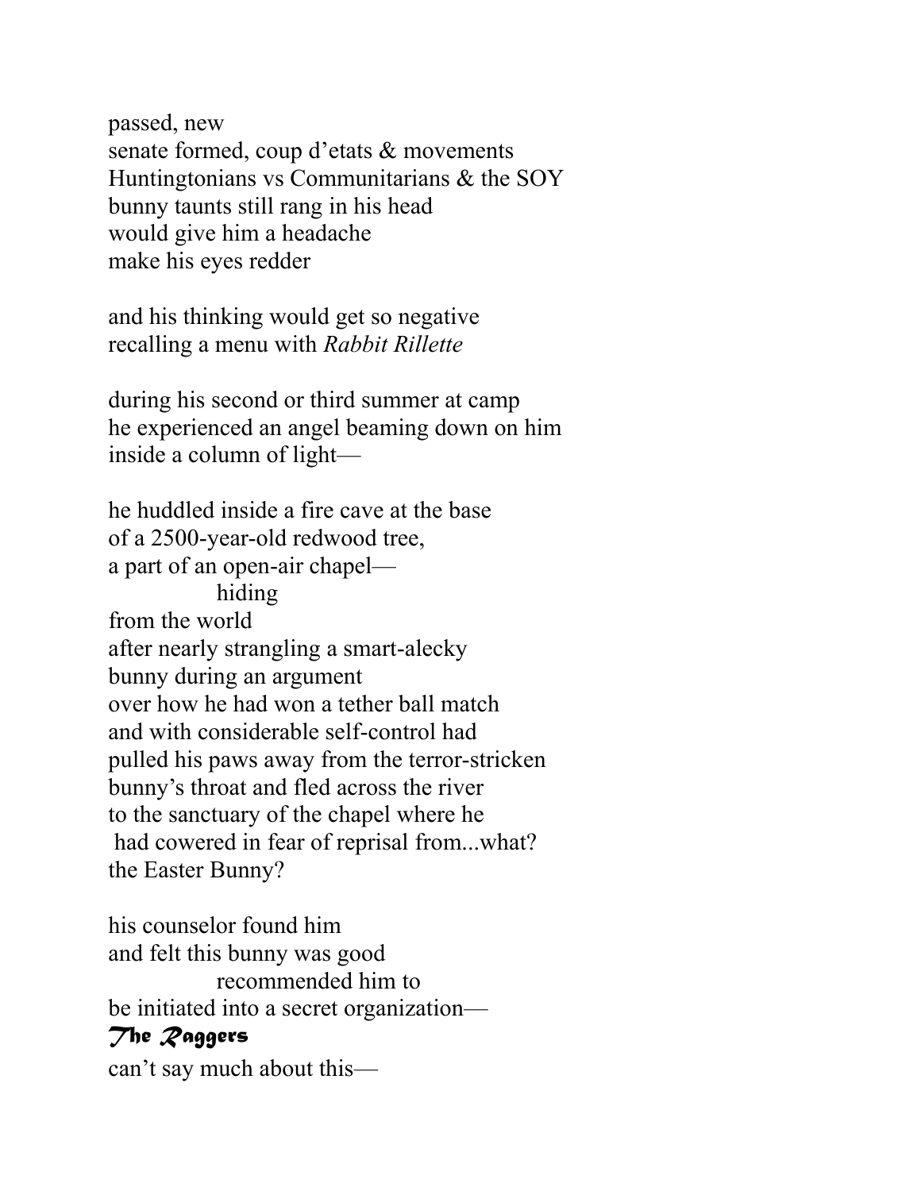passed, new
senate formed, coup d'etats & movements
Huntingtonians vs Communitarians & the SOY
bunny taunts still rang in his head
would give him a headache
make his eyes redder

and his thinking would get so negative
recalling a menu with *Rabbit Rillette*

during his second or third summer at camp
he experienced an angel beaming down on him
inside a column of light—

he huddled inside a fire cave at the base
of a 2500-year-old redwood tree,
a part of an open-air chapel—
&nbsp;&nbsp;&nbsp;&nbsp;&nbsp;&nbsp;&nbsp;&nbsp;&nbsp;&nbsp;&nbsp;&nbsp;hiding
from the world
after nearly strangling a smart-alecky
bunny during an argument
over how he had won a tether ball match
and with considerable self-control had
pulled his paws away from the terror-stricken
bunny's throat and fled across the river
to the sanctuary of the chapel where he
had cowered in fear of reprisal from...what?
the Easter Bunny?

his counselor found him
and felt this bunny was good
&nbsp;&nbsp;&nbsp;&nbsp;&nbsp;&nbsp;&nbsp;&nbsp;&nbsp;&nbsp;&nbsp;&nbsp;recommended him to
be initiated into a secret organization—
***The Raggers***
can't say much about this—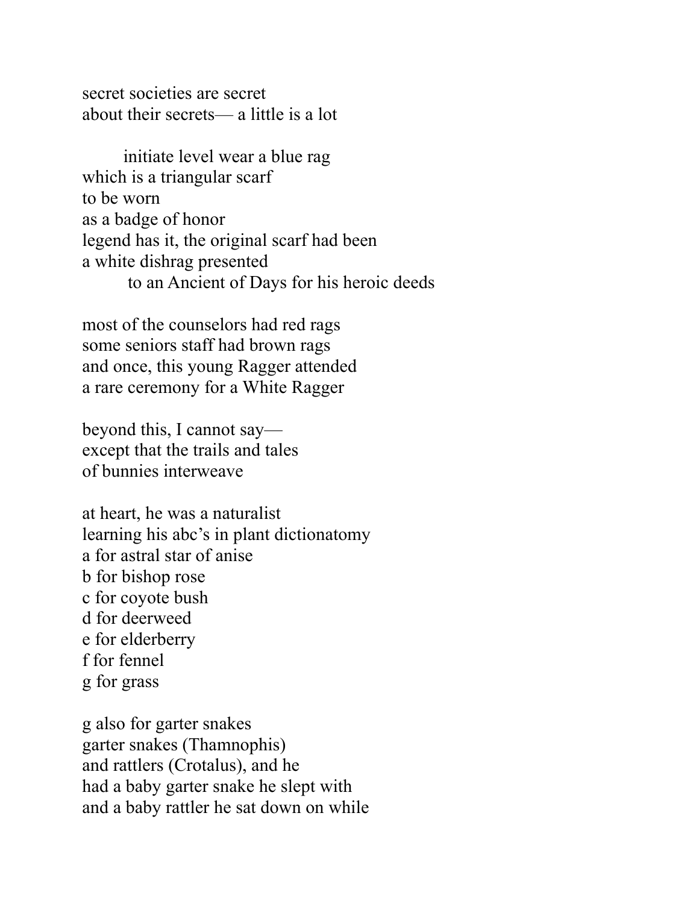secret societies are secret  
about their secrets— a little is a lot

        initiate level wear a blue rag  
which is a triangular scarf  
to be worn  
as a badge of honor  
legend has it, the original scarf had been  
a white dishrag presented  
        to an Ancient of Days for his heroic deeds

most of the counselors had red rags  
some seniors staff had brown rags  
and once, this young Ragger attended  
a rare ceremony for a White Ragger

beyond this, I cannot say—  
except that the trails and tales  
of bunnies interweave

at heart, he was a naturalist  
learning his abc's in plant dictionatomy  
a for astral star of anise  
b for bishop rose  
c for coyote bush  
d for deerweed  
e for elderberry  
f for fennel  
g for grass

g also for garter snakes  
garter snakes (Thamnophis)  
and rattlers (Crotalus), and he  
had a baby garter snake he slept with  
and a baby rattler he sat down on while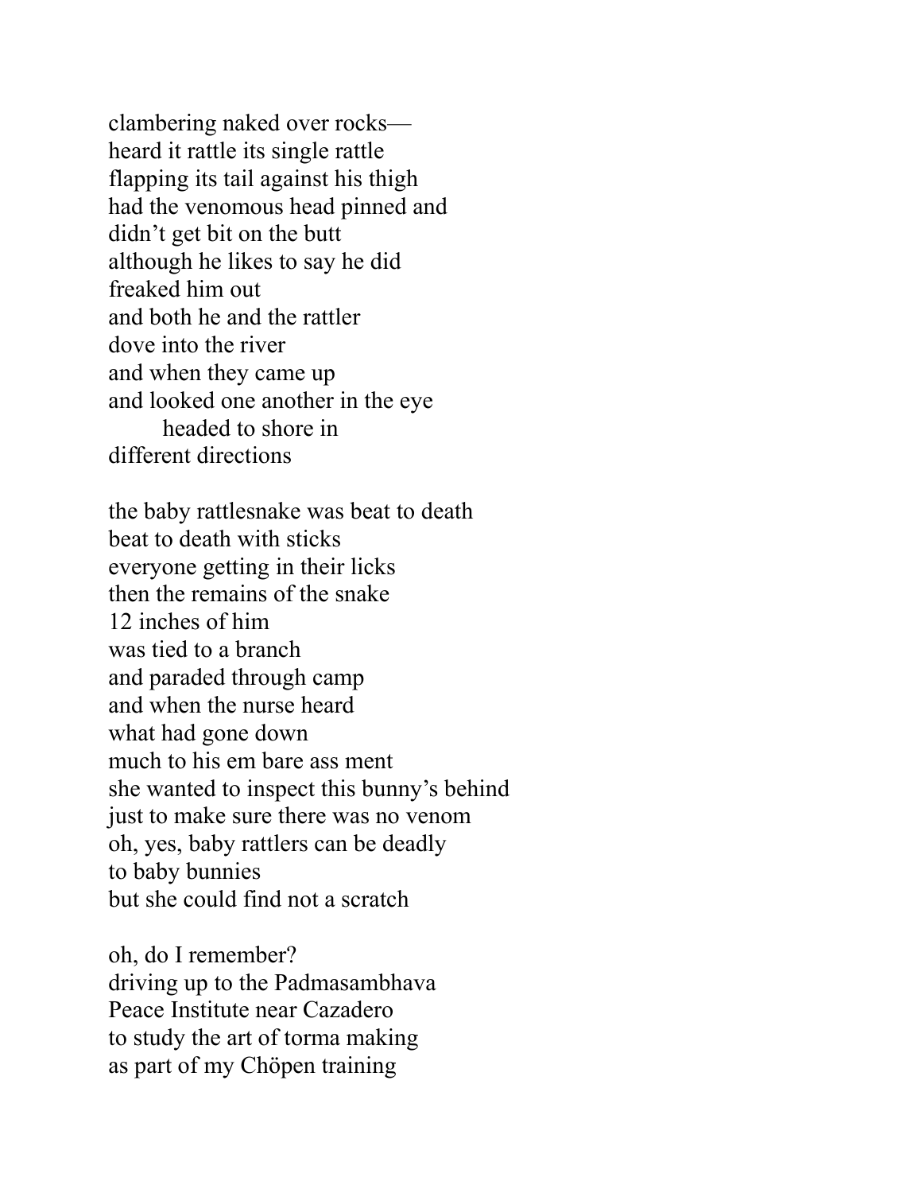clambering naked over rocks—
heard it rattle its single rattle
flapping its tail against his thigh
had the venomous head pinned and
didn't get bit on the butt
although he likes to say he did
freaked him out
and both he and the rattler
dove into the river
and when they came up
and looked one another in the eye
        headed to shore in
different directions

the baby rattlesnake was beat to death
beat to death with sticks
everyone getting in their licks
then the remains of the snake
12 inches of him
was tied to a branch
and paraded through camp
and when the nurse heard
what had gone down
much to his em bare ass ment
she wanted to inspect this bunny's behind
just to make sure there was no venom
oh, yes, baby rattlers can be deadly
to baby bunnies
but she could find not a scratch

oh, do I remember?
driving up to the Padmasambhava
Peace Institute near Cazadero
to study the art of torma making
as part of my Chöpen training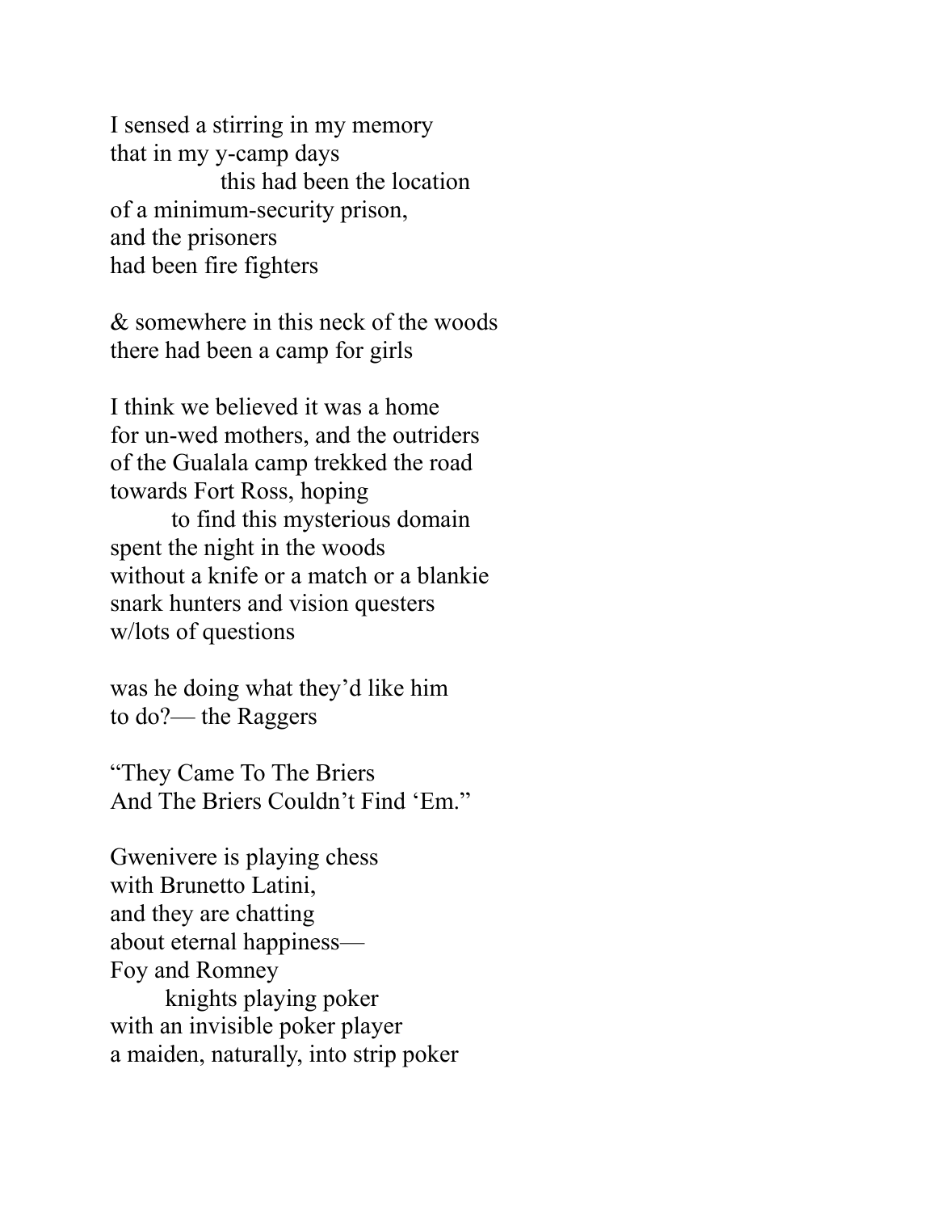I sensed a stirring in my memory  
that in my y-camp days  
                this had been the location  
of a minimum-security prison,  
and the prisoners  
had been fire fighters

& somewhere in this neck of the woods  
there had been a camp for girls

I think we believed it was a home  
for un-wed mothers, and the outriders  
of the Gualala camp trekked the road  
towards Fort Ross, hoping  
        to find this mysterious domain  
spent the night in the woods  
without a knife or a match or a blankie  
snark hunters and vision questers  
w/lots of questions

was he doing what they'd like him  
to do?— the Raggers

"They Came To The Briers  
And The Briers Couldn't Find 'Em."

Gwenivere is playing chess  
with Brunetto Latini,  
and they are chatting  
about eternal happiness—  
Foy and Romney  
        knights playing poker  
with an invisible poker player  
a maiden, naturally, into strip poker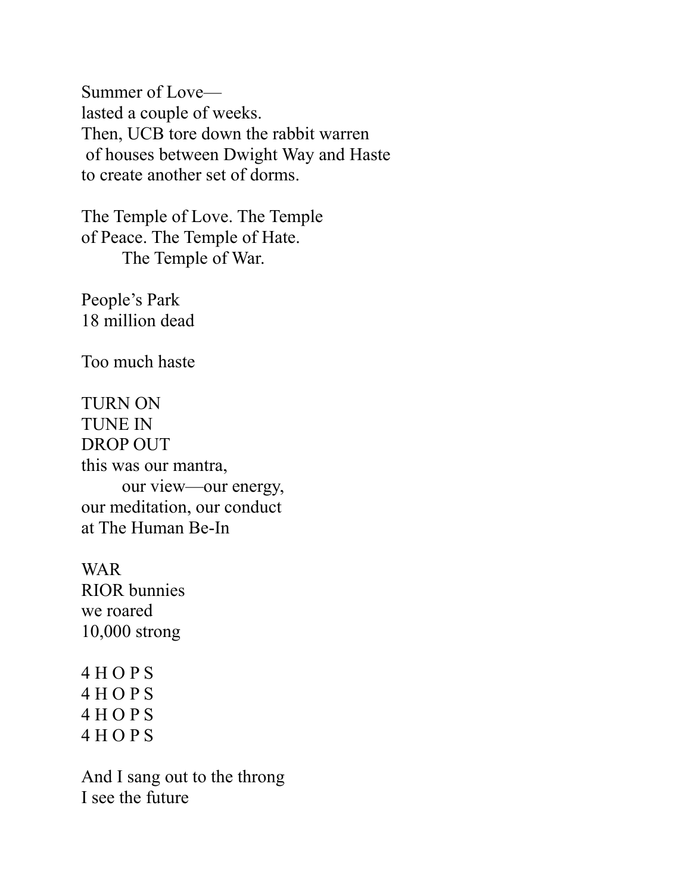Summer of Love—
lasted a couple of weeks.
Then, UCB tore down the rabbit warren
of houses between Dwight Way and Haste
to create another set of dorms.

The Temple of Love. The Temple
of Peace. The Temple of Hate.
        The Temple of War.

People's Park
18 million dead

Too much haste

TURN ON
TUNE IN
DROP OUT
this was our mantra,
        our view—our energy,
our meditation, our conduct
at The Human Be-In

WAR
RIOR bunnies
we roared
10,000 strong

4 H O P S
4 H O P S
4 H O P S
4 H O P S

And I sang out to the throng
I see the future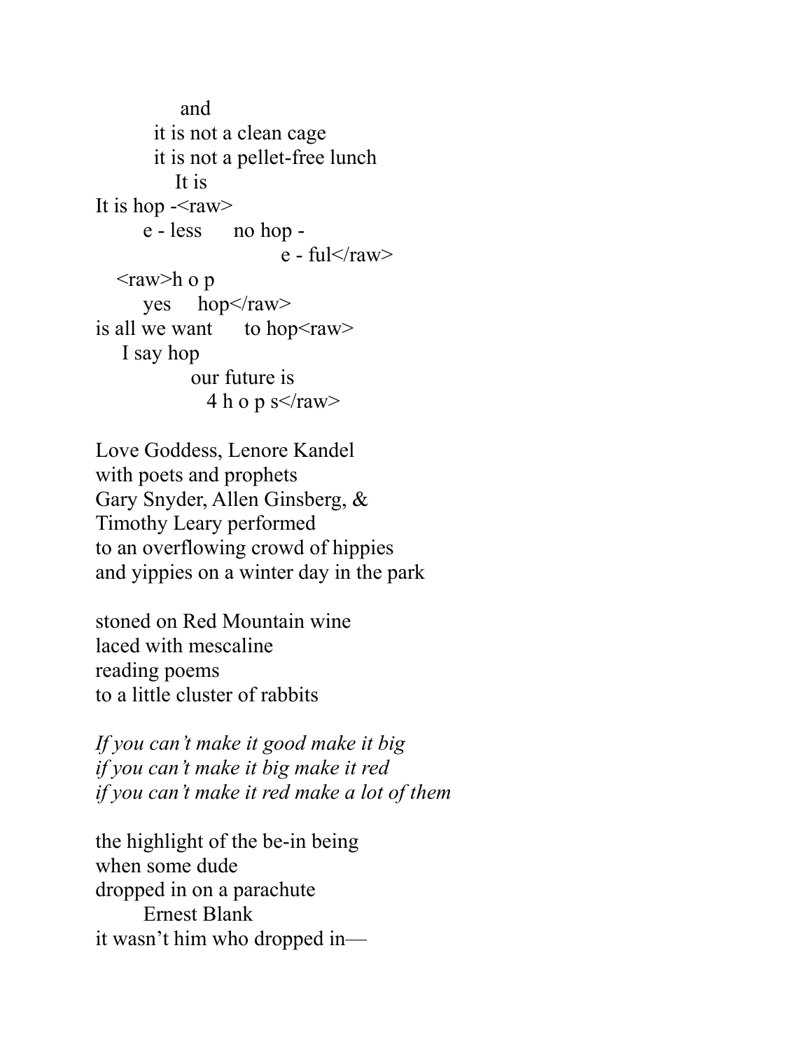and
it is not a clean cage
it is not a pellet-free lunch
It is
It is hop -<raw>
e - less no hop -
e - ful</raw>
<raw>h o p
yes hop</raw>
is all we want to hop<raw>
I say hop
our future is
4 h o p s</raw>

Love Goddess, Lenore Kandel
with poets and prophets
Gary Snyder, Allen Ginsberg, &
Timothy Leary performed
to an overflowing crowd of hippies
and yippies on a winter day in the park

stoned on Red Mountain wine
laced with mescaline
reading poems
to a little cluster of rabbits

*If you can't make it good make it big*
*if you can't make it big make it red*
*if you can't make it red make a lot of them*

the highlight of the be-in being
when some dude
dropped in on a parachute
Ernest Blank
it wasn't him who dropped in—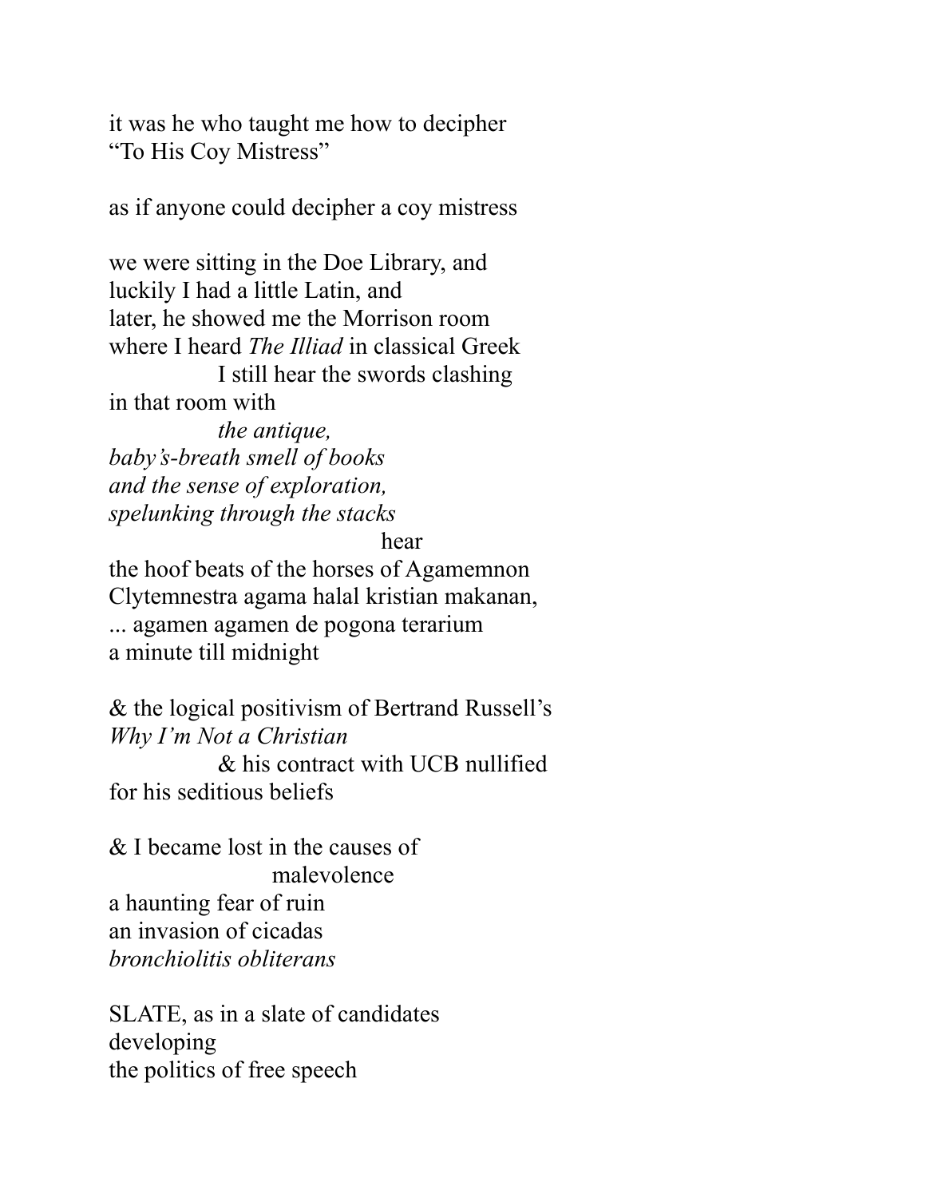it was he who taught me how to decipher  
"To His Coy Mistress"

as if anyone could decipher a coy mistress

we were sitting in the Doe Library, and  
luckily I had a little Latin, and  
later, he showed me the Morrison room  
where I heard *The Illiad* in classical Greek  
            I still hear the swords clashing  
in that room with  
            *the antique,*  
*baby's-breath smell of books*  
*and the sense of exploration,*  
*spelunking through the stacks*  
                                    hear  
the hoof beats of the horses of Agamemnon  
Clytemnestra agama halal kristian makanan,  
... agamen agamen de pogona terarium  
a minute till midnight

& the logical positivism of Bertrand Russell's  
*Why I'm Not a Christian*  
            & his contract with UCB nullified  
for his seditious beliefs

& I became lost in the causes of  
                        malevolence  
a haunting fear of ruin  
an invasion of cicadas  
*bronchiolitis obliterans*

SLATE, as in a slate of candidates  
developing  
the politics of free speech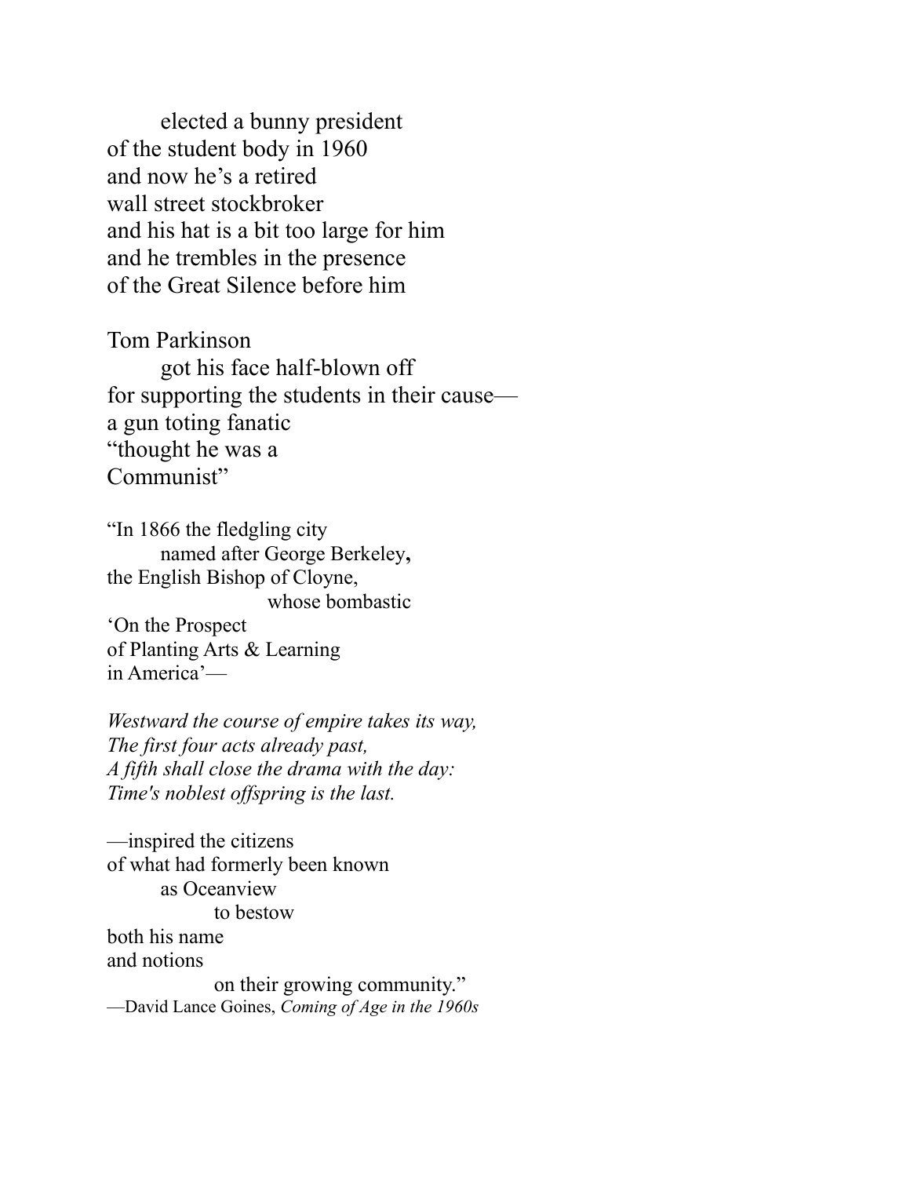elected a bunny president
of the student body in 1960
and now he's a retired
wall street stockbroker
and his hat is a bit too large for him
and he trembles in the presence
of the Great Silence before him

Tom Parkinson
got his face half-blown off
for supporting the students in their cause—
a gun toting fanatic
"thought he was a
Communist"

"In 1866 the fledgling city
named after George Berkeley**,**
the English Bishop of Cloyne,
whose bombastic
'On the Prospect
of Planting Arts & Learning
in America'—

*Westward the course of empire takes its way,*
*The first four acts already past,*
*A fifth shall close the drama with the day:*
*Time's noblest offspring is the last.*

—inspired the citizens
of what had formerly been known
as Oceanview
to bestow
both his name
and notions
on their growing community."
—David Lance Goines, *Coming of Age in the 1960s*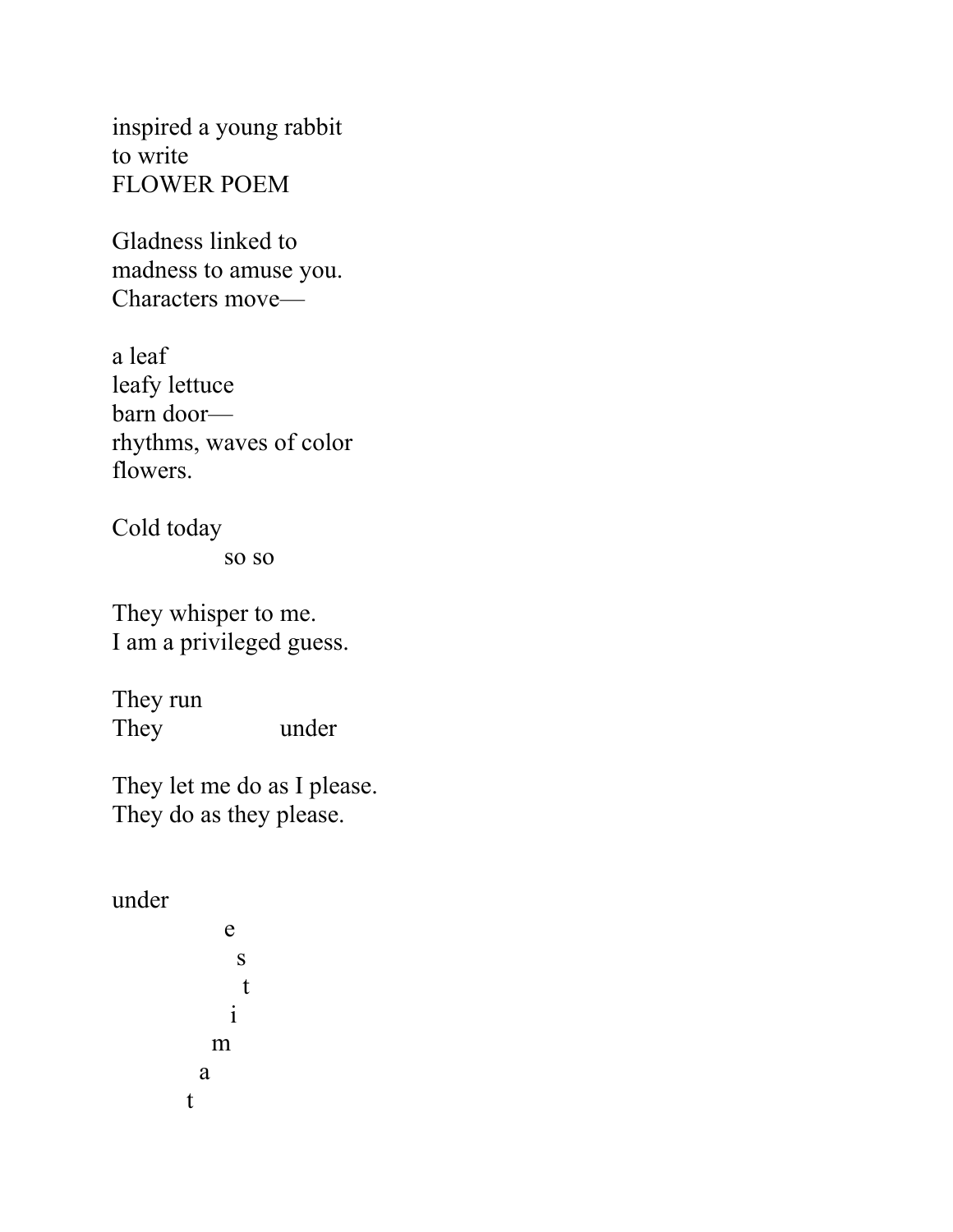inspired a young rabbit
to write
FLOWER POEM

Gladness linked to
madness to amuse you.
Characters move—

a leaf
leafy lettuce
barn door—
rhythms, waves of color
flowers.

Cold today
                so so

They whisper to me.
I am a privileged guess.

They run
They                under

They let me do as I please.
They do as they please.

under
                e
                  s
                   t
                 i
               m
             a
           t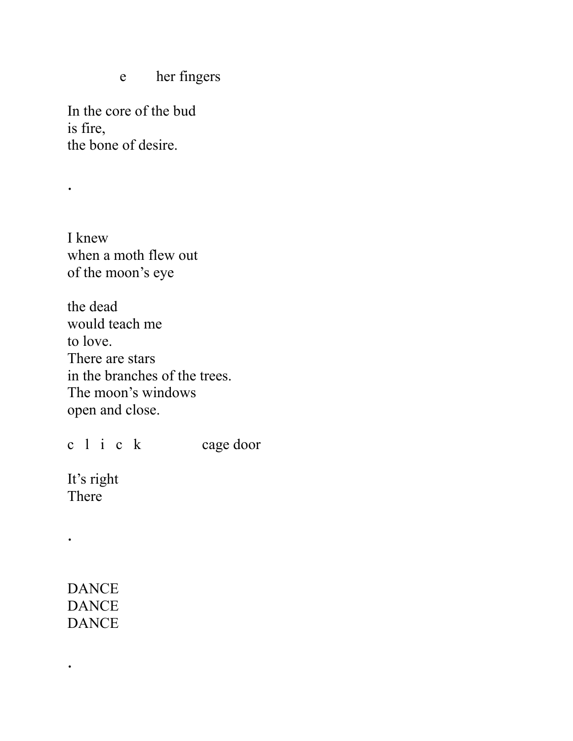e        her fingers

In the core of the bud
is fire,
the bone of desire.

.

I knew
when a moth flew out
of the moon's eye

the dead
would teach me
to love.
There are stars
in the branches of the trees.
The moon's windows
open and close.

c  l  i  c  k              cage door

It's right
There

.

DANCE
DANCE
DANCE

.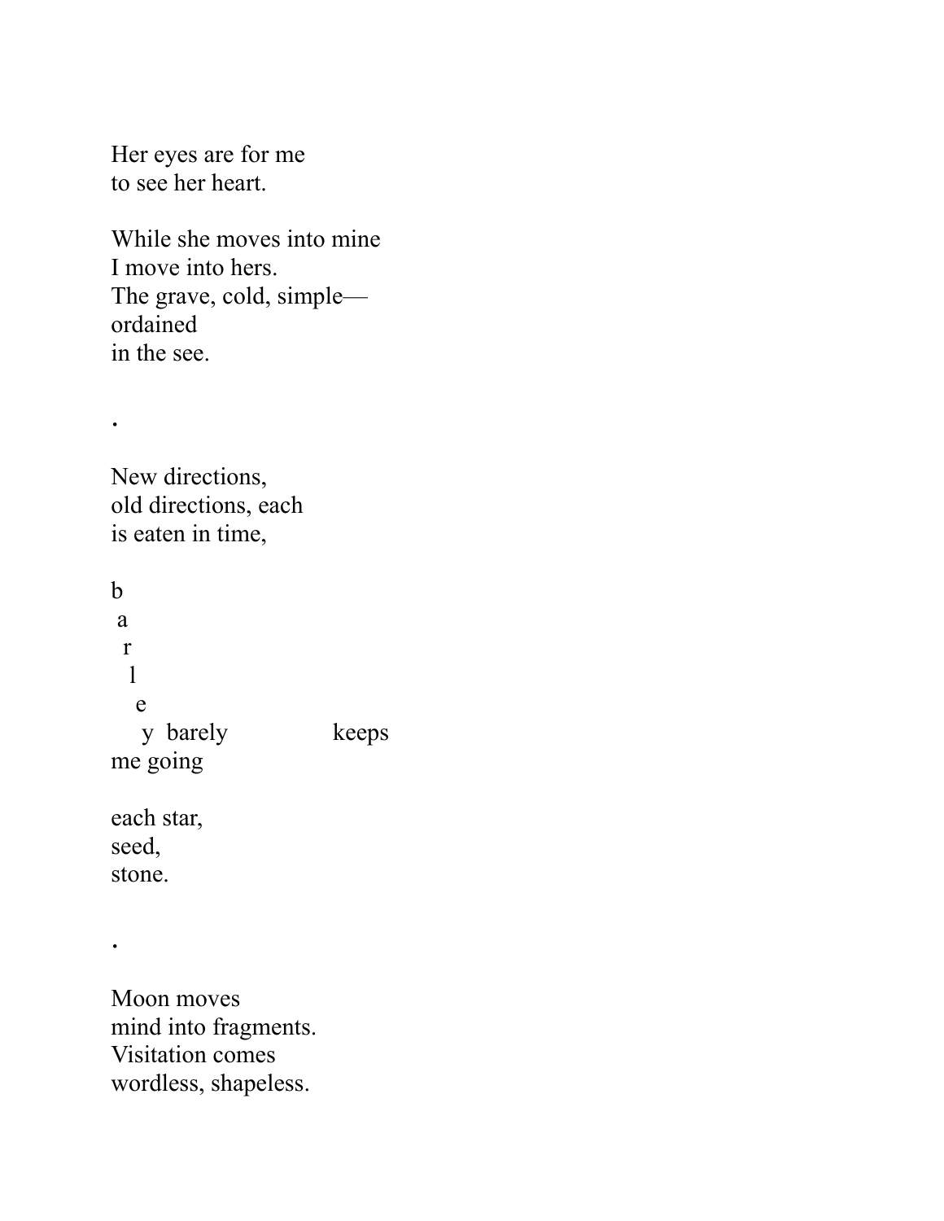Her eyes are for me  
to see her heart.

While she moves into mine  
I move into hers.  
The grave, cold, simple—  
ordained  
in the see.

.

New directions,  
old directions, each  
is eaten in time,

```
b
 a
  r
   l
    e
     y  barely                keeps
me going
```

each star,  
seed,  
stone.

.

Moon moves  
mind into fragments.  
Visitation comes  
wordless, shapeless.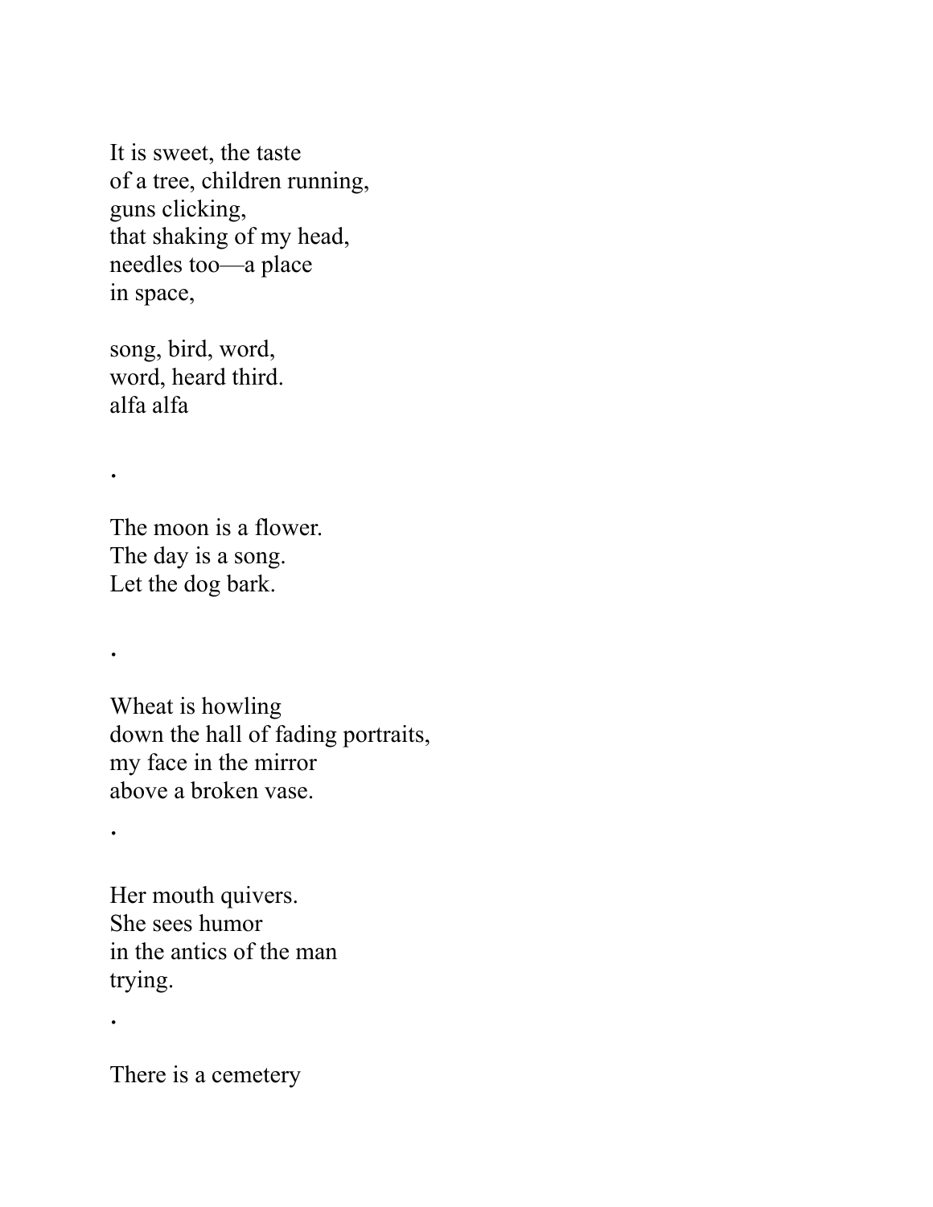It is sweet, the taste  
of a tree, children running,  
guns clicking,  
that shaking of my head,  
needles too—a place  
in space,

song, bird, word,  
word, heard third.  
alfa alfa

.

The moon is a flower.  
The day is a song.  
Let the dog bark.

.

Wheat is howling  
down the hall of fading portraits,  
my face in the mirror  
above a broken vase.

.

Her mouth quivers.  
She sees humor  
in the antics of the man  
trying.

.

There is a cemetery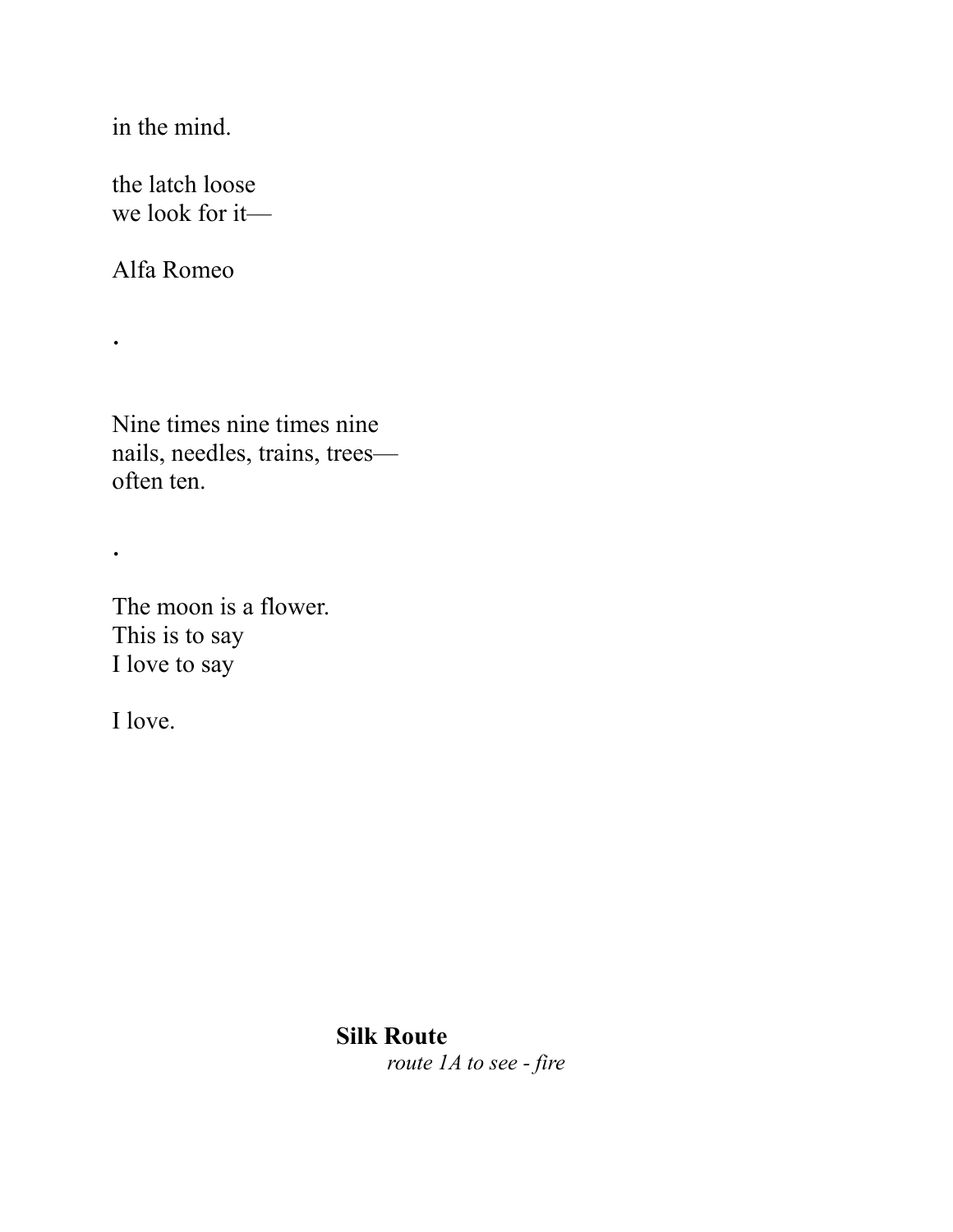in the mind.

the latch loose  
we look for it—

Alfa Romeo

.

Nine times nine times nine  
nails, needles, trains, trees—  
often ten.

.

The moon is a flower.  
This is to say  
I love to say

I love.

**Silk Route**  
*route 1A to see - fire*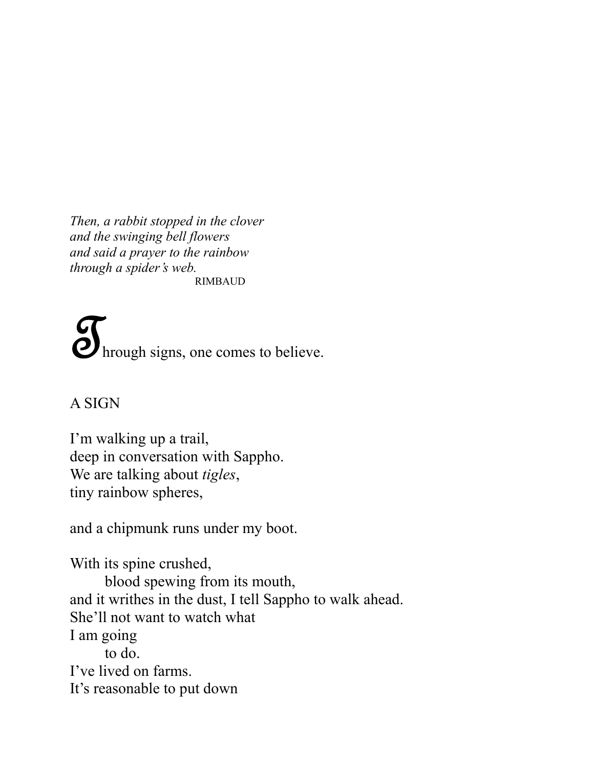*Then, a rabbit stopped in the clover*
*and the swinging bell flowers*
*and said a prayer to the rainbow*
*through a spider's web.*
RIMBAUD

Through signs, one comes to believe.

## A SIGN

I'm walking up a trail,
deep in conversation with Sappho.
We are talking about *tigles*,
tiny rainbow spheres,

and a chipmunk runs under my boot.

With its spine crushed,
&nbsp;&nbsp;&nbsp;&nbsp;&nbsp;&nbsp;&nbsp;&nbsp;blood spewing from its mouth,
and it writhes in the dust, I tell Sappho to walk ahead.
She'll not want to watch what
I am going
&nbsp;&nbsp;&nbsp;&nbsp;&nbsp;&nbsp;&nbsp;&nbsp;to do.
I've lived on farms.
It's reasonable to put down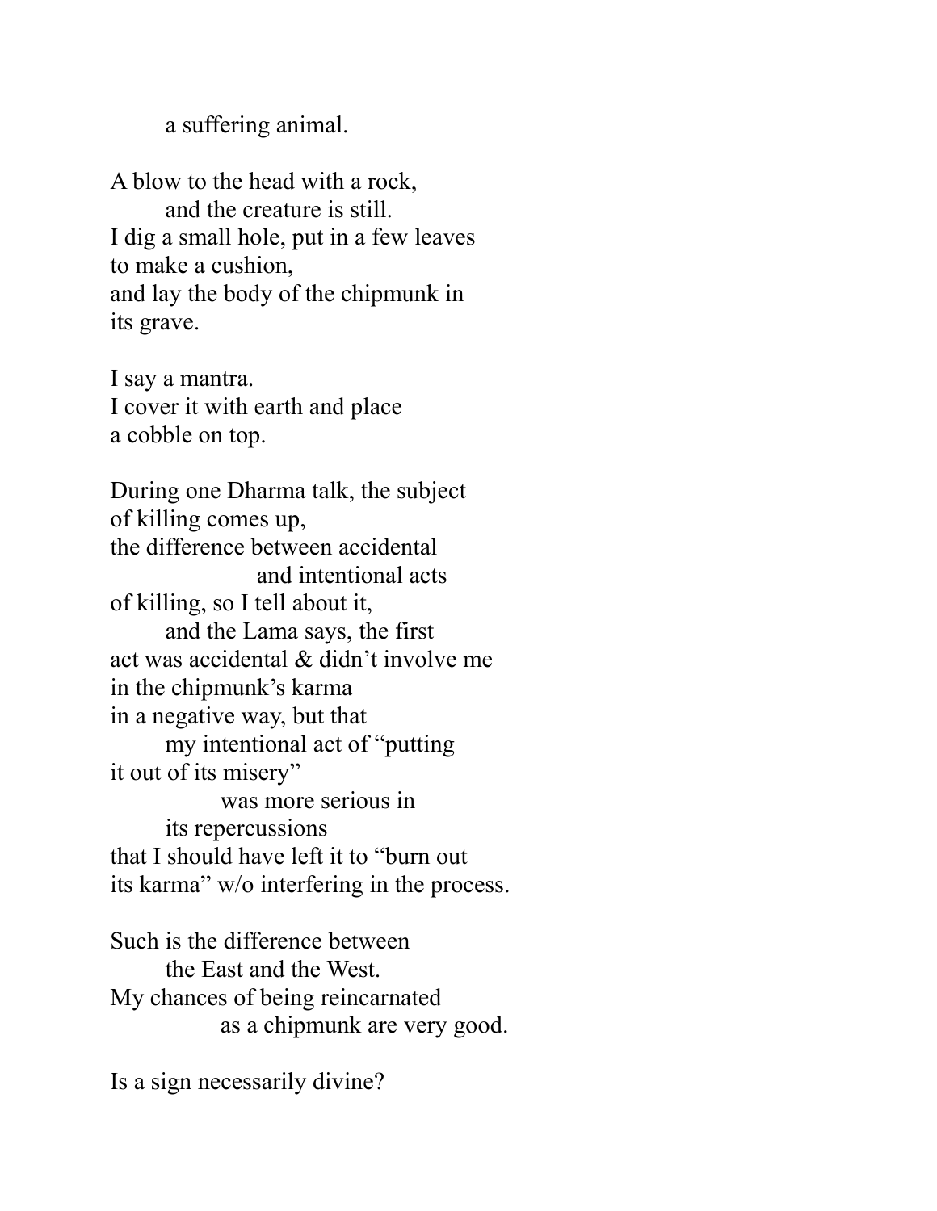a suffering animal.

A blow to the head with a rock,  
and the creature is still.  
I dig a small hole, put in a few leaves  
to make a cushion,  
and lay the body of the chipmunk in  
its grave.

I say a mantra.  
I cover it with earth and place  
a cobble on top.

During one Dharma talk, the subject  
of killing comes up,  
the difference between accidental  
and intentional acts  
of killing, so I tell about it,  
and the Lama says, the first  
act was accidental & didn't involve me  
in the chipmunk's karma  
in a negative way, but that  
my intentional act of "putting  
it out of its misery"  
was more serious in  
its repercussions  
that I should have left it to "burn out  
its karma" w/o interfering in the process.

Such is the difference between  
the East and the West.  
My chances of being reincarnated  
as a chipmunk are very good.

Is a sign necessarily divine?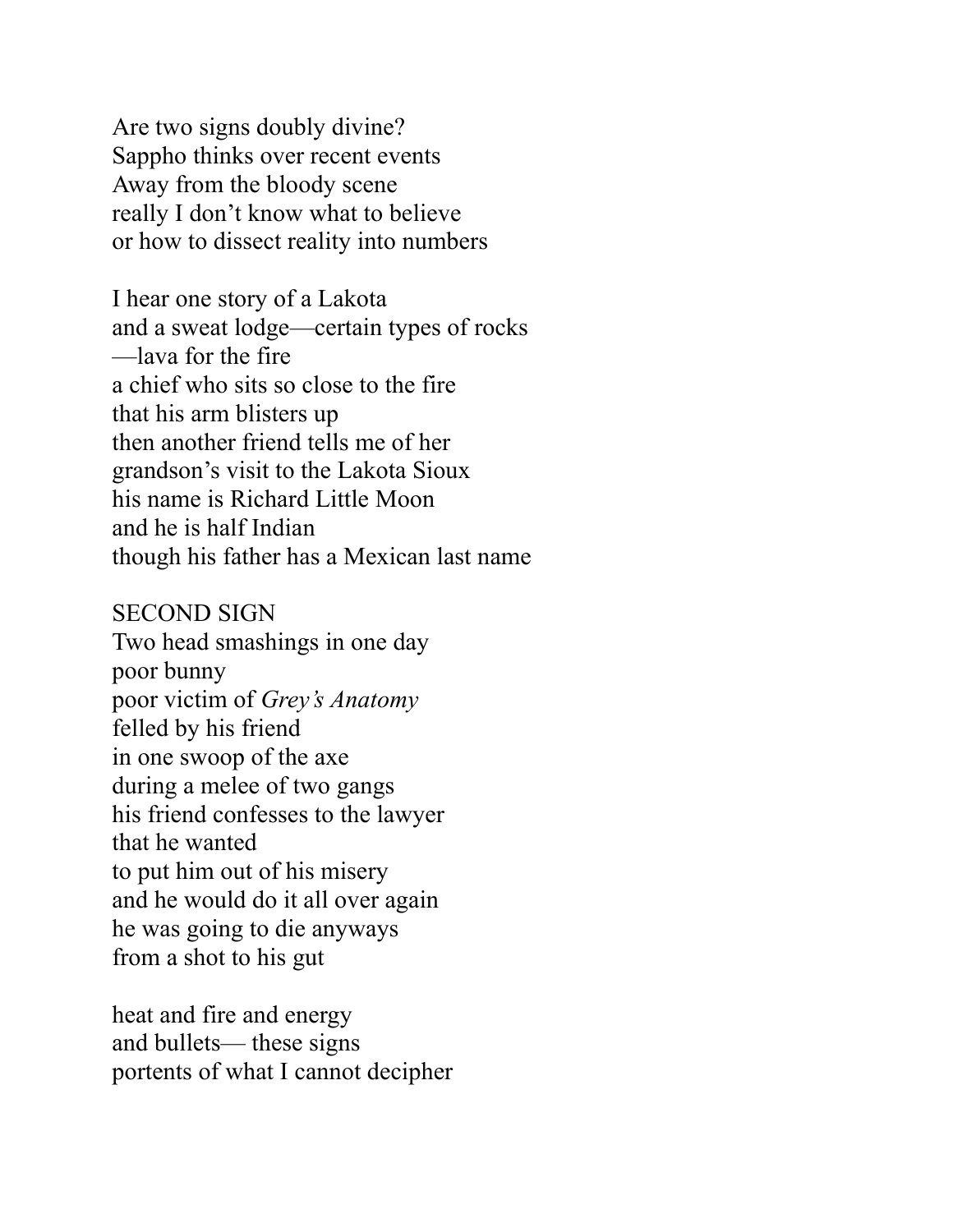Are two signs doubly divine?  
Sappho thinks over recent events  
Away from the bloody scene  
really I don't know what to believe  
or how to dissect reality into numbers

I hear one story of a Lakota  
and a sweat lodge—certain types of rocks  
—lava for the fire  
a chief who sits so close to the fire  
that his arm blisters up  
then another friend tells me of her  
grandson's visit to the Lakota Sioux  
his name is Richard Little Moon  
and he is half Indian  
though his father has a Mexican last name

SECOND SIGN  
Two head smashings in one day  
poor bunny  
poor victim of *Grey's Anatomy*  
felled by his friend  
in one swoop of the axe  
during a melee of two gangs  
his friend confesses to the lawyer  
that he wanted  
to put him out of his misery  
and he would do it all over again  
he was going to die anyways  
from a shot to his gut

heat and fire and energy  
and bullets— these signs  
portents of what I cannot decipher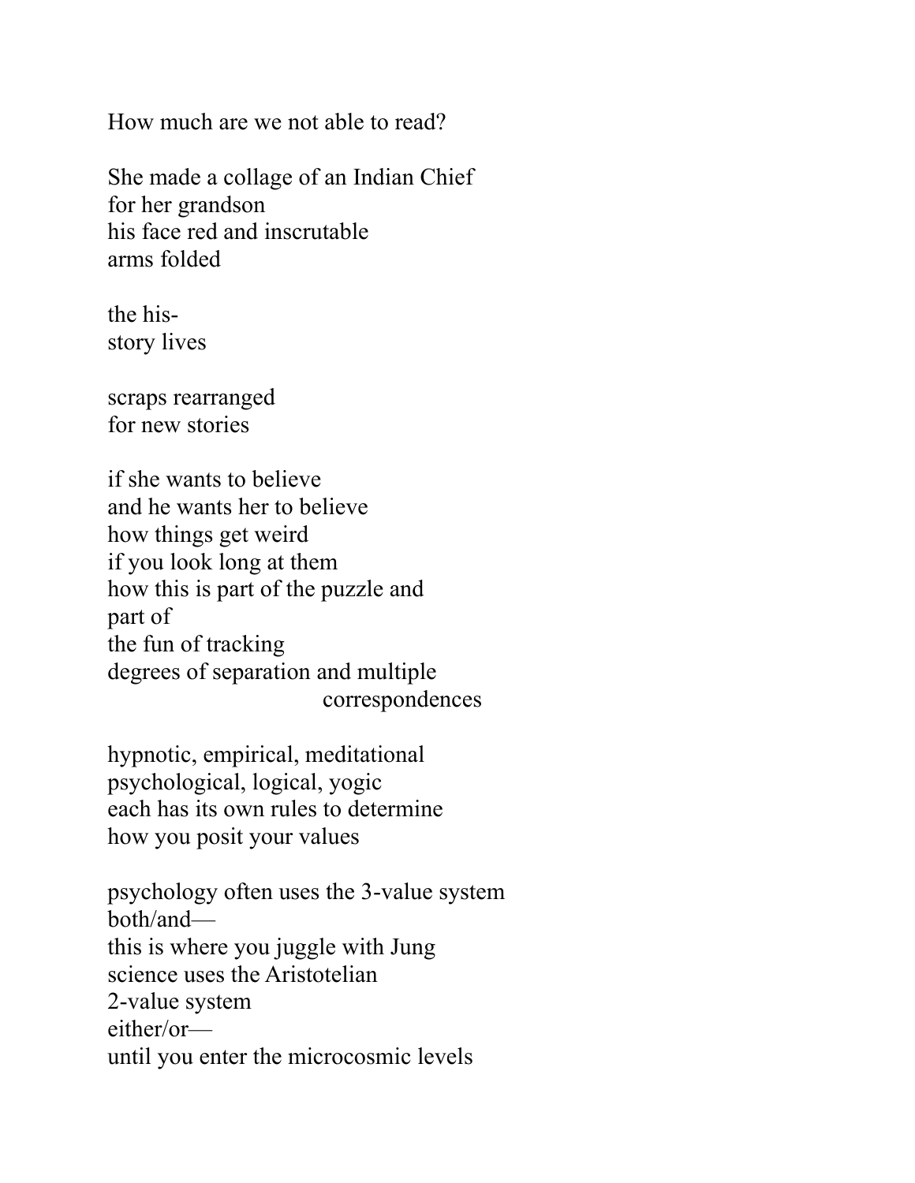How much are we not able to read?

She made a collage of an Indian Chief  
for her grandson  
his face red and inscrutable  
arms folded

the his-  
story lives

scraps rearranged  
for new stories

if she wants to believe  
and he wants her to believe  
how things get weird  
if you look long at them  
how this is part of the puzzle and  
part of  
the fun of tracking  
degrees of separation and multiple  
                                        correspondences

hypnotic, empirical, meditational  
psychological, logical, yogic  
each has its own rules to determine  
how you posit your values

psychology often uses the 3-value system  
both/and—  
this is where you juggle with Jung  
science uses the Aristotelian  
2-value system  
either/or—  
until you enter the microcosmic levels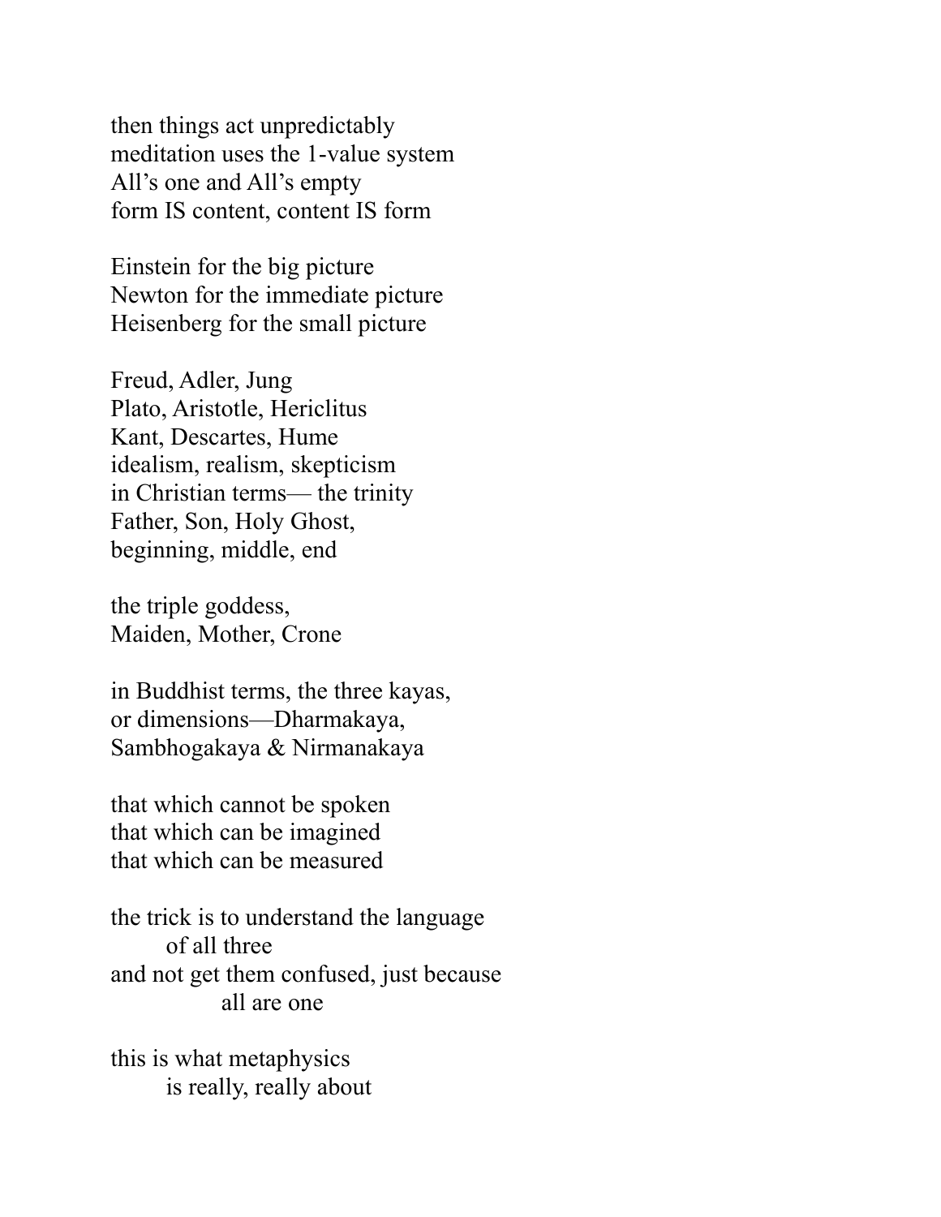then things act unpredictably
meditation uses the 1-value system
All's one and All's empty
form IS content, content IS form

Einstein for the big picture
Newton for the immediate picture
Heisenberg for the small picture

Freud, Adler, Jung
Plato, Aristotle, Hericlitus
Kant, Descartes, Hume
idealism, realism, skepticism
in Christian terms— the trinity
Father, Son, Holy Ghost,
beginning, middle, end

the triple goddess,
Maiden, Mother, Crone

in Buddhist terms, the three kayas,
or dimensions—Dharmakaya,
Sambhogakaya & Nirmanakaya

that which cannot be spoken
that which can be imagined
that which can be measured

the trick is to understand the language
&nbsp;&nbsp;&nbsp;&nbsp;&nbsp;&nbsp;&nbsp;&nbsp;of all three
and not get them confused, just because
&nbsp;&nbsp;&nbsp;&nbsp;&nbsp;&nbsp;&nbsp;&nbsp;&nbsp;&nbsp;&nbsp;&nbsp;&nbsp;&nbsp;&nbsp;&nbsp;all are one

this is what metaphysics
&nbsp;&nbsp;&nbsp;&nbsp;&nbsp;&nbsp;&nbsp;&nbsp;is really, really about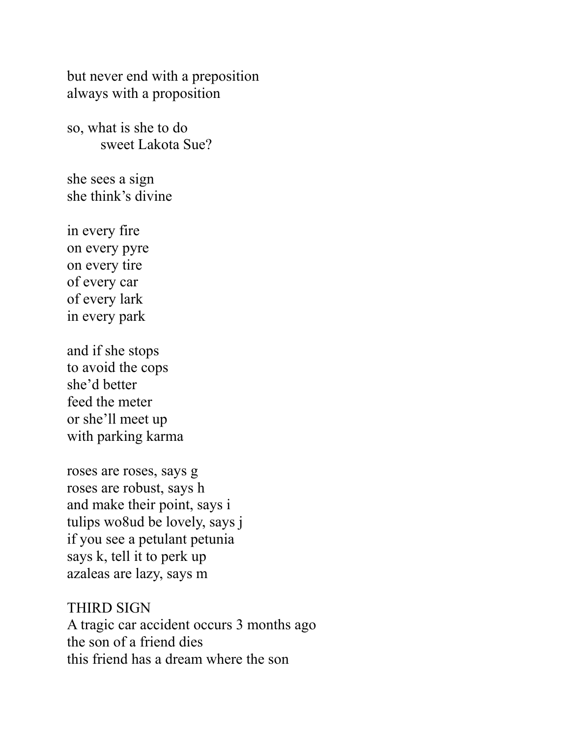but never end with a preposition  
always with a proposition

so, what is she to do  
        sweet Lakota Sue?

she sees a sign  
she think's divine

in every fire  
on every pyre  
on every tire  
of every car  
of every lark  
in every park

and if she stops  
to avoid the cops  
she'd better  
feed the meter  
or she'll meet up  
with parking karma

roses are roses, says g  
roses are robust, says h  
and make their point, says i  
tulips wo8ud be lovely, says j  
if you see a petulant petunia  
says k, tell it to perk up  
azaleas are lazy, says m

THIRD SIGN  
A tragic car accident occurs 3 months ago  
the son of a friend dies  
this friend has a dream where the son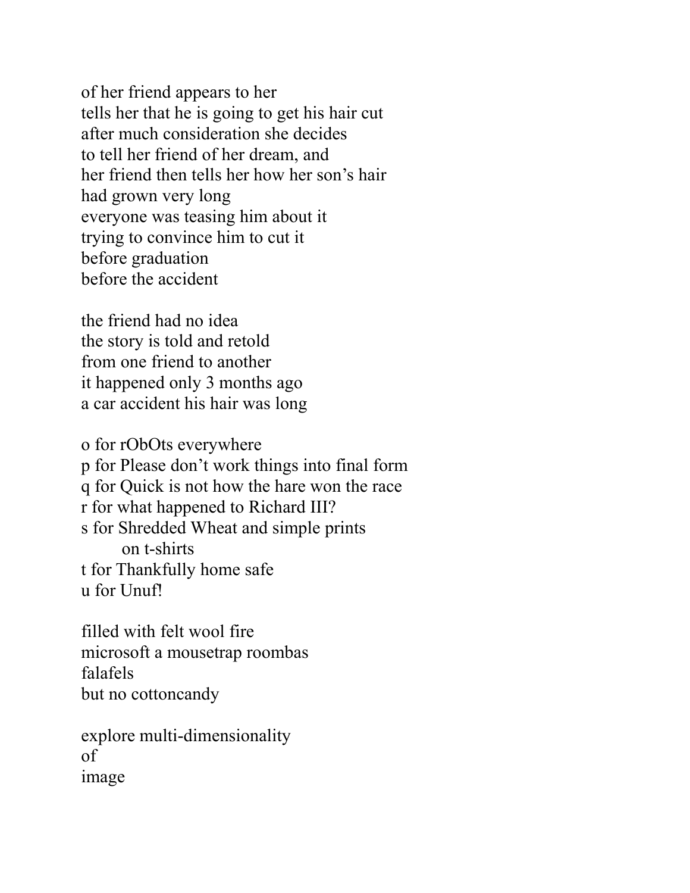of her friend appears to her
tells her that he is going to get his hair cut
after much consideration she decides
to tell her friend of her dream, and
her friend then tells her how her son's hair
had grown very long
everyone was teasing him about it
trying to convince him to cut it
before graduation
before the accident

the friend had no idea
the story is told and retold
from one friend to another
it happened only 3 months ago
a car accident his hair was long

o for rObOts everywhere
p for Please don't work things into final form
q for Quick is not how the hare won the race
r for what happened to Richard III?
s for Shredded Wheat and simple prints
&nbsp;&nbsp;&nbsp;&nbsp;&nbsp;&nbsp;&nbsp;&nbsp;on t-shirts
t for Thankfully home safe
u for Unuf!

filled with felt wool fire
microsoft a mousetrap roombas
falafels
but no cottoncandy

explore multi-dimensionality
of
image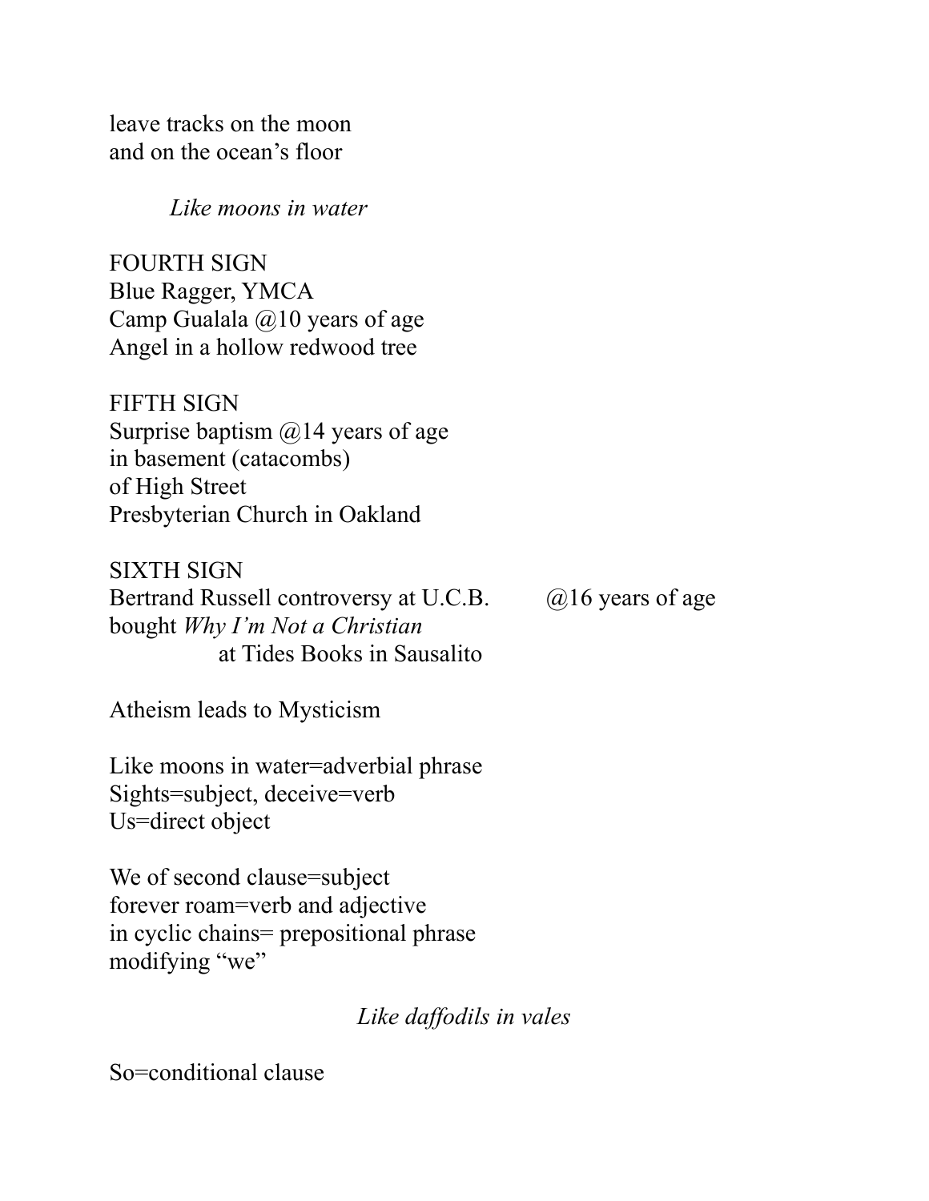leave tracks on the moon
and on the ocean's floor

*Like moons in water*

FOURTH SIGN
Blue Ragger, YMCA
Camp Gualala @10 years of age
Angel in a hollow redwood tree

FIFTH SIGN
Surprise baptism @14 years of age
in basement (catacombs)
of High Street
Presbyterian Church in Oakland

SIXTH SIGN
Bertrand Russell controversy at U.C.B. @16 years of age
bought *Why I'm Not a Christian*
at Tides Books in Sausalito

Atheism leads to Mysticism

Like moons in water=adverbial phrase
Sights=subject, deceive=verb
Us=direct object

We of second clause=subject
forever roam=verb and adjective
in cyclic chains= prepositional phrase
modifying "we"

*Like daffodils in vales*

So=conditional clause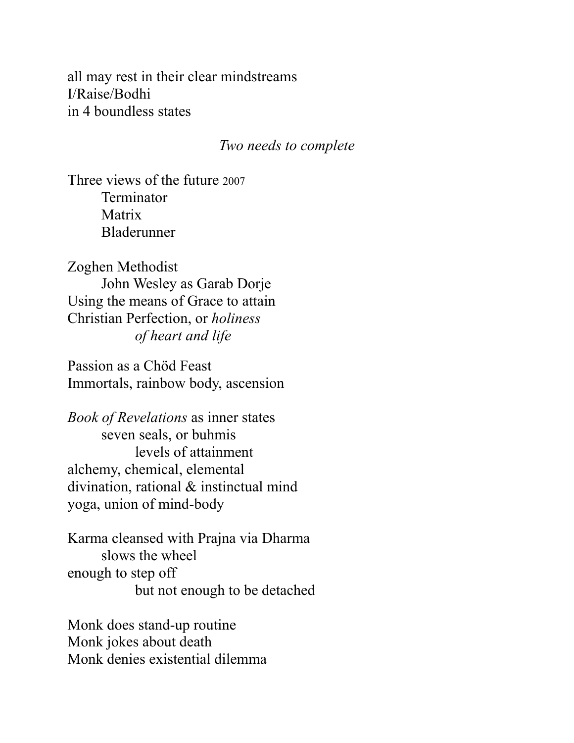all may rest in their clear mindstreams
I/Raise/Bodhi
in 4 boundless states

*Two needs to complete*

Three views of the future 2007
    Terminator
    Matrix
    Bladerunner

Zoghen Methodist
    John Wesley as Garab Dorje
Using the means of Grace to attain
Christian Perfection, or *holiness*
        *of heart and life*

Passion as a Chöd Feast
Immortals, rainbow body, ascension

*Book of Revelations* as inner states
    seven seals, or buhmis
        levels of attainment
alchemy, chemical, elemental
divination, rational & instinctual mind
yoga, union of mind-body

Karma cleansed with Prajna via Dharma
    slows the wheel
enough to step off
        but not enough to be detached

Monk does stand-up routine
Monk jokes about death
Monk denies existential dilemma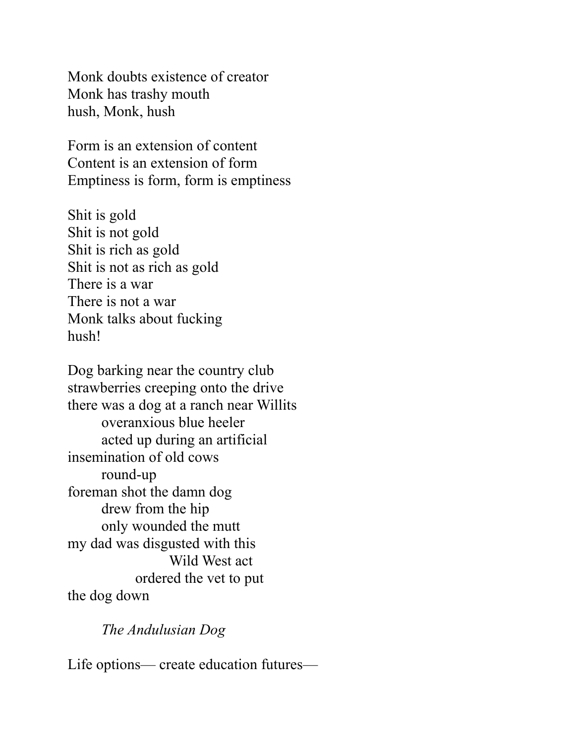Monk doubts existence of creator
Monk has trashy mouth
hush, Monk, hush

Form is an extension of content
Content is an extension of form
Emptiness is form, form is emptiness

Shit is gold
Shit is not gold
Shit is rich as gold
Shit is not as rich as gold
There is a war
There is not a war
Monk talks about fucking
hush!

Dog barking near the country club
strawberries creeping onto the drive
there was a dog at a ranch near Willits
&nbsp;&nbsp;&nbsp;&nbsp;&nbsp;&nbsp;&nbsp;&nbsp;overanxious blue heeler
&nbsp;&nbsp;&nbsp;&nbsp;&nbsp;&nbsp;&nbsp;&nbsp;acted up during an artificial
insemination of old cows
&nbsp;&nbsp;&nbsp;&nbsp;&nbsp;&nbsp;&nbsp;&nbsp;round-up
foreman shot the damn dog
&nbsp;&nbsp;&nbsp;&nbsp;&nbsp;&nbsp;&nbsp;&nbsp;drew from the hip
&nbsp;&nbsp;&nbsp;&nbsp;&nbsp;&nbsp;&nbsp;&nbsp;only wounded the mutt
my dad was disgusted with this
&nbsp;&nbsp;&nbsp;&nbsp;&nbsp;&nbsp;&nbsp;&nbsp;&nbsp;&nbsp;&nbsp;&nbsp;&nbsp;&nbsp;&nbsp;&nbsp;&nbsp;&nbsp;&nbsp;&nbsp;&nbsp;&nbsp;&nbsp;&nbsp;Wild West act
&nbsp;&nbsp;&nbsp;&nbsp;&nbsp;&nbsp;&nbsp;&nbsp;&nbsp;&nbsp;&nbsp;&nbsp;&nbsp;&nbsp;&nbsp;&nbsp;ordered the vet to put
the dog down

&nbsp;&nbsp;&nbsp;&nbsp;&nbsp;&nbsp;&nbsp;&nbsp;*The Andulusian Dog*

Life options— create education futures—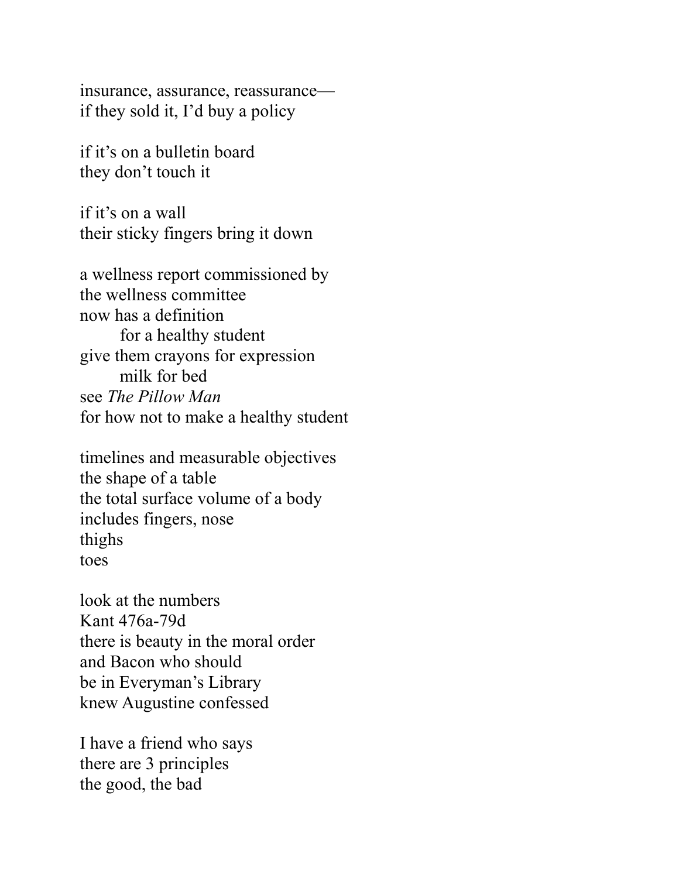insurance, assurance, reassurance—
if they sold it, I'd buy a policy

if it's on a bulletin board
they don't touch it

if it's on a wall
their sticky fingers bring it down

a wellness report commissioned by
the wellness committee
now has a definition
&nbsp;&nbsp;&nbsp;&nbsp;&nbsp;&nbsp;&nbsp;&nbsp;for a healthy student
give them crayons for expression
&nbsp;&nbsp;&nbsp;&nbsp;&nbsp;&nbsp;&nbsp;&nbsp;milk for bed
see *The Pillow Man*
for how not to make a healthy student

timelines and measurable objectives
the shape of a table
the total surface volume of a body
includes fingers, nose
thighs
toes

look at the numbers
Kant 476a-79d
there is beauty in the moral order
and Bacon who should
be in Everyman's Library
knew Augustine confessed

I have a friend who says
there are 3 principles
the good, the bad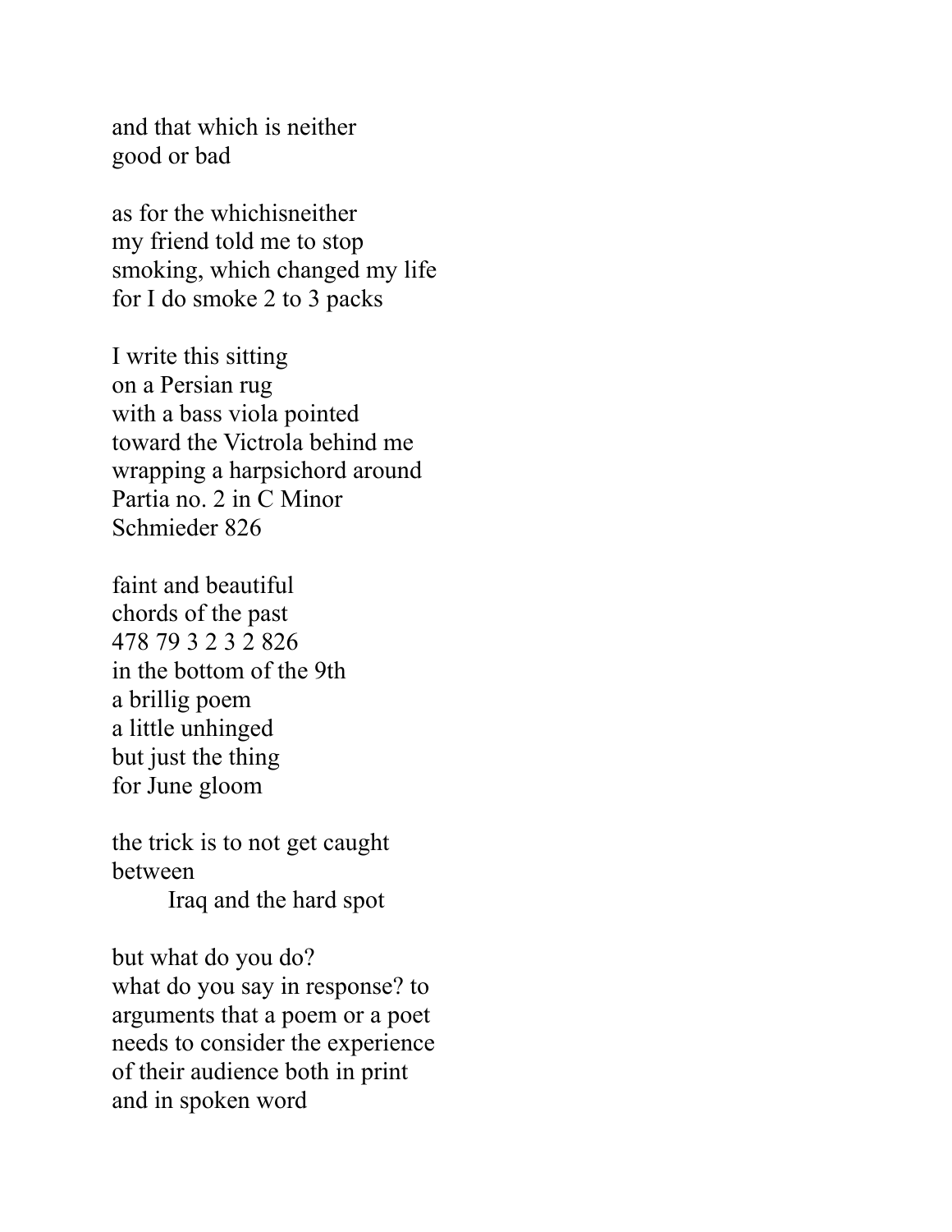and that which is neither
good or bad

as for the whichisneither
my friend told me to stop
smoking, which changed my life
for I do smoke 2 to 3 packs

I write this sitting
on a Persian rug
with a bass viola pointed
toward the Victrola behind me
wrapping a harpsichord around
Partia no. 2 in C Minor
Schmieder 826

faint and beautiful
chords of the past
478 79 3 2 3 2 826
in the bottom of the 9th
a brillig poem
a little unhinged
but just the thing
for June gloom

the trick is to not get caught
between
        Iraq and the hard spot

but what do you do?
what do you say in response? to
arguments that a poem or a poet
needs to consider the experience
of their audience both in print
and in spoken word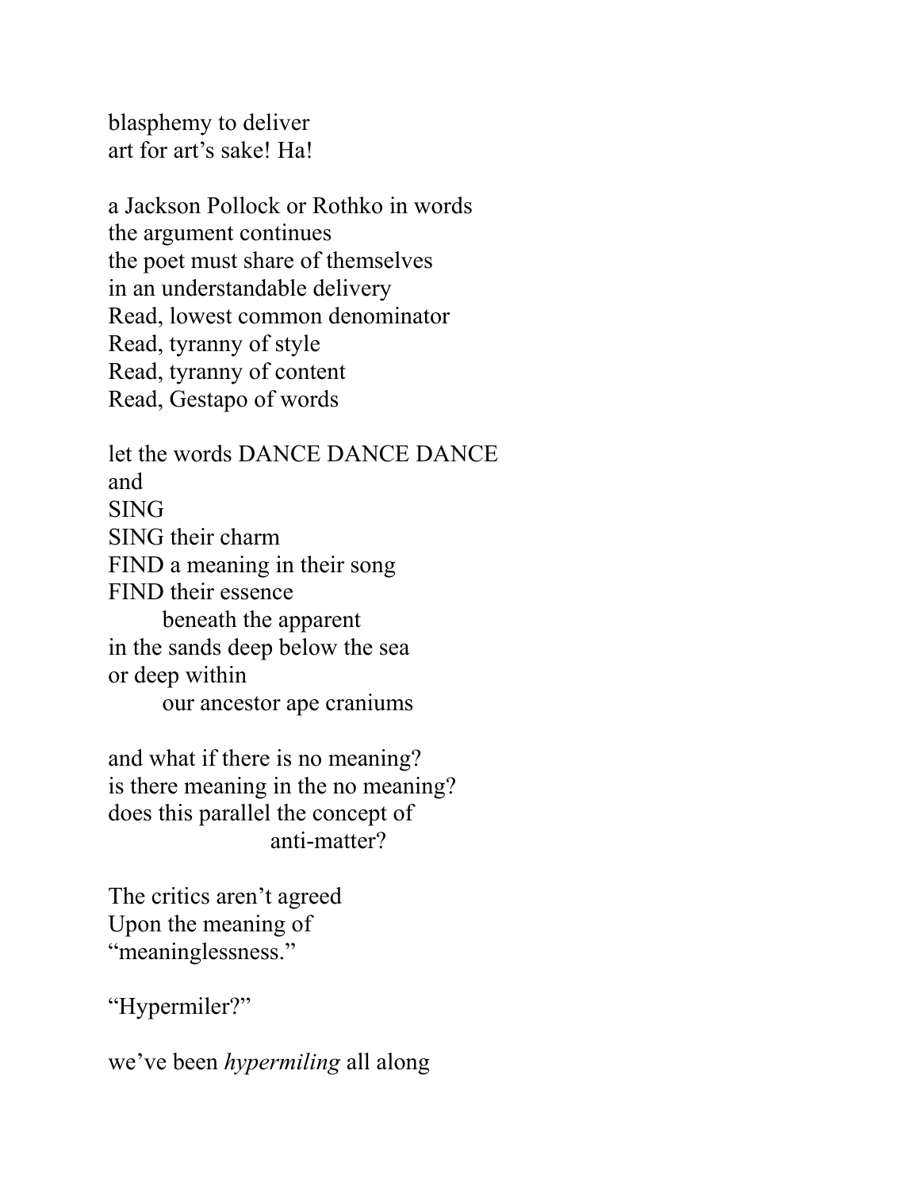blasphemy to deliver  
art for art's sake! Ha!

a Jackson Pollock or Rothko in words  
the argument continues  
the poet must share of themselves  
in an understandable delivery  
Read, lowest common denominator  
Read, tyranny of style  
Read, tyranny of content  
Read, Gestapo of words

let the words DANCE DANCE DANCE  
and  
SING  
SING their charm  
FIND a meaning in their song  
FIND their essence  
&emsp;&emsp;beneath the apparent  
in the sands deep below the sea  
or deep within  
&emsp;&emsp;our ancestor ape craniums

and what if there is no meaning?  
is there meaning in the no meaning?  
does this parallel the concept of  
&emsp;&emsp;&emsp;&emsp;&emsp;&emsp;anti-matter?

The critics aren't agreed  
Upon the meaning of  
"meaninglessness."

"Hypermiler?"

we've been *hypermiling* all along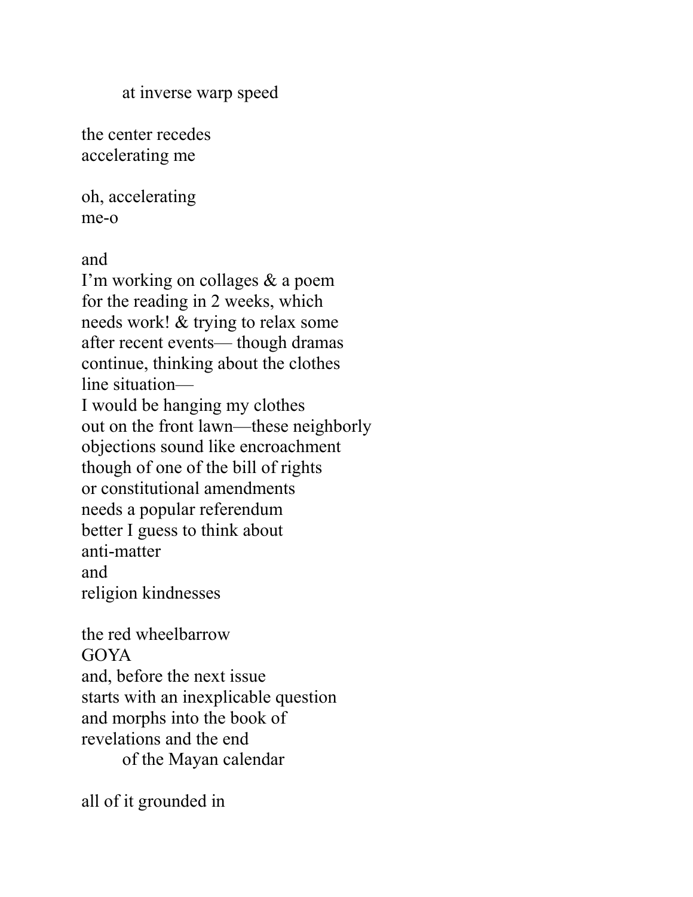at inverse warp speed

the center recedes  
accelerating me

oh, accelerating  
me-o

and  
I'm working on collages & a poem  
for the reading in 2 weeks, which  
needs work! & trying to relax some  
after recent events— though dramas  
continue, thinking about the clothes  
line situation—  
I would be hanging my clothes  
out on the front lawn—these neighborly  
objections sound like encroachment  
though of one of the bill of rights  
or constitutional amendments  
needs a popular referendum  
better I guess to think about  
anti-matter  
and  
religion kindnesses

the red wheelbarrow  
GOYA  
and, before the next issue  
starts with an inexplicable question  
and morphs into the book of  
revelations and the end  
        of the Mayan calendar

all of it grounded in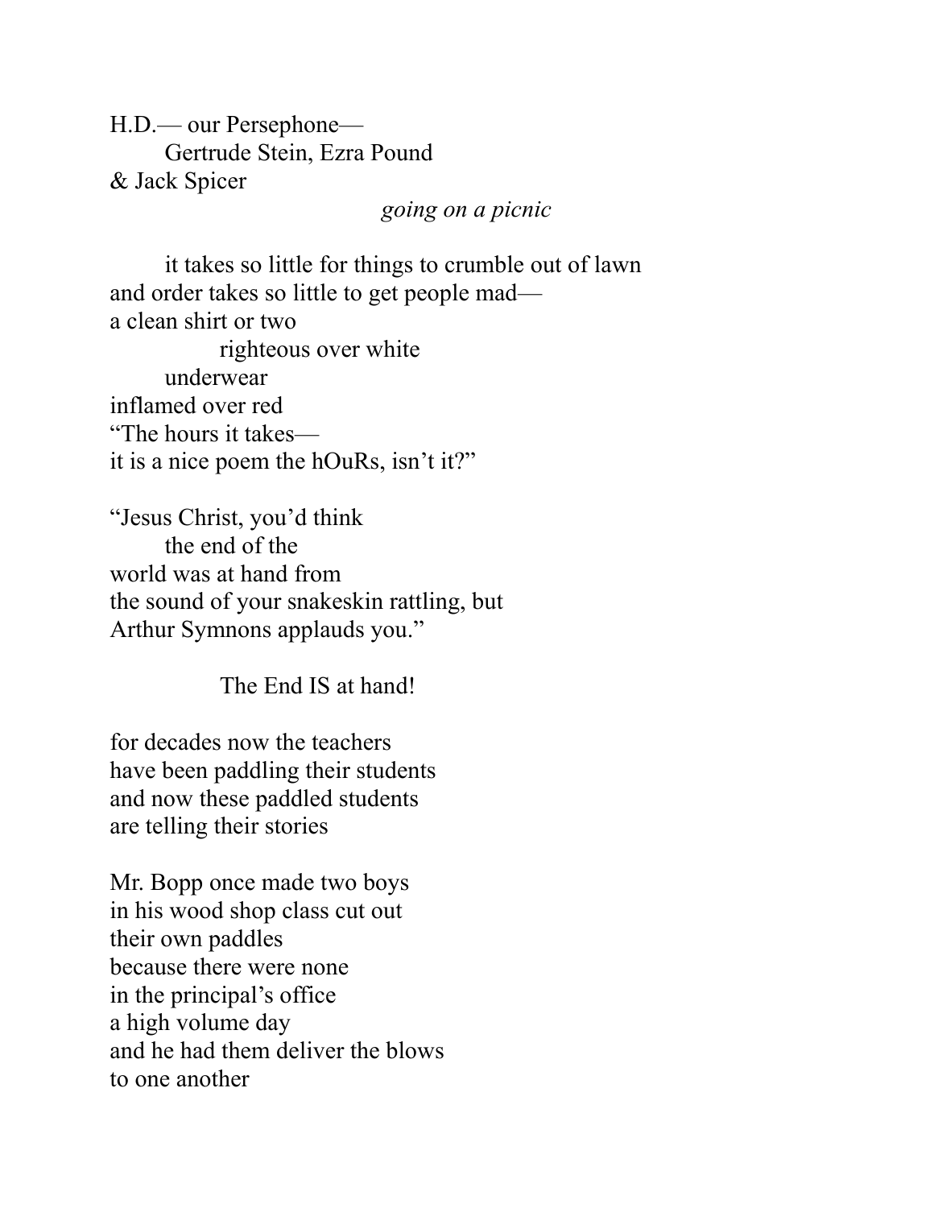H.D.— our Persephone—
        Gertrude Stein, Ezra Pound
& Jack Spicer
                                        *going on a picnic*

        it takes so little for things to crumble out of lawn
and order takes so little to get people mad—
a clean shirt or two
                righteous over white
        underwear
inflamed over red
“The hours it takes—
it is a nice poem the hOuRs, isn’t it?”

“Jesus Christ, you’d think
        the end of the
world was at hand from
the sound of your snakeskin rattling, but
Arthur Symnons applauds you.”

                The End IS at hand!

for decades now the teachers
have been paddling their students
and now these paddled students
are telling their stories

Mr. Bopp once made two boys
in his wood shop class cut out
their own paddles
because there were none
in the principal’s office
a high volume day
and he had them deliver the blows
to one another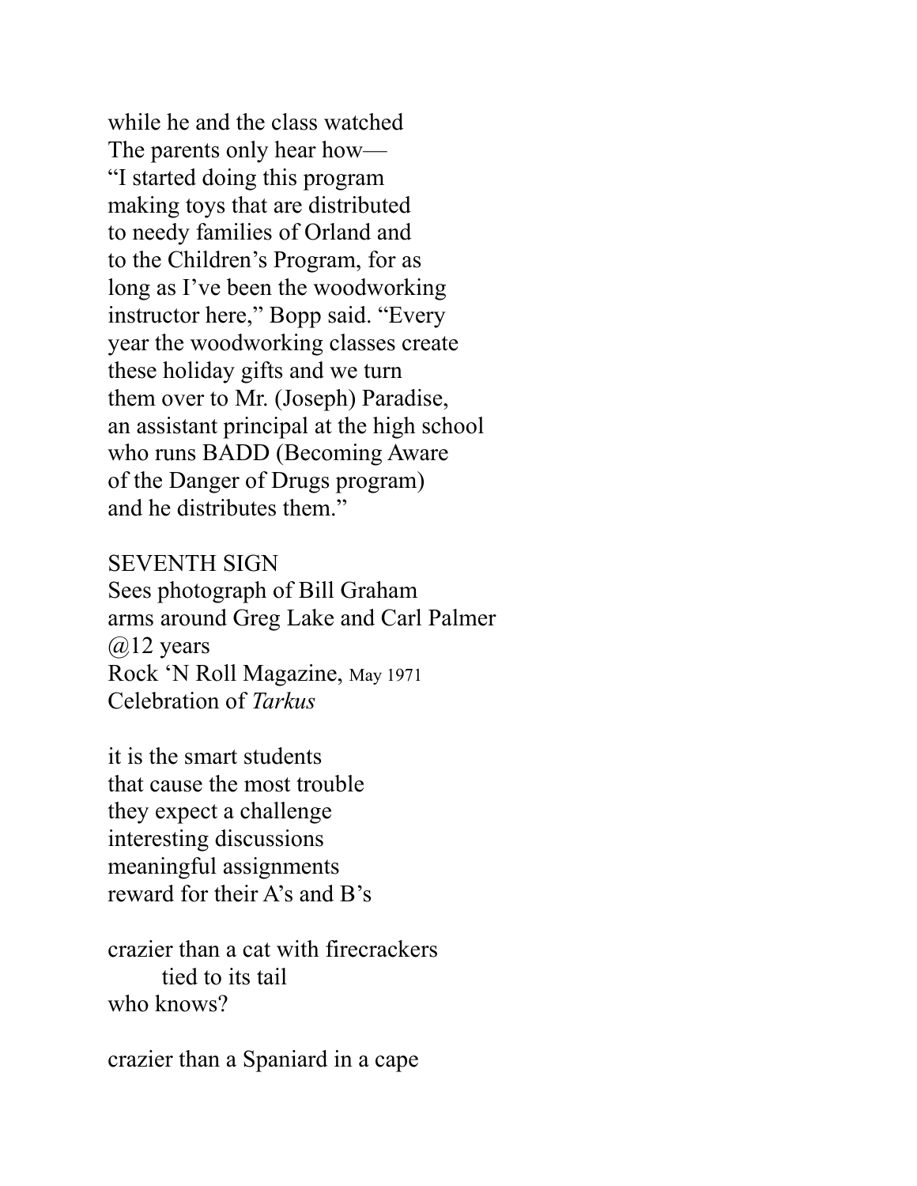while he and the class watched
The parents only hear how—
"I started doing this program
making toys that are distributed
to needy families of Orland and
to the Children's Program, for as
long as I've been the woodworking
instructor here," Bopp said. "Every
year the woodworking classes create
these holiday gifts and we turn
them over to Mr. (Joseph) Paradise,
an assistant principal at the high school
who runs BADD (Becoming Aware
of the Danger of Drugs program)
and he distributes them."

SEVENTH SIGN
Sees photograph of Bill Graham
arms around Greg Lake and Carl Palmer
@12 years
Rock 'N Roll Magazine, May 1971
Celebration of *Tarkus*

it is the smart students
that cause the most trouble
they expect a challenge
interesting discussions
meaningful assignments
reward for their A's and B's

crazier than a cat with firecrackers
        tied to its tail
who knows?

crazier than a Spaniard in a cape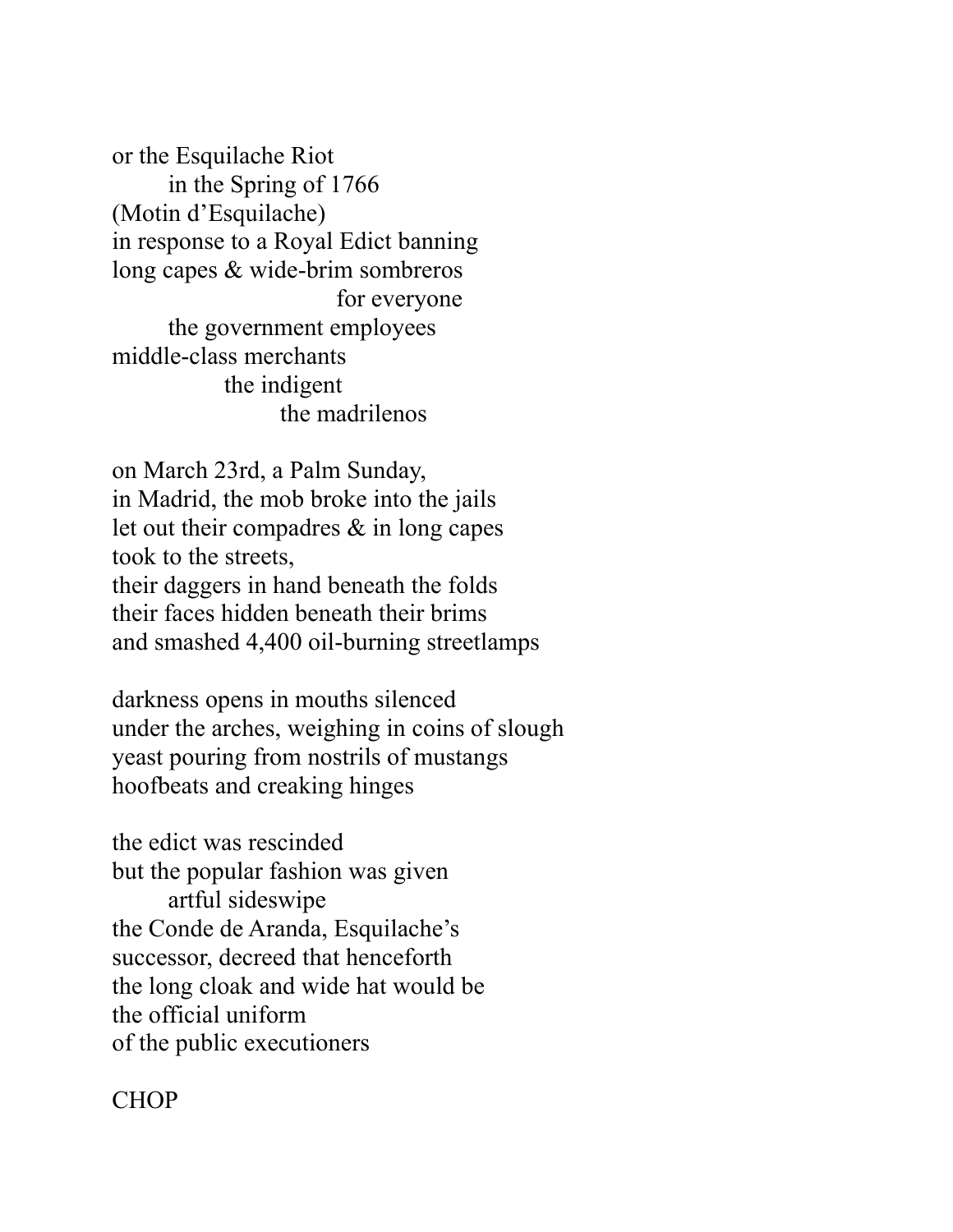or the Esquilache Riot
&nbsp;&nbsp;&nbsp;&nbsp;&nbsp;&nbsp;&nbsp;&nbsp;in the Spring of 1766
(Motin d'Esquilache)
in response to a Royal Edict banning
long capes & wide-brim sombreros
&nbsp;&nbsp;&nbsp;&nbsp;&nbsp;&nbsp;&nbsp;&nbsp;&nbsp;&nbsp;&nbsp;&nbsp;&nbsp;&nbsp;&nbsp;&nbsp;&nbsp;&nbsp;&nbsp;&nbsp;&nbsp;&nbsp;&nbsp;&nbsp;&nbsp;&nbsp;&nbsp;&nbsp;&nbsp;&nbsp;&nbsp;&nbsp;for everyone
&nbsp;&nbsp;&nbsp;&nbsp;&nbsp;&nbsp;&nbsp;&nbsp;the government employees
middle-class merchants
&nbsp;&nbsp;&nbsp;&nbsp;&nbsp;&nbsp;&nbsp;&nbsp;&nbsp;&nbsp;&nbsp;&nbsp;&nbsp;&nbsp;&nbsp;&nbsp;the indigent
&nbsp;&nbsp;&nbsp;&nbsp;&nbsp;&nbsp;&nbsp;&nbsp;&nbsp;&nbsp;&nbsp;&nbsp;&nbsp;&nbsp;&nbsp;&nbsp;&nbsp;&nbsp;&nbsp;&nbsp;&nbsp;&nbsp;&nbsp;&nbsp;the madrilenos

on March 23rd, a Palm Sunday,
in Madrid, the mob broke into the jails
let out their compadres & in long capes
took to the streets,
their daggers in hand beneath the folds
their faces hidden beneath their brims
and smashed 4,400 oil-burning streetlamps

darkness opens in mouths silenced
under the arches, weighing in coins of slough
yeast pouring from nostrils of mustangs
hoofbeats and creaking hinges

the edict was rescinded
but the popular fashion was given
&nbsp;&nbsp;&nbsp;&nbsp;&nbsp;&nbsp;&nbsp;&nbsp;artful sideswipe
the Conde de Aranda, Esquilache's
successor, decreed that henceforth
the long cloak and wide hat would be
the official uniform
of the public executioners

CHOP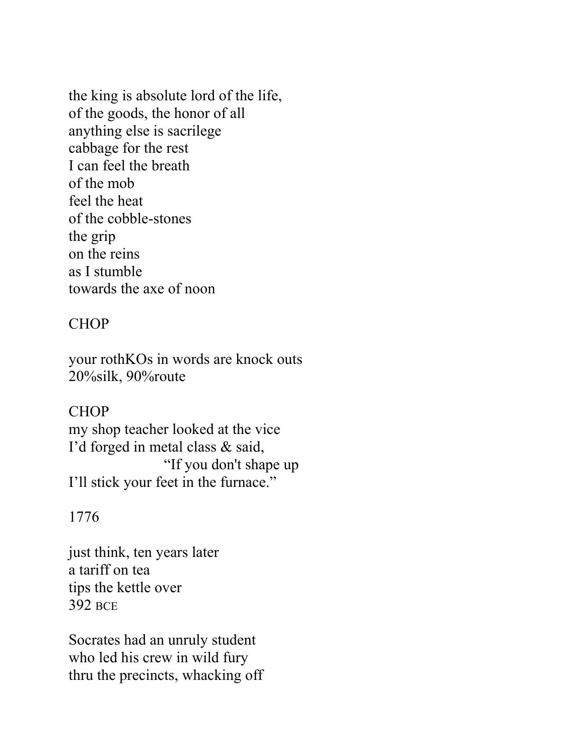the king is absolute lord of the life,
of the goods, the honor of all
anything else is sacrilege
cabbage for the rest
I can feel the breath
of the mob
feel the heat
of the cobble-stones
the grip
on the reins
as I stumble
towards the axe of noon

CHOP

your rothKOs in words are knock outs
20%silk, 90%route

CHOP
my shop teacher looked at the vice
I'd forged in metal class & said,
                    "If you don't shape up
I'll stick your feet in the furnace."

1776

just think, ten years later
a tariff on tea
tips the kettle over
392 BCE

Socrates had an unruly student
who led his crew in wild fury
thru the precincts, whacking off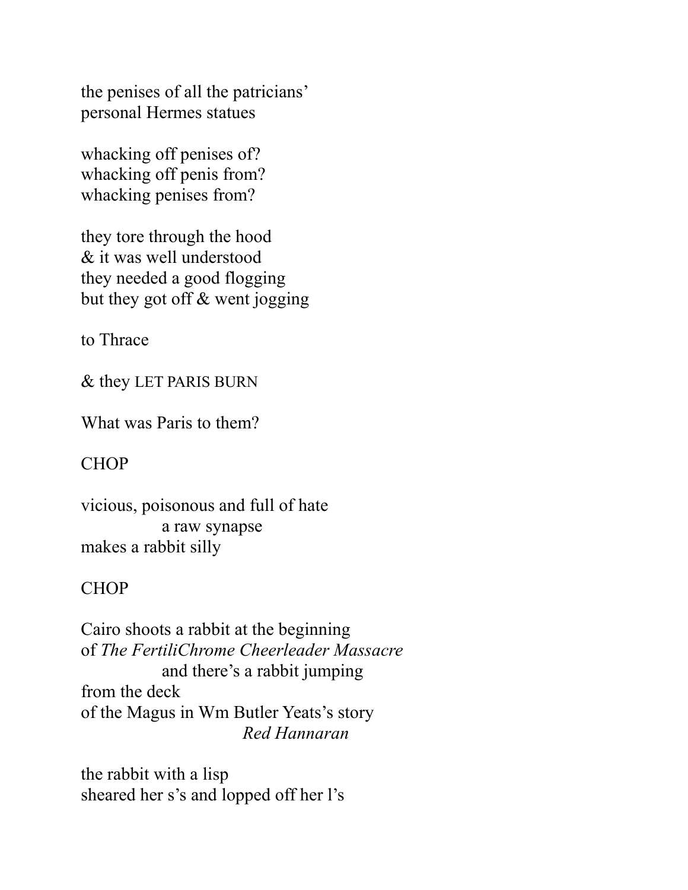the penises of all the patricians'
personal Hermes statues

whacking off penises of?
whacking off penis from?
whacking penises from?

they tore through the hood
& it was well understood
they needed a good flogging
but they got off & went jogging

to Thrace

& they LET PARIS BURN

What was Paris to them?

CHOP

vicious, poisonous and full of hate
&nbsp;&nbsp;&nbsp;&nbsp;&nbsp;&nbsp;&nbsp;&nbsp;&nbsp;&nbsp;&nbsp;&nbsp;&nbsp;&nbsp;&nbsp;&nbsp;a raw synapse
makes a rabbit silly

CHOP

Cairo shoots a rabbit at the beginning
of *The FertiliChrome Cheerleader Massacre*
&nbsp;&nbsp;&nbsp;&nbsp;&nbsp;&nbsp;&nbsp;&nbsp;&nbsp;&nbsp;&nbsp;&nbsp;&nbsp;&nbsp;&nbsp;&nbsp;and there's a rabbit jumping
from the deck
of the Magus in Wm Butler Yeats's story
&nbsp;&nbsp;&nbsp;&nbsp;&nbsp;&nbsp;&nbsp;&nbsp;&nbsp;&nbsp;&nbsp;&nbsp;&nbsp;&nbsp;&nbsp;&nbsp;&nbsp;&nbsp;&nbsp;&nbsp;&nbsp;&nbsp;&nbsp;&nbsp;&nbsp;&nbsp;&nbsp;&nbsp;&nbsp;&nbsp;&nbsp;&nbsp;*Red Hannaran*

the rabbit with a lisp
sheared her s's and lopped off her l's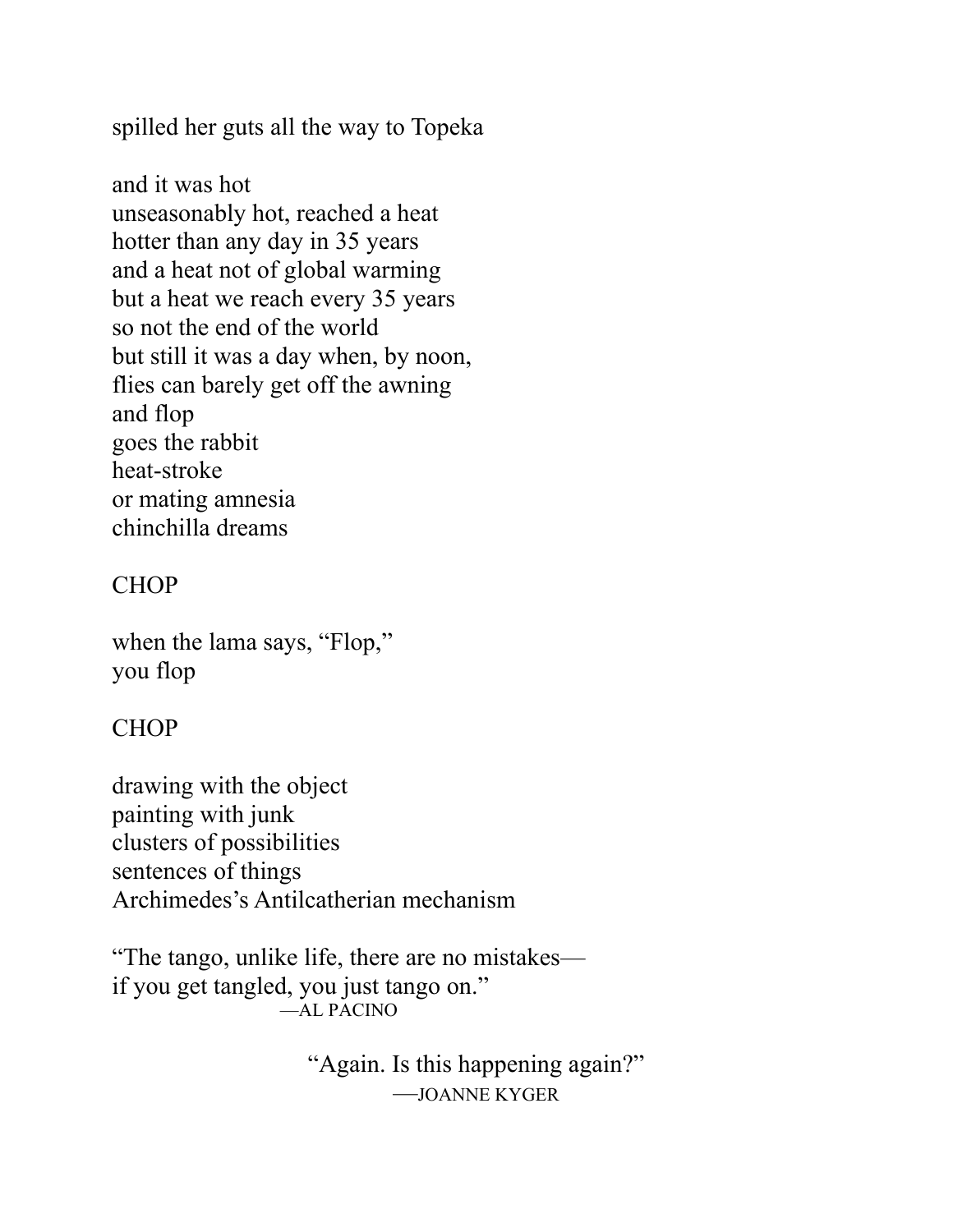spilled her guts all the way to Topeka

and it was hot  
unseasonably hot, reached a heat  
hotter than any day in 35 years  
and a heat not of global warming  
but a heat we reach every 35 years  
so not the end of the world  
but still it was a day when, by noon,  
flies can barely get off the awning  
and flop  
goes the rabbit  
heat-stroke  
or mating amnesia  
chinchilla dreams

CHOP

when the lama says, "Flop,"  
you flop

CHOP

drawing with the object  
painting with junk  
clusters of possibilities  
sentences of things  
Archimedes's Antilcatherian mechanism

"The tango, unlike life, there are no mistakes—  
if you get tangled, you just tango on."  
—AL PACINO

"Again. Is this happening again?"  
—JOANNE KYGER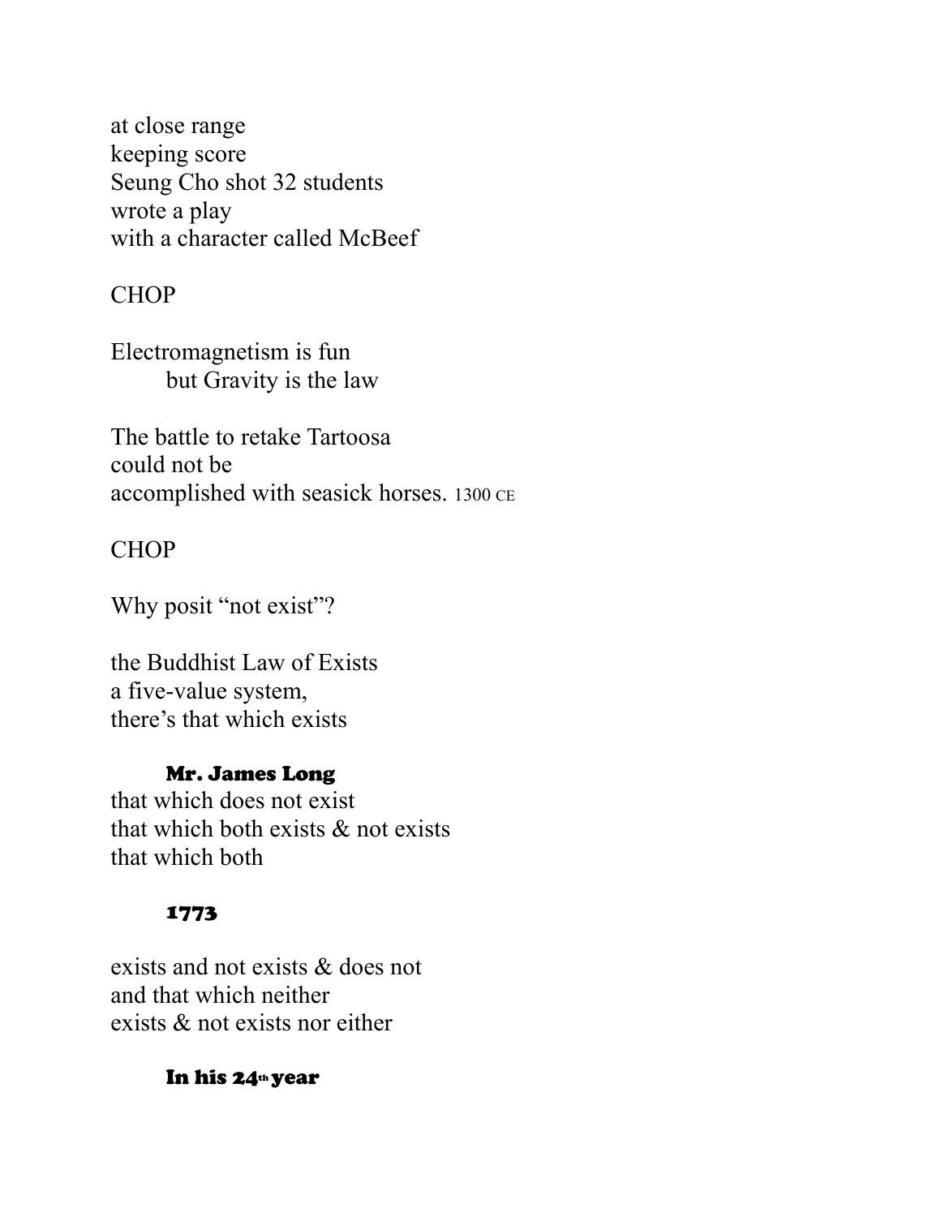at close range  
keeping score  
Seung Cho shot 32 students  
wrote a play  
with a character called McBeef

CHOP

Electromagnetism is fun  
        but Gravity is the law

The battle to retake Tartoosa  
could not be  
accomplished with seasick horses. 1300 CE

CHOP

Why posit "not exist"?

the Buddhist Law of Exists  
a five-value system,  
there's that which exists

        **Mr. James Long**

that which does not exist  
that which both exists & not exists  
that which both

        **1773**

exists and not exists & does not  
and that which neither  
exists & not exists nor either

        **In his 24th year**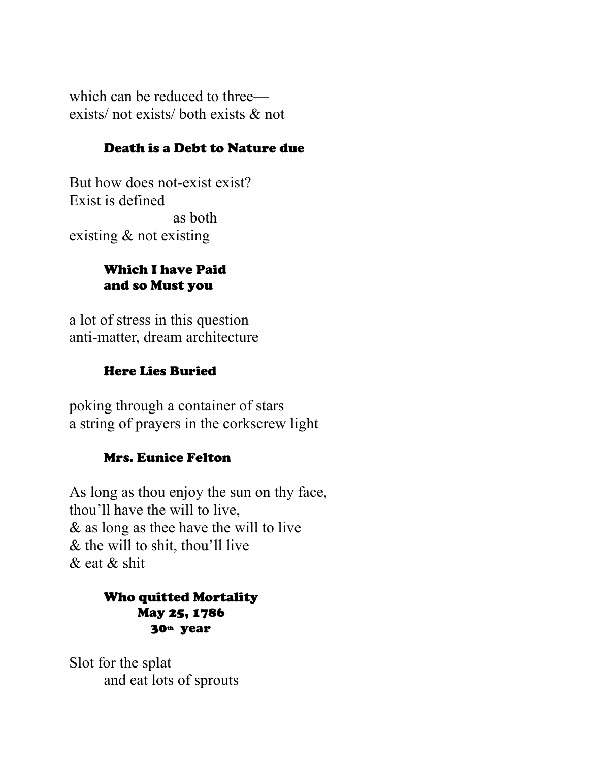which can be reduced to three—
exists/ not exists/ both exists & not

**Death is a Debt to Nature due**

But how does not-exist exist?
Exist is defined
as both
existing & not existing

**Which I have Paid
and so Must you**

a lot of stress in this question
anti-matter, dream architecture

**Here Lies Buried**

poking through a container of stars
a string of prayers in the corkscrew light

**Mrs. Eunice Felton**

As long as thou enjoy the sun on thy face,
thou'll have the will to live,
& as long as thee have the will to live
& the will to shit, thou'll live
& eat & shit

**Who quitted Mortality
May 25, 1786
30th year**

Slot for the splat
and eat lots of sprouts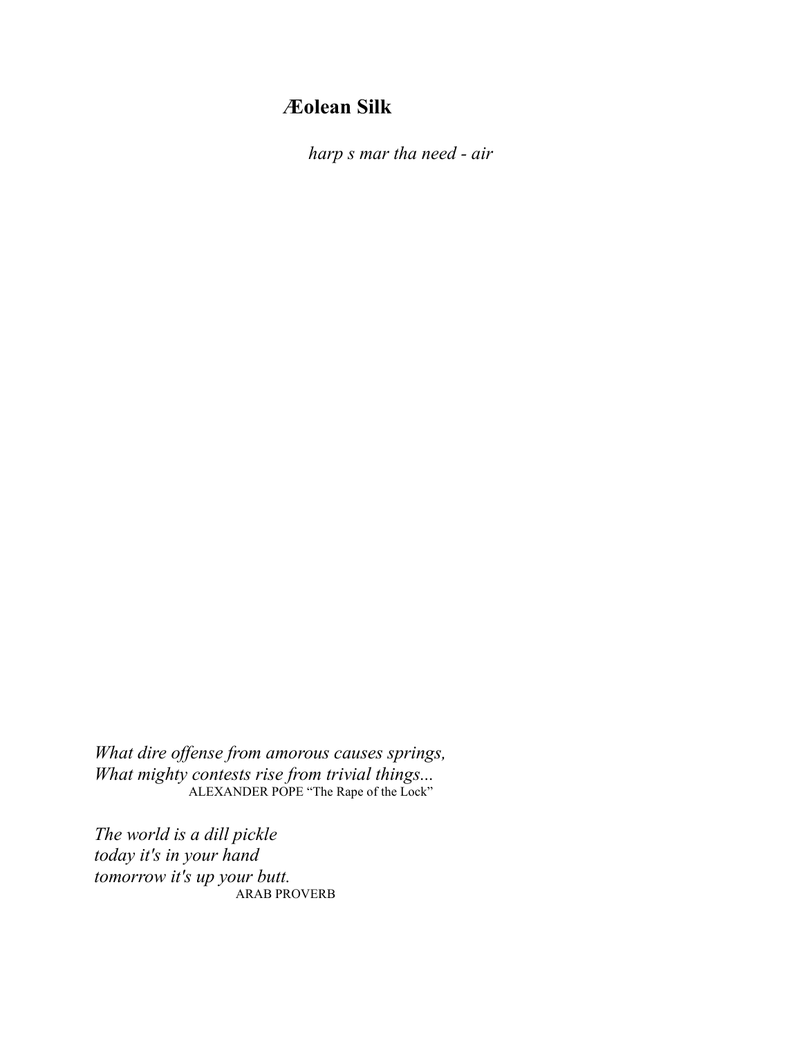# Æolean Silk

*harp s mar tha need - air*

*What dire offense from amorous causes springs,*
*What mighty contests rise from trivial things...*
ALEXANDER POPE "The Rape of the Lock"

*The world is a dill pickle*
*today it's in your hand*
*tomorrow it's up your butt.*
ARAB PROVERB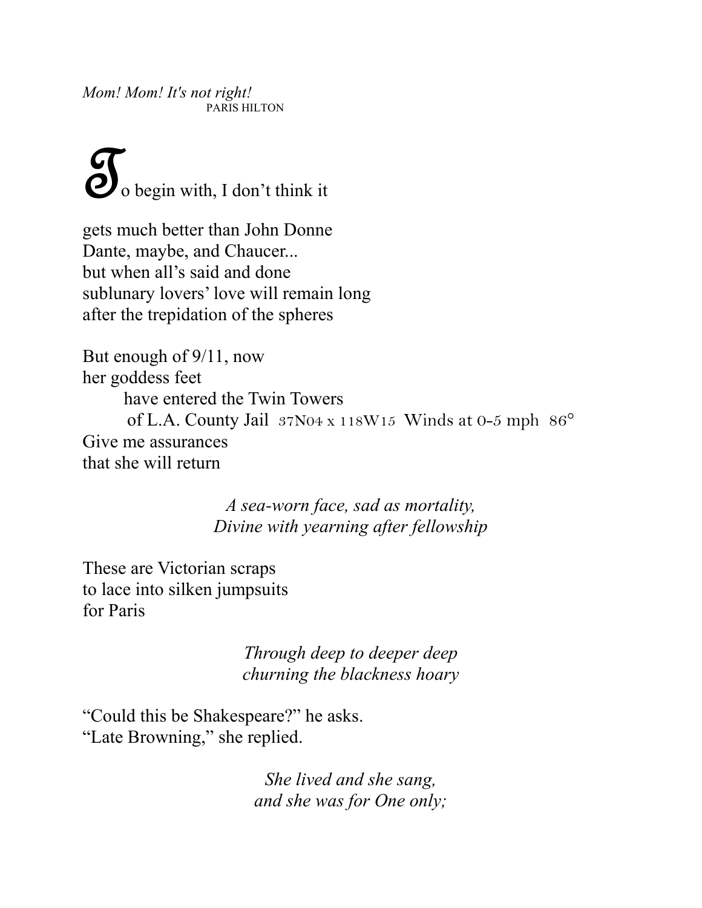*Mom! Mom! It's not right!*
PARIS HILTON

To begin with, I don't think it

gets much better than John Donne
Dante, maybe, and Chaucer...
but when all's said and done
sublunary lovers' love will remain long
after the trepidation of the spheres

But enough of 9/11, now
her goddess feet
have entered the Twin Towers
of L.A. County Jail 37N04 x 118W15 Winds at 0-5 mph 86°
Give me assurances
that she will return

*A sea-worn face, sad as mortality,*
*Divine with yearning after fellowship*

These are Victorian scraps
to lace into silken jumpsuits
for Paris

*Through deep to deeper deep*
*churning the blackness hoary*

"Could this be Shakespeare?" he asks.
"Late Browning," she replied.

*She lived and she sang,*
*and she was for One only;*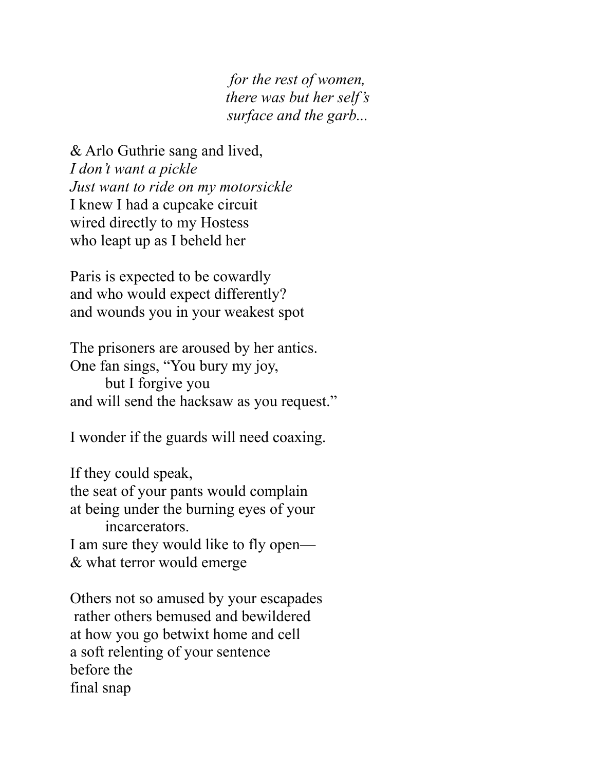*for the rest of women,*
*there was but her self's*
*surface and the garb...*

& Arlo Guthrie sang and lived,
*I don't want a pickle*
*Just want to ride on my motorsickle*
I knew I had a cupcake circuit
wired directly to my Hostess
who leapt up as I beheld her

Paris is expected to be cowardly
and who would expect differently?
and wounds you in your weakest spot

The prisoners are aroused by her antics.
One fan sings, "You bury my joy,
        but I forgive you
and will send the hacksaw as you request."

I wonder if the guards will need coaxing.

If they could speak,
the seat of your pants would complain
at being under the burning eyes of your
        incarcerators.
I am sure they would like to fly open—
& what terror would emerge

Others not so amused by your escapades
 rather others bemused and bewildered
at how you go betwixt home and cell
a soft relenting of your sentence
before the
final snap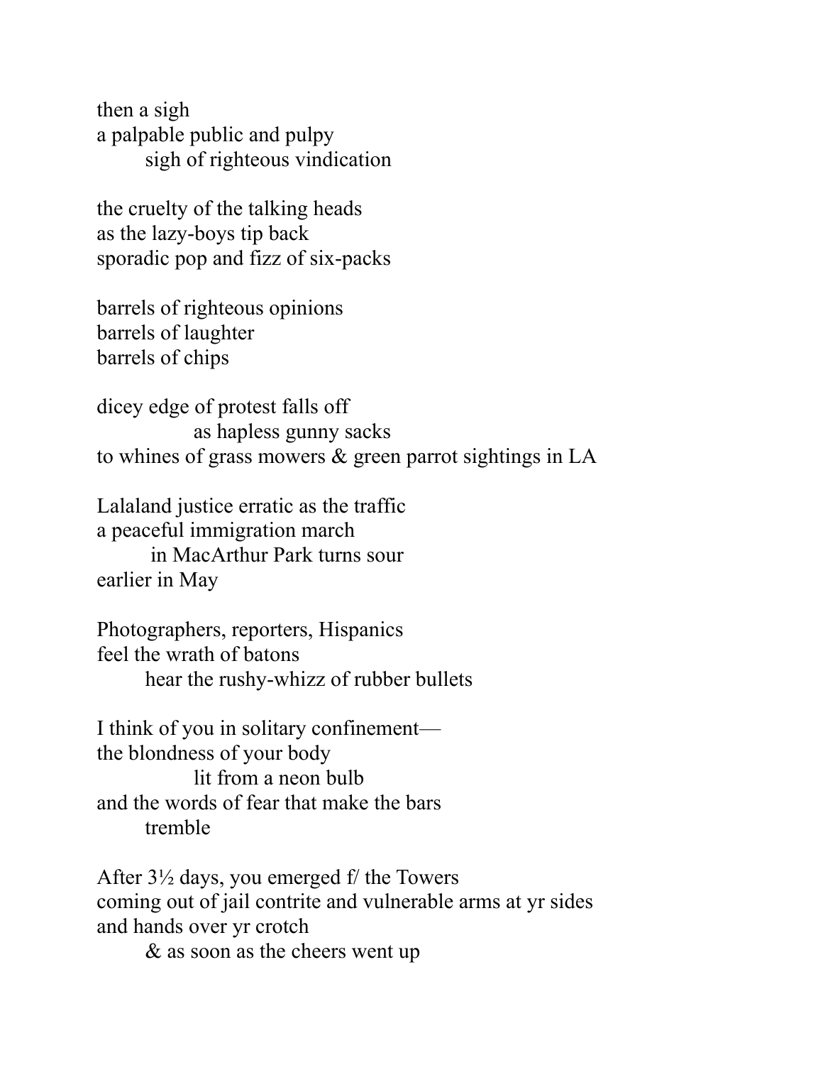then a sigh  
a palpable public and pulpy  
        sigh of righteous vindication

the cruelty of the talking heads  
as the lazy-boys tip back  
sporadic pop and fizz of six-packs

barrels of righteous opinions  
barrels of laughter  
barrels of chips

dicey edge of protest falls off  
                as hapless gunny sacks  
to whines of grass mowers & green parrot sightings in LA

Lalaland justice erratic as the traffic  
a peaceful immigration march  
        in MacArthur Park turns sour  
earlier in May

Photographers, reporters, Hispanics  
feel the wrath of batons  
        hear the rushy-whizz of rubber bullets

I think of you in solitary confinement—  
the blondness of your body  
                lit from a neon bulb  
and the words of fear that make the bars  
        tremble

After 3½ days, you emerged f/ the Towers  
coming out of jail contrite and vulnerable arms at yr sides  
and hands over yr crotch  
        & as soon as the cheers went up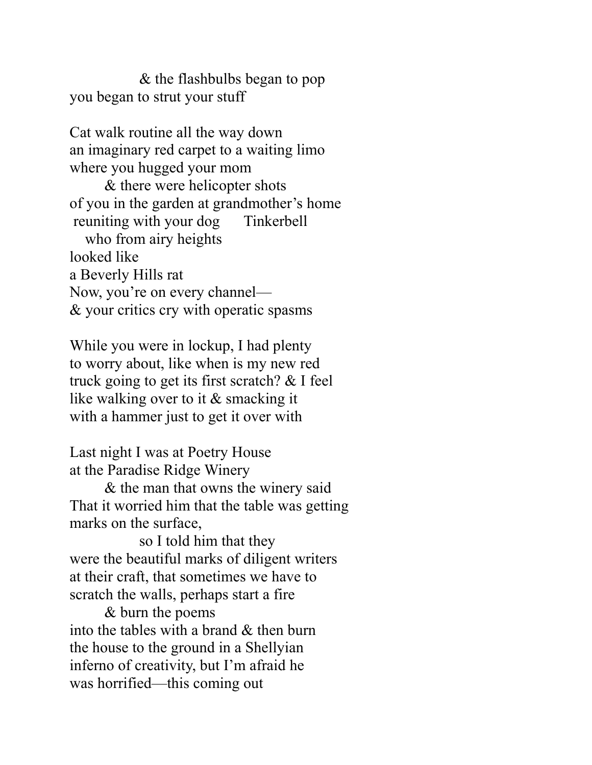&nbsp;&nbsp;&nbsp;&nbsp;&nbsp;&nbsp;&nbsp;&nbsp;&nbsp;&nbsp;&nbsp;&nbsp;& the flashbulbs began to pop
you began to strut your stuff

Cat walk routine all the way down
an imaginary red carpet to a waiting limo
where you hugged your mom
&nbsp;&nbsp;&nbsp;&nbsp;&nbsp;&nbsp;& there were helicopter shots
of you in the garden at grandmother's home
&nbsp;reuniting with your dog&nbsp;&nbsp;&nbsp;&nbsp;&nbsp;Tinkerbell
&nbsp;&nbsp;&nbsp;who from airy heights
looked like
a Beverly Hills rat
Now, you're on every channel—
& your critics cry with operatic spasms

While you were in lockup, I had plenty
to worry about, like when is my new red
truck going to get its first scratch? & I feel
like walking over to it & smacking it
with a hammer just to get it over with

Last night I was at Poetry House
at the Paradise Ridge Winery
&nbsp;&nbsp;&nbsp;&nbsp;&nbsp;&nbsp;& the man that owns the winery said
That it worried him that the table was getting
marks on the surface,
&nbsp;&nbsp;&nbsp;&nbsp;&nbsp;&nbsp;&nbsp;&nbsp;&nbsp;&nbsp;&nbsp;&nbsp;so I told him that they
were the beautiful marks of diligent writers
at their craft, that sometimes we have to
scratch the walls, perhaps start a fire
&nbsp;&nbsp;&nbsp;&nbsp;&nbsp;&nbsp;& burn the poems
into the tables with a brand & then burn
the house to the ground in a Shellyian
inferno of creativity, but I'm afraid he
was horrified—this coming out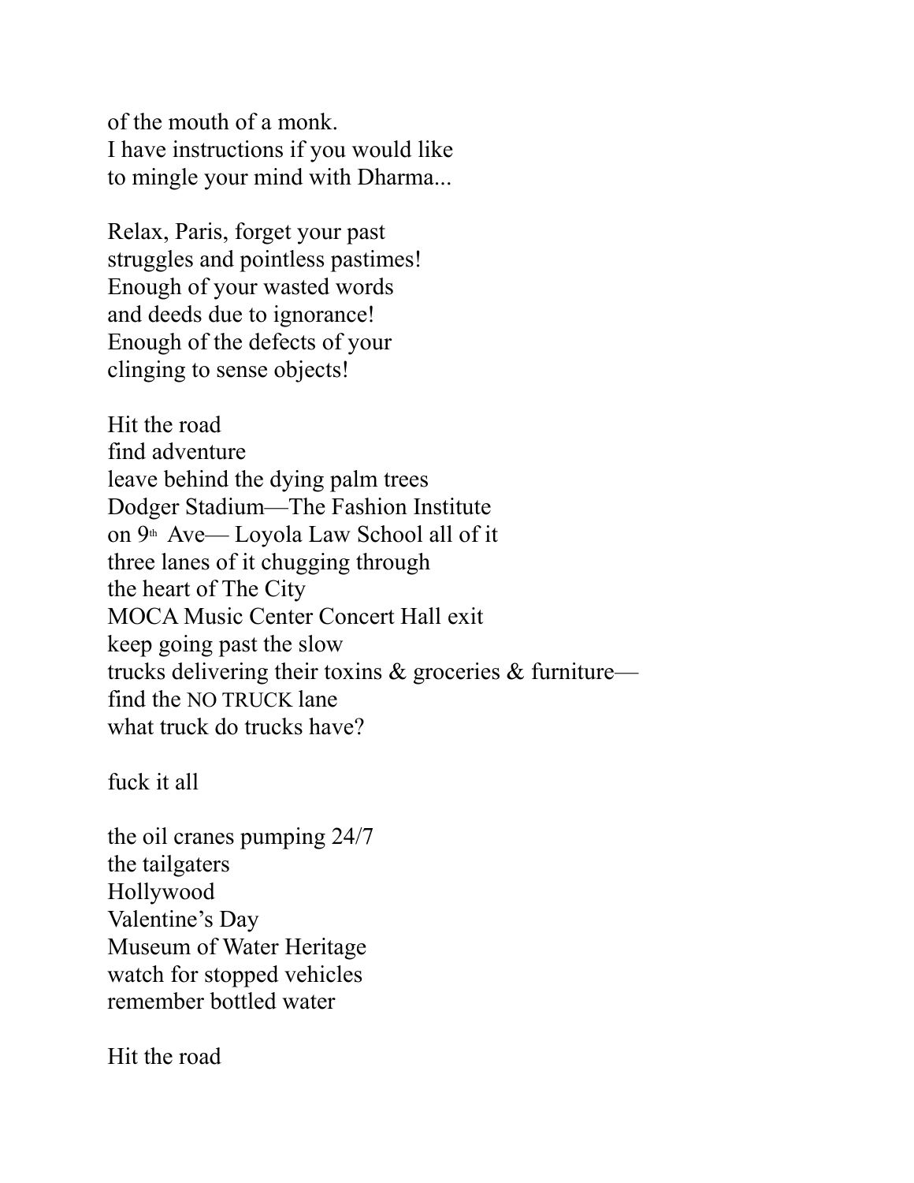of the mouth of a monk.
I have instructions if you would like
to mingle your mind with Dharma...

Relax, Paris, forget your past
struggles and pointless pastimes!
Enough of your wasted words
and deeds due to ignorance!
Enough of the defects of your
clinging to sense objects!

Hit the road
find adventure
leave behind the dying palm trees
Dodger Stadium—The Fashion Institute
on 9th Ave— Loyola Law School all of it
three lanes of it chugging through
the heart of The City
MOCA Music Center Concert Hall exit
keep going past the slow
trucks delivering their toxins & groceries & furniture—
find the NO TRUCK lane
what truck do trucks have?

fuck it all

the oil cranes pumping 24/7
the tailgaters
Hollywood
Valentine's Day
Museum of Water Heritage
watch for stopped vehicles
remember bottled water

Hit the road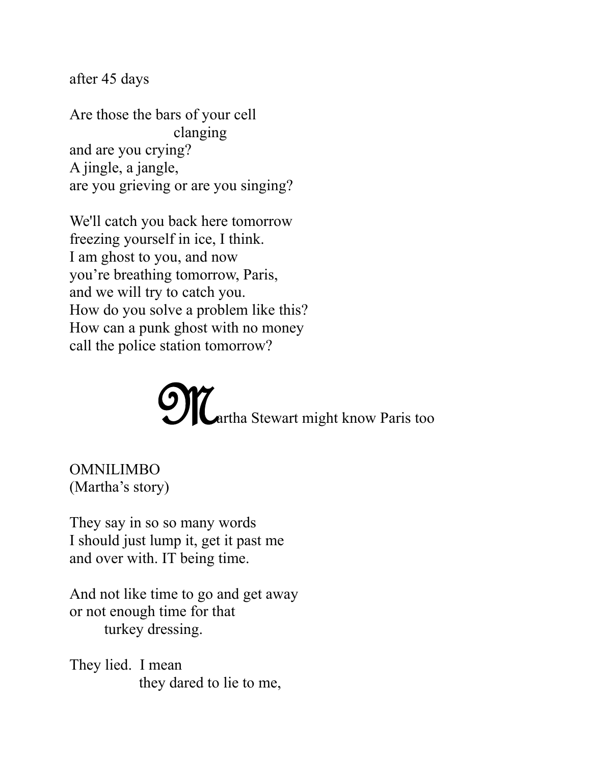after 45 days

Are those the bars of your cell
                        clanging
and are you crying?
A jingle, a jangle,
are you grieving or are you singing?

We'll catch you back here tomorrow
freezing yourself in ice, I think.
I am ghost to you, and now
you're breathing tomorrow, Paris,
and we will try to catch you.
How do you solve a problem like this?
How can a punk ghost with no money
call the police station tomorrow?

Martha Stewart might know Paris too

OMNILIMBO
(Martha's story)

They say in so so many words
I should just lump it, get it past me
and over with. IT being time.

And not like time to go and get away
or not enough time for that
        turkey dressing.

They lied.  I mean
                they dared to lie to me,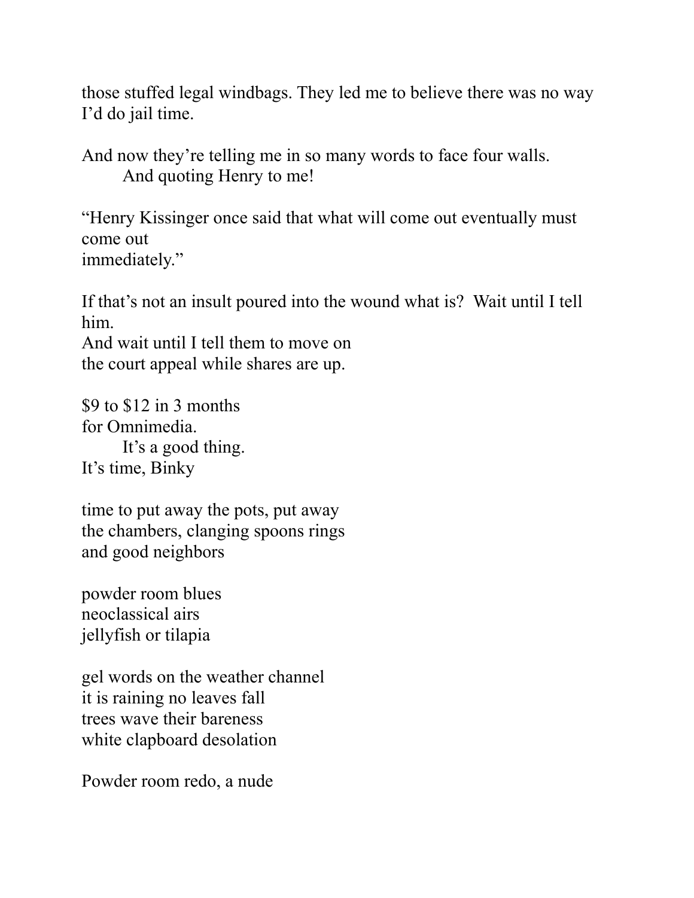those stuffed legal windbags. They led me to believe there was no way
I'd do jail time.

And now they're telling me in so many words to face four walls.
        And quoting Henry to me!

"Henry Kissinger once said that what will come out eventually must
come out
immediately."

If that's not an insult poured into the wound what is?  Wait until I tell
him.
And wait until I tell them to move on
the court appeal while shares are up.

$9 to $12 in 3 months
for Omnimedia.
        It's a good thing.
It's time, Binky

time to put away the pots, put away
the chambers, clanging spoons rings
and good neighbors

powder room blues
neoclassical airs
jellyfish or tilapia

gel words on the weather channel
it is raining no leaves fall
trees wave their bareness
white clapboard desolation

Powder room redo, a nude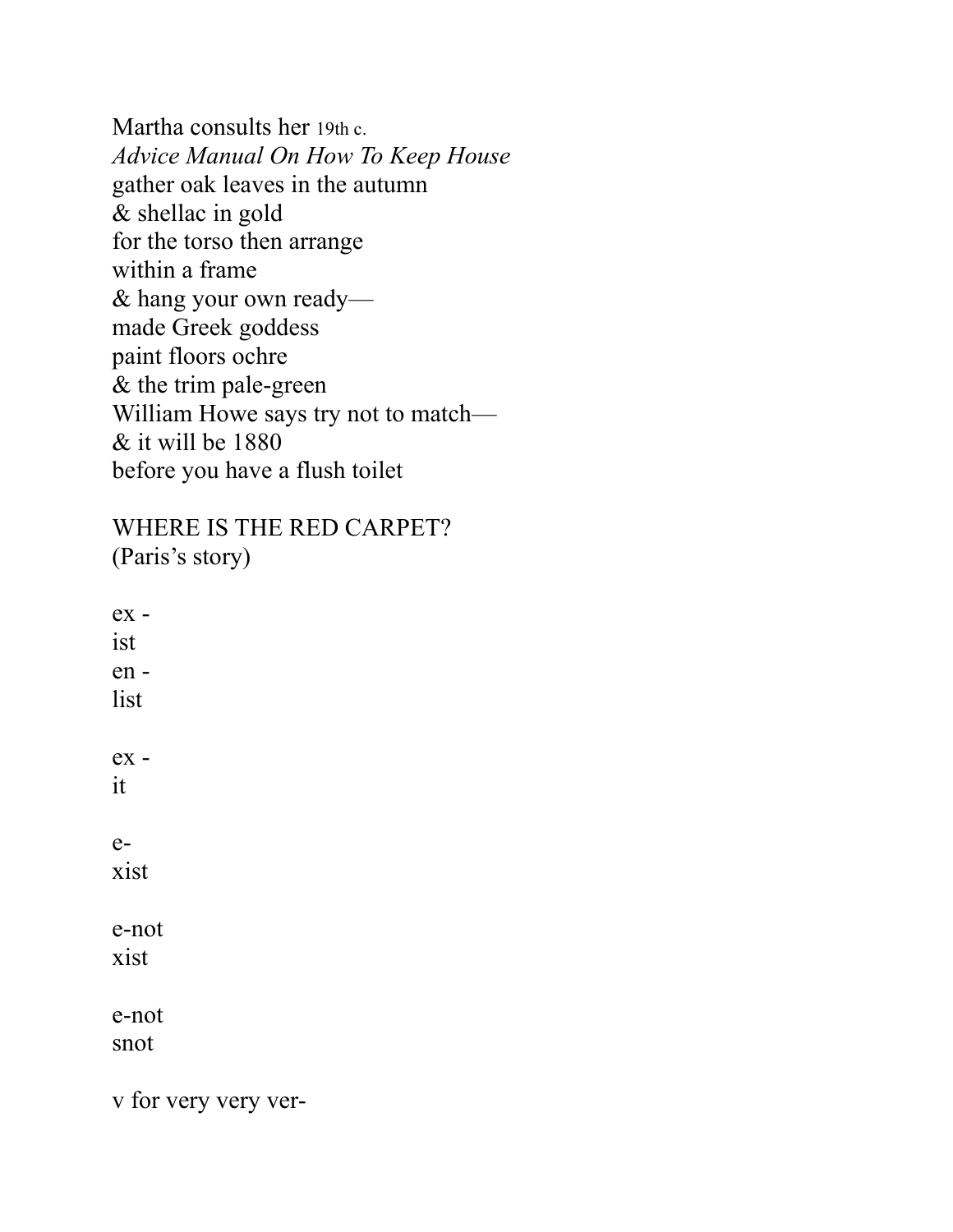Martha consults her 19th c.
*Advice Manual On How To Keep House*
gather oak leaves in the autumn
& shellac in gold
for the torso then arrange
within a frame
& hang your own ready—
made Greek goddess
paint floors ochre
& the trim pale-green
William Howe says try not to match—
& it will be 1880
before you have a flush toilet

WHERE IS THE RED CARPET?
(Paris's story)

ex -
ist
en -
list

ex -
it

e-
xist

e-not
xist

e-not
snot

v for very very ver-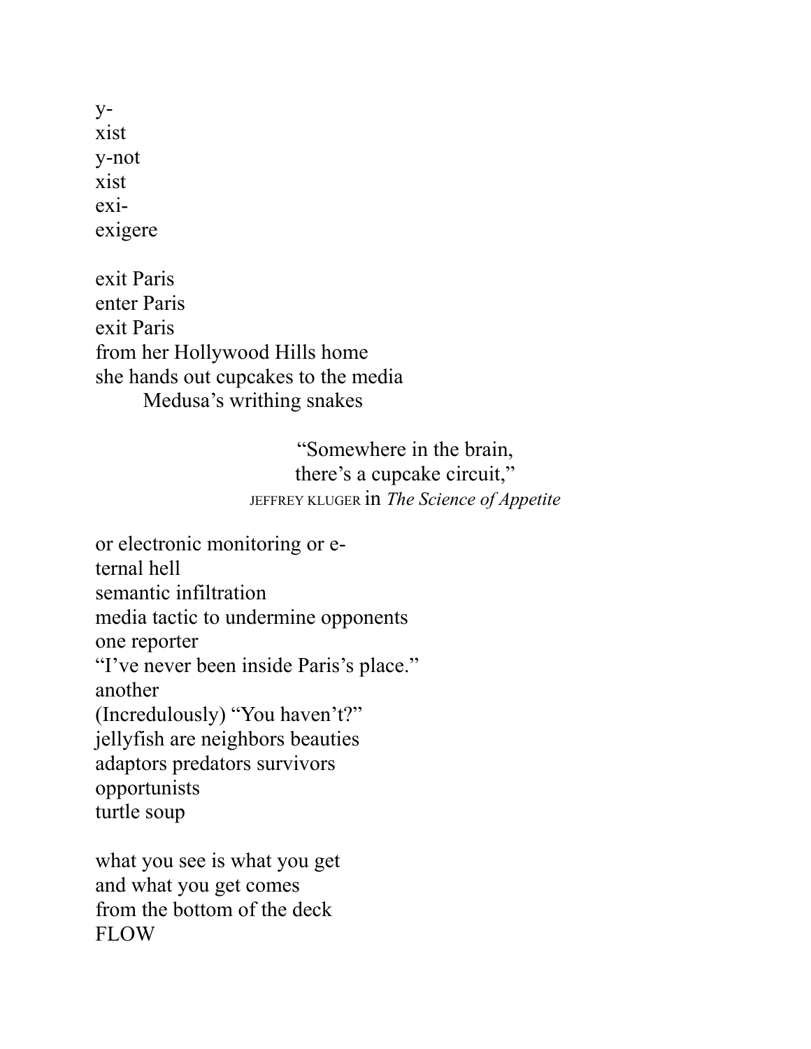y-
xist
y-not
xist
exi-
exigere

exit Paris
enter Paris
exit Paris
from her Hollywood Hills home
she hands out cupcakes to the media
        Medusa's writhing snakes

                                        "Somewhere in the brain,
                                        there's a cupcake circuit,"
                                    JEFFREY KLUGER in *The Science of Appetite*

or electronic monitoring or e-
ternal hell
semantic infiltration
media tactic to undermine opponents
one reporter
"I've never been inside Paris's place."
another
(Incredulously) "You haven't?"
jellyfish are neighbors beauties
adaptors predators survivors
opportunists
turtle soup

what you see is what you get
and what you get comes
from the bottom of the deck
FLOW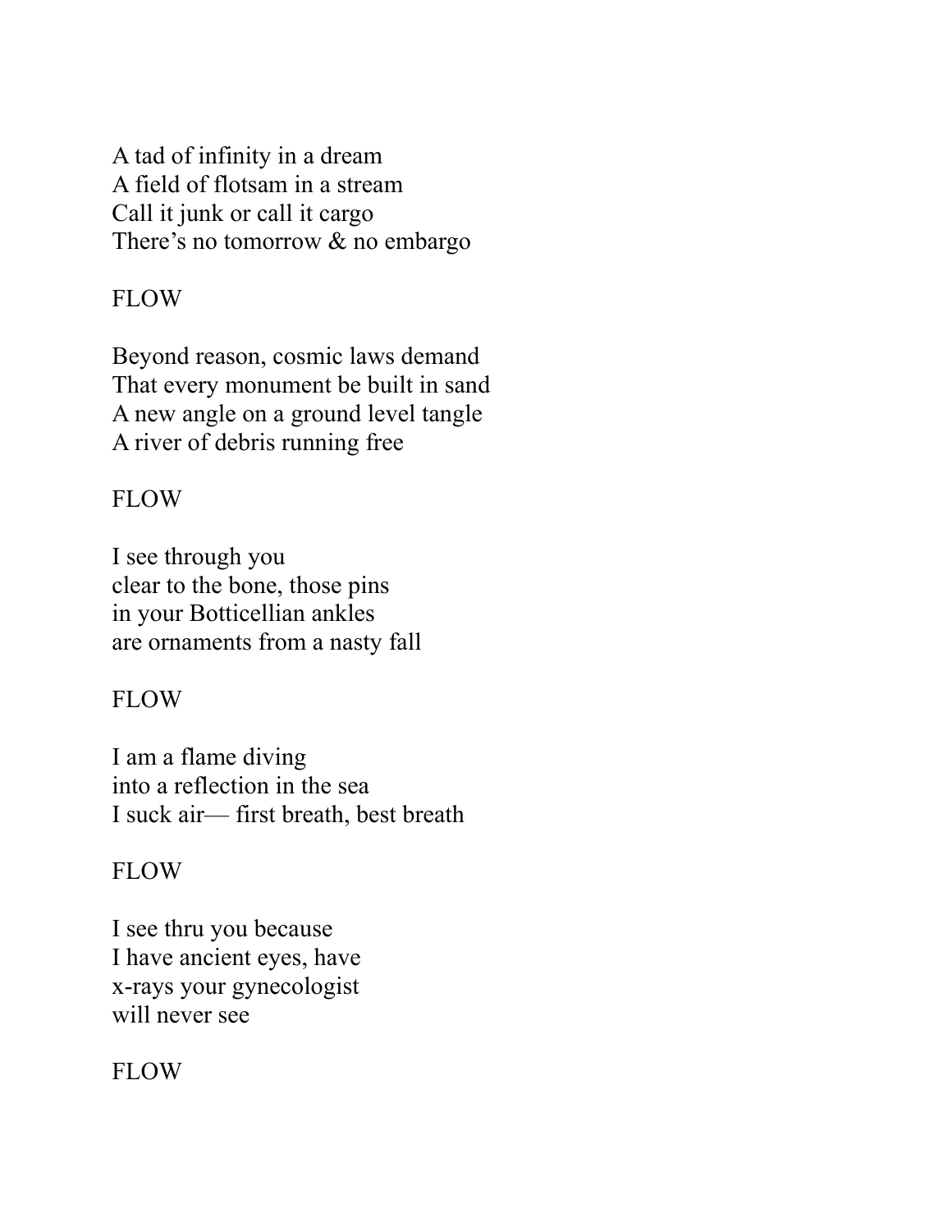A tad of infinity in a dream  
A field of flotsam in a stream  
Call it junk or call it cargo  
There's no tomorrow & no embargo

FLOW

Beyond reason, cosmic laws demand  
That every monument be built in sand  
A new angle on a ground level tangle  
A river of debris running free

FLOW

I see through you  
clear to the bone, those pins  
in your Botticellian ankles  
are ornaments from a nasty fall

FLOW

I am a flame diving  
into a reflection in the sea  
I suck air— first breath, best breath

FLOW

I see thru you because  
I have ancient eyes, have  
x-rays your gynecologist  
will never see

FLOW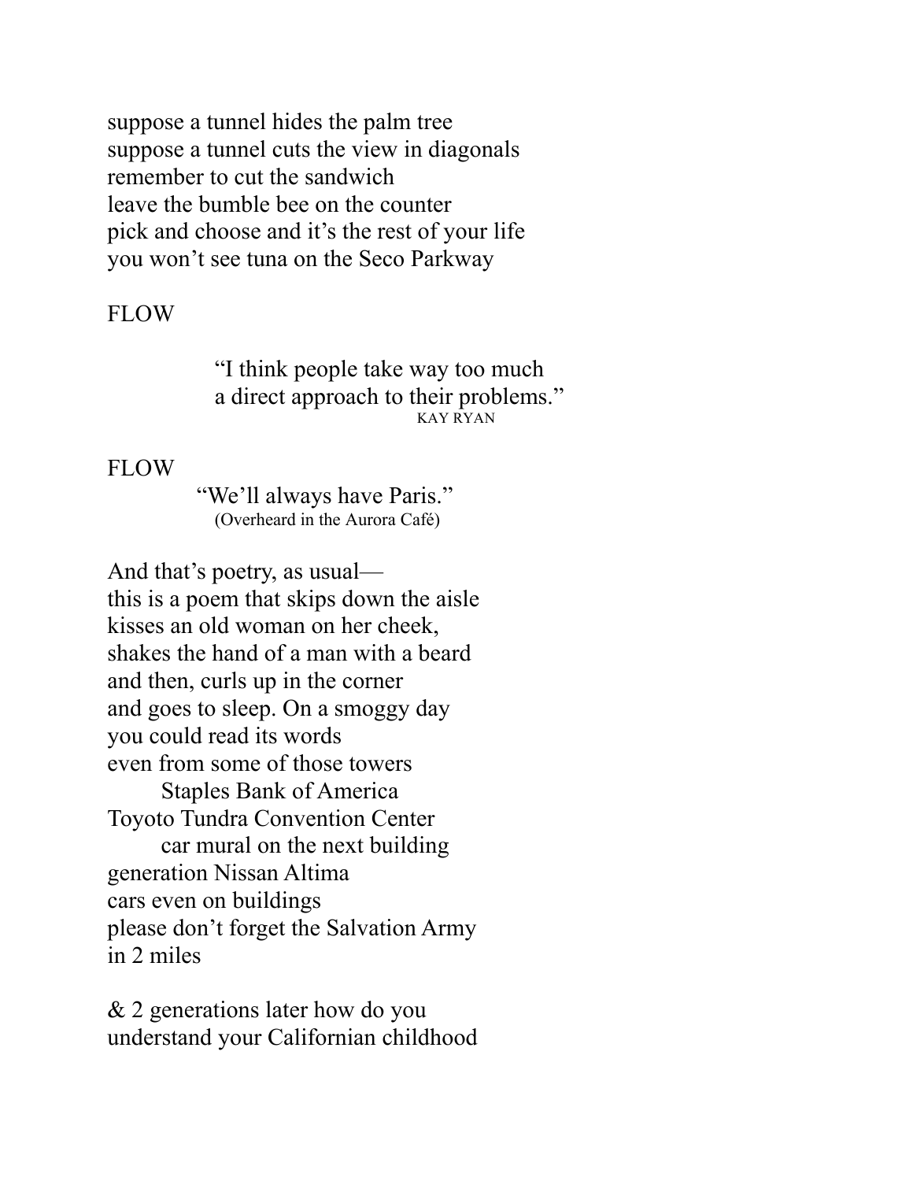suppose a tunnel hides the palm tree
suppose a tunnel cuts the view in diagonals
remember to cut the sandwich
leave the bumble bee on the counter
pick and choose and it's the rest of your life
you won't see tuna on the Seco Parkway

FLOW

> "I think people take way too much
> a direct approach to their problems."
> KAY RYAN

FLOW

> "We'll always have Paris."
> (Overheard in the Aurora Café)

And that's poetry, as usual—
this is a poem that skips down the aisle
kisses an old woman on her cheek,
shakes the hand of a man with a beard
and then, curls up in the corner
and goes to sleep. On a smoggy day
you could read its words
even from some of those towers
        Staples Bank of America
Toyoto Tundra Convention Center
        car mural on the next building
generation Nissan Altima
cars even on buildings
please don't forget the Salvation Army
in 2 miles

& 2 generations later how do you
understand your Californian childhood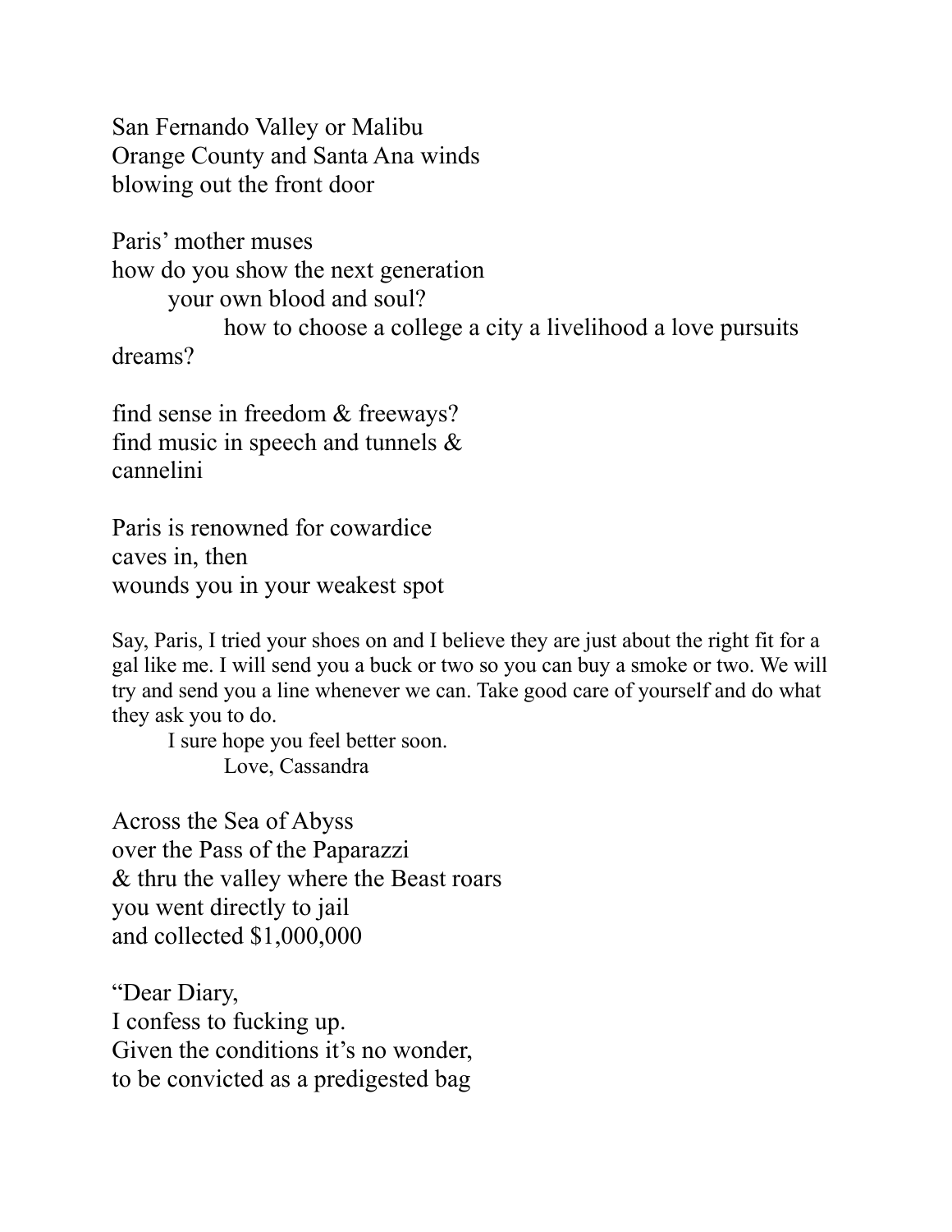San Fernando Valley or Malibu
Orange County and Santa Ana winds
blowing out the front door

Paris' mother muses
how do you show the next generation
&nbsp;&nbsp;&nbsp;&nbsp;&nbsp;&nbsp;&nbsp;&nbsp;your own blood and soul?
&nbsp;&nbsp;&nbsp;&nbsp;&nbsp;&nbsp;&nbsp;&nbsp;&nbsp;&nbsp;&nbsp;&nbsp;&nbsp;&nbsp;&nbsp;&nbsp;how to choose a college a city a livelihood a love pursuits
dreams?

find sense in freedom & freeways?
find music in speech and tunnels &
cannelini

Paris is renowned for cowardice
caves in, then
wounds you in your weakest spot

Say, Paris, I tried your shoes on and I believe they are just about the right fit for a gal like me. I will send you a buck or two so you can buy a smoke or two. We will try and send you a line whenever we can. Take good care of yourself and do what they ask you to do.
&nbsp;&nbsp;&nbsp;&nbsp;&nbsp;&nbsp;&nbsp;&nbsp;I sure hope you feel better soon.
&nbsp;&nbsp;&nbsp;&nbsp;&nbsp;&nbsp;&nbsp;&nbsp;&nbsp;&nbsp;&nbsp;&nbsp;&nbsp;&nbsp;&nbsp;&nbsp;Love, Cassandra

Across the Sea of Abyss
over the Pass of the Paparazzi
& thru the valley where the Beast roars
you went directly to jail
and collected $1,000,000

"Dear Diary,
I confess to fucking up.
Given the conditions it's no wonder,
to be convicted as a predigested bag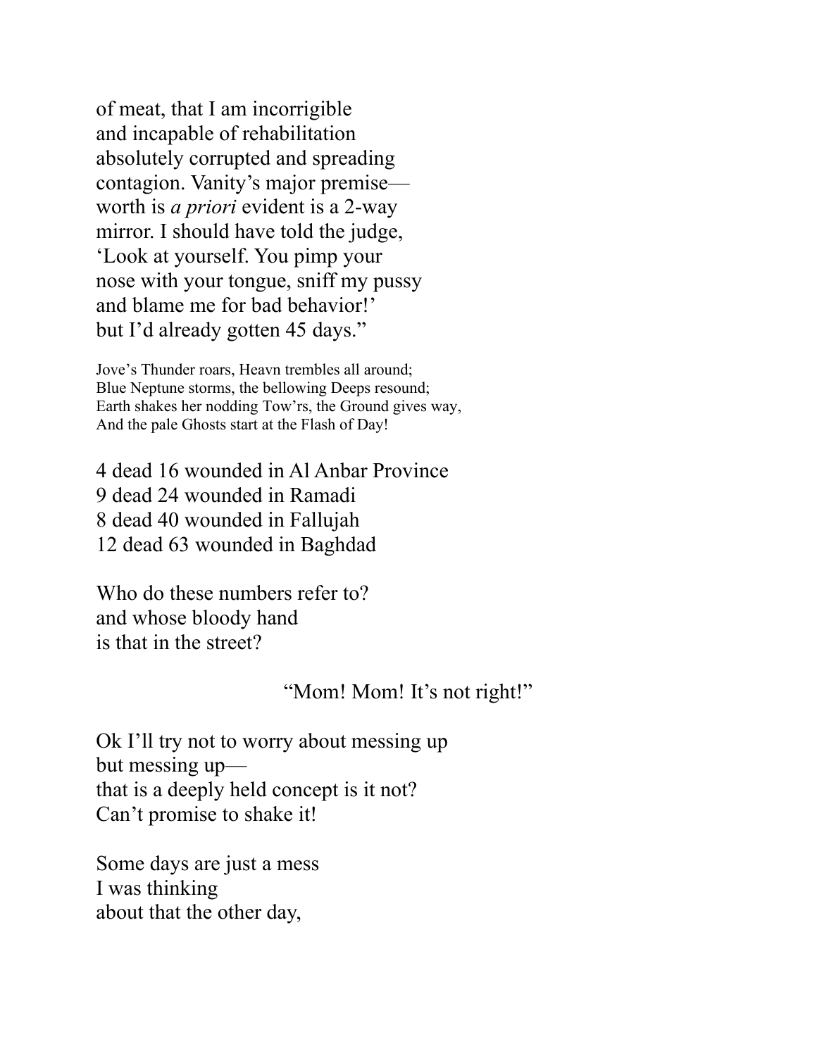of meat, that I am incorrigible  
and incapable of rehabilitation  
absolutely corrupted and spreading  
contagion. Vanity's major premise—  
worth is *a priori* evident is a 2-way  
mirror. I should have told the judge,  
'Look at yourself. You pimp your  
nose with your tongue, sniff my pussy  
and blame me for bad behavior!'  
but I'd already gotten 45 days."

Jove's Thunder roars, Heavn trembles all around;  
Blue Neptune storms, the bellowing Deeps resound;  
Earth shakes her nodding Tow'rs, the Ground gives way,  
And the pale Ghosts start at the Flash of Day!

4 dead 16 wounded in Al Anbar Province  
9 dead 24 wounded in Ramadi  
8 dead 40 wounded in Fallujah  
12 dead 63 wounded in Baghdad

Who do these numbers refer to?  
and whose bloody hand  
is that in the street?

"Mom! Mom! It's not right!"

Ok I'll try not to worry about messing up  
but messing up—  
that is a deeply held concept is it not?  
Can't promise to shake it!

Some days are just a mess  
I was thinking  
about that the other day,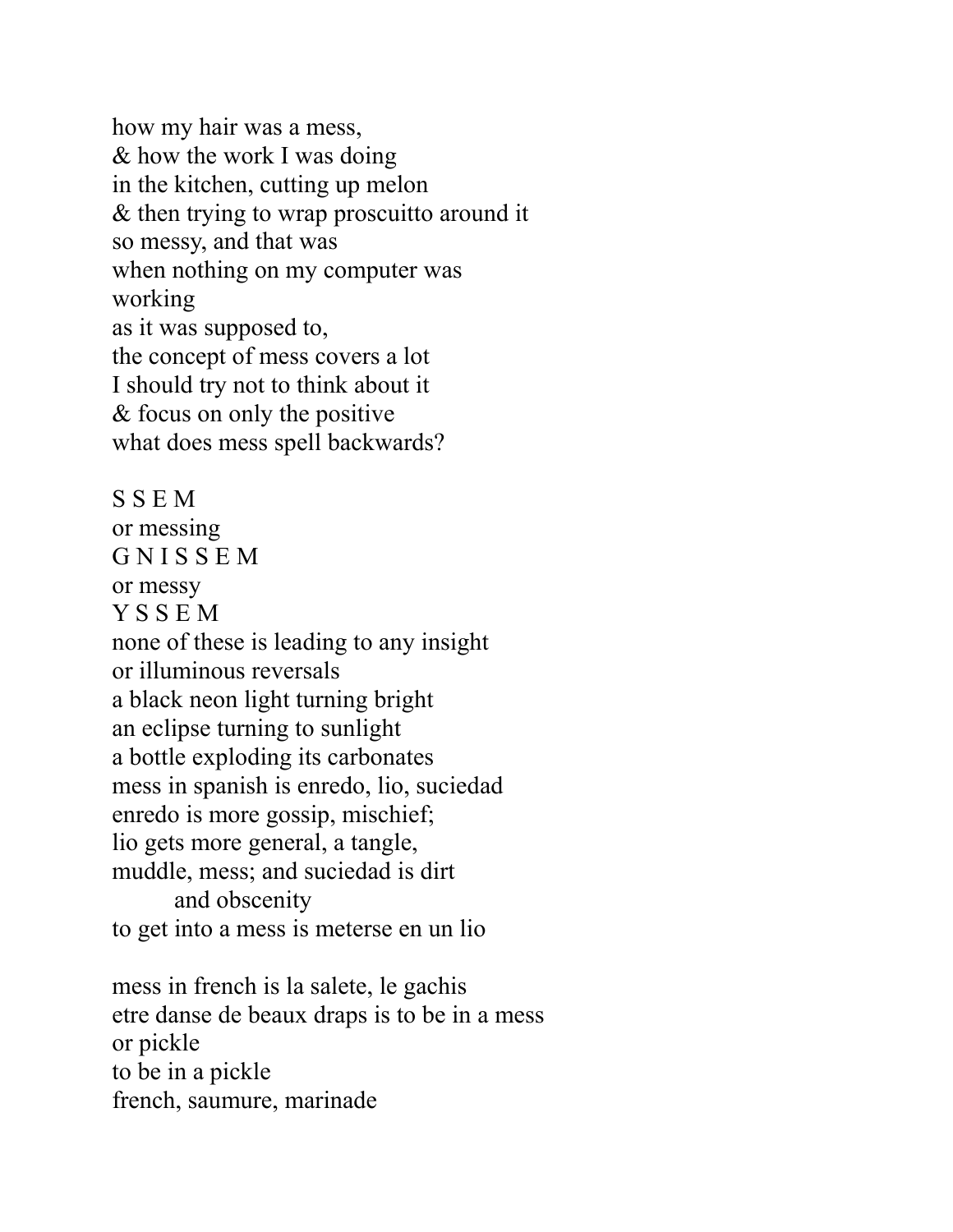how my hair was a mess,  
& how the work I was doing  
in the kitchen, cutting up melon  
& then trying to wrap proscuitto around it  
so messy, and that was  
when nothing on my computer was  
working  
as it was supposed to,  
the concept of mess covers a lot  
I should try not to think about it  
& focus on only the positive  
what does mess spell backwards?

S S E M  
or messing  
G N I S S E M  
or messy  
Y S S E M  
none of these is leading to any insight  
or illuminous reversals  
a black neon light turning bright  
an eclipse turning to sunlight  
a bottle exploding its carbonates  
mess in spanish is enredo, lio, suciedad  
enredo is more gossip, mischief;  
lio gets more general, a tangle,  
muddle, mess; and suciedad is dirt  
&emsp;&emsp;and obscenity  
to get into a mess is meterse en un lio

mess in french is la salete, le gachis  
etre danse de beaux draps is to be in a mess  
or pickle  
to be in a pickle  
french, saumure, marinade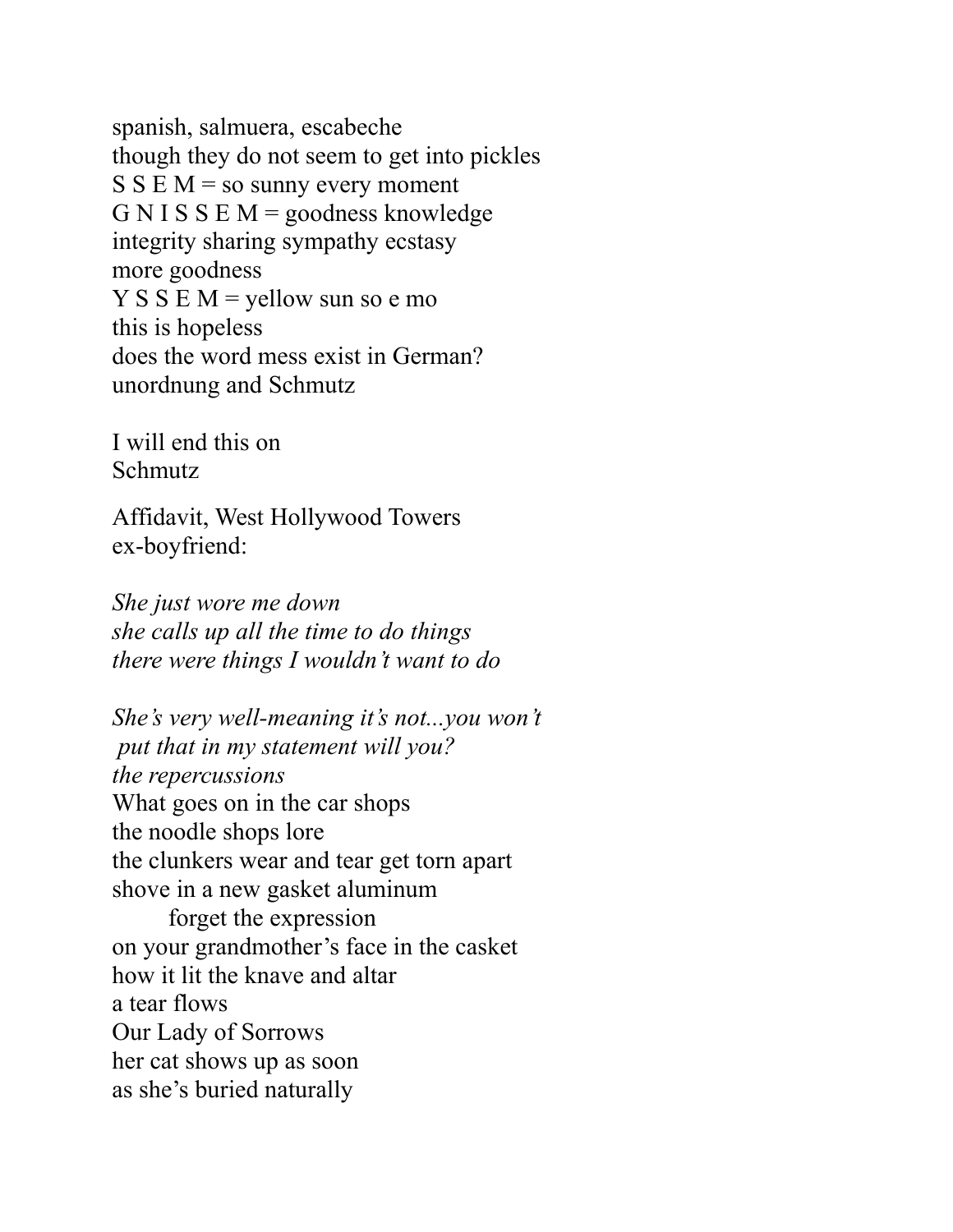spanish, salmuera, escabeche  
though they do not seem to get into pickles  
S S E M = so sunny every moment  
G N I S S E M = goodness knowledge  
integrity sharing sympathy ecstasy  
more goodness  
Y S S E M = yellow sun so e mo  
this is hopeless  
does the word mess exist in German?  
unordnung and Schmutz

I will end this on  
Schmutz

Affidavit, West Hollywood Towers  
ex-boyfriend:

*She just wore me down*  
*she calls up all the time to do things*  
*there were things I wouldn't want to do*

*She's very well-meaning it's not...you won't*  
 *put that in my statement will you?*  
*the repercussions*  
What goes on in the car shops  
the noodle shops lore  
the clunkers wear and tear get torn apart  
shove in a new gasket aluminum  
        forget the expression  
on your grandmother's face in the casket  
how it lit the knave and altar  
a tear flows  
Our Lady of Sorrows  
her cat shows up as soon  
as she's buried naturally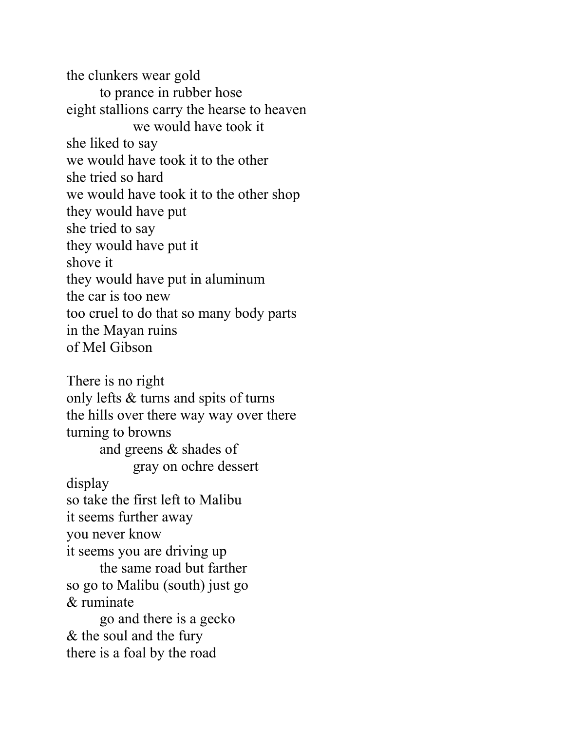the clunkers wear gold
&nbsp;&nbsp;&nbsp;&nbsp;&nbsp;&nbsp;&nbsp;&nbsp;to prance in rubber hose
eight stallions carry the hearse to heaven
&nbsp;&nbsp;&nbsp;&nbsp;&nbsp;&nbsp;&nbsp;&nbsp;&nbsp;&nbsp;&nbsp;&nbsp;&nbsp;&nbsp;&nbsp;&nbsp;we would have took it
she liked to say
we would have took it to the other
she tried so hard
we would have took it to the other shop
they would have put
she tried to say
they would have put it
shove it
they would have put in aluminum
the car is too new
too cruel to do that so many body parts
in the Mayan ruins
of Mel Gibson

There is no right
only lefts & turns and spits of turns
the hills over there way way over there
turning to browns
&nbsp;&nbsp;&nbsp;&nbsp;&nbsp;&nbsp;&nbsp;&nbsp;and greens & shades of
&nbsp;&nbsp;&nbsp;&nbsp;&nbsp;&nbsp;&nbsp;&nbsp;&nbsp;&nbsp;&nbsp;&nbsp;&nbsp;&nbsp;&nbsp;&nbsp;gray on ochre dessert
display
so take the first left to Malibu
it seems further away
you never know
it seems you are driving up
&nbsp;&nbsp;&nbsp;&nbsp;&nbsp;&nbsp;&nbsp;&nbsp;the same road but farther
so go to Malibu (south) just go
& ruminate
&nbsp;&nbsp;&nbsp;&nbsp;&nbsp;&nbsp;&nbsp;&nbsp;go and there is a gecko
& the soul and the fury
there is a foal by the road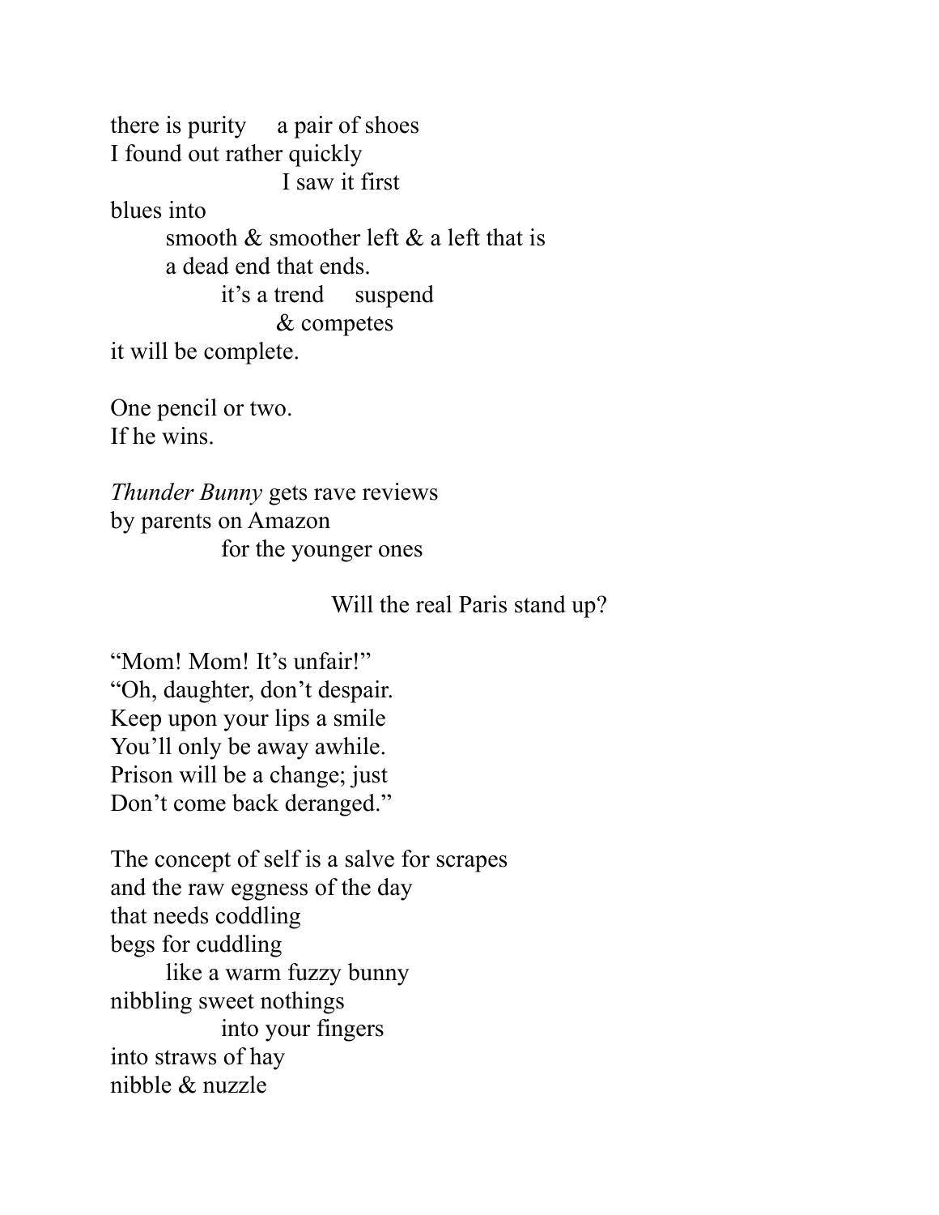there is purity     a pair of shoes
I found out rather quickly
                              I saw it first
blues into
          smooth & smoother left & a left that is
          a dead end that ends.
                    it's a trend     suspend
                              & competes
it will be complete.

One pencil or two.
If he wins.

*Thunder Bunny* gets rave reviews
by parents on Amazon
                    for the younger ones

                                        Will the real Paris stand up?

"Mom! Mom! It's unfair!"
"Oh, daughter, don't despair.
Keep upon your lips a smile
You'll only be away awhile.
Prison will be a change; just
Don't come back deranged."

The concept of self is a salve for scrapes
and the raw eggness of the day
that needs coddling
begs for cuddling
          like a warm fuzzy bunny
nibbling sweet nothings
                    into your fingers
into straws of hay
nibble & nuzzle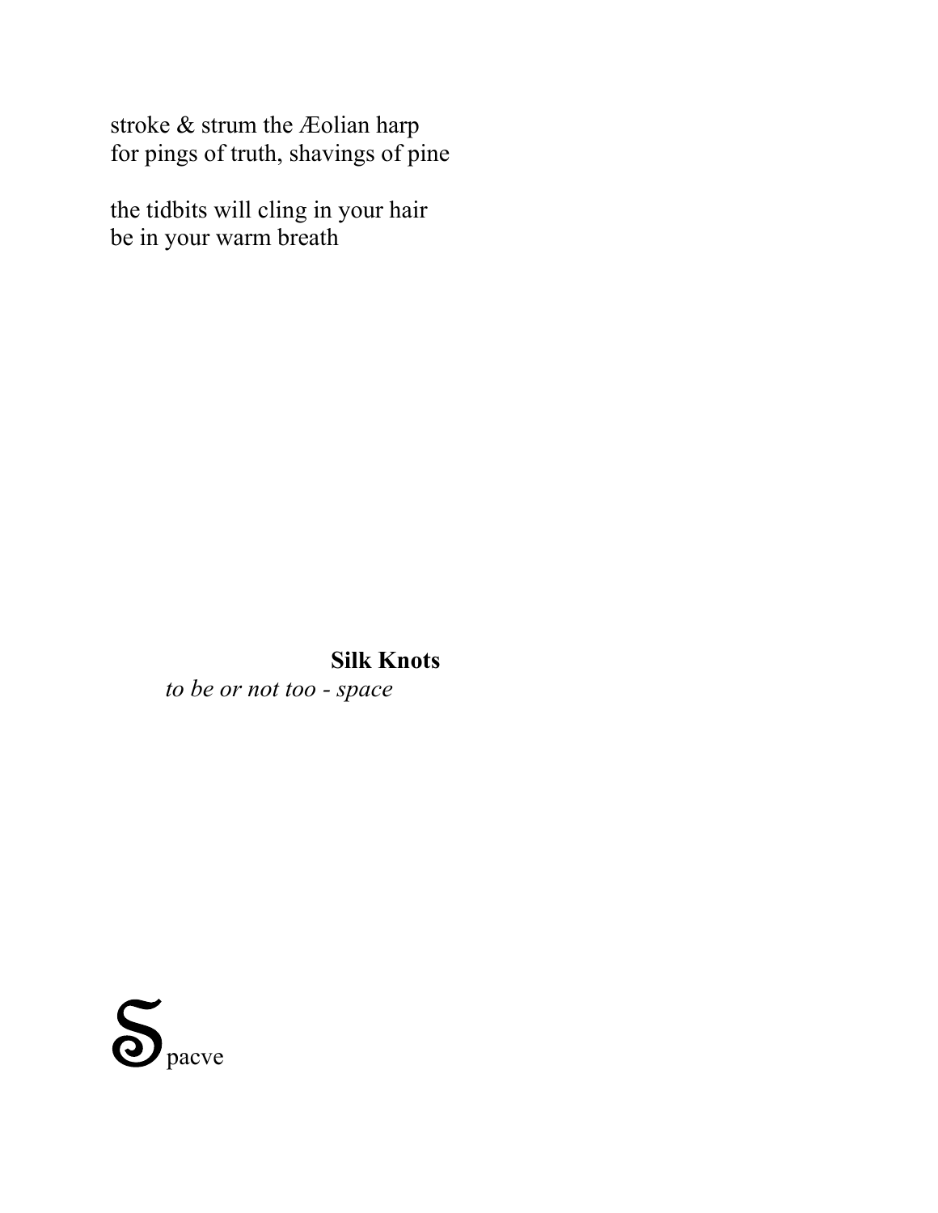stroke & strum the Æolian harp
for pings of truth, shavings of pine

the tidbits will cling in your hair
be in your warm breath

**Silk Knots**

*to be or not too - space*

Spacve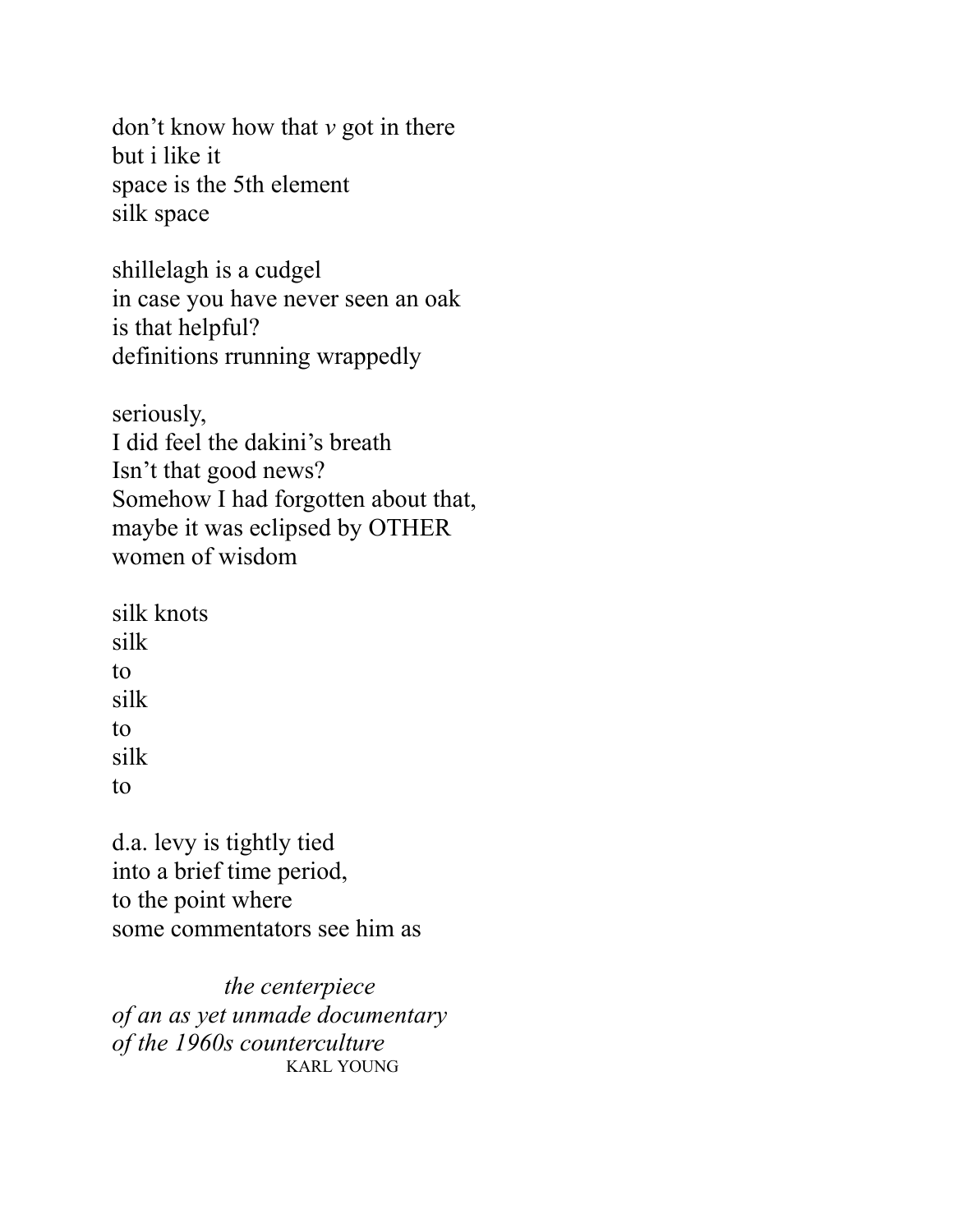don't know how that *v* got in there  
but i like it  
space is the 5th element  
silk space

shillelagh is a cudgel  
in case you have never seen an oak  
is that helpful?  
definitions rrunning wrappedly

seriously,  
I did feel the dakini's breath  
Isn't that good news?  
Somehow I had forgotten about that,  
maybe it was eclipsed by OTHER  
women of wisdom

silk knots  
silk  
to  
silk  
to  
silk  
to

d.a. levy is tightly tied  
into a brief time period,  
to the point where  
some commentators see him as

*the centerpiece*  
*of an as yet unmade documentary*  
*of the 1960s counterculture*  
KARL YOUNG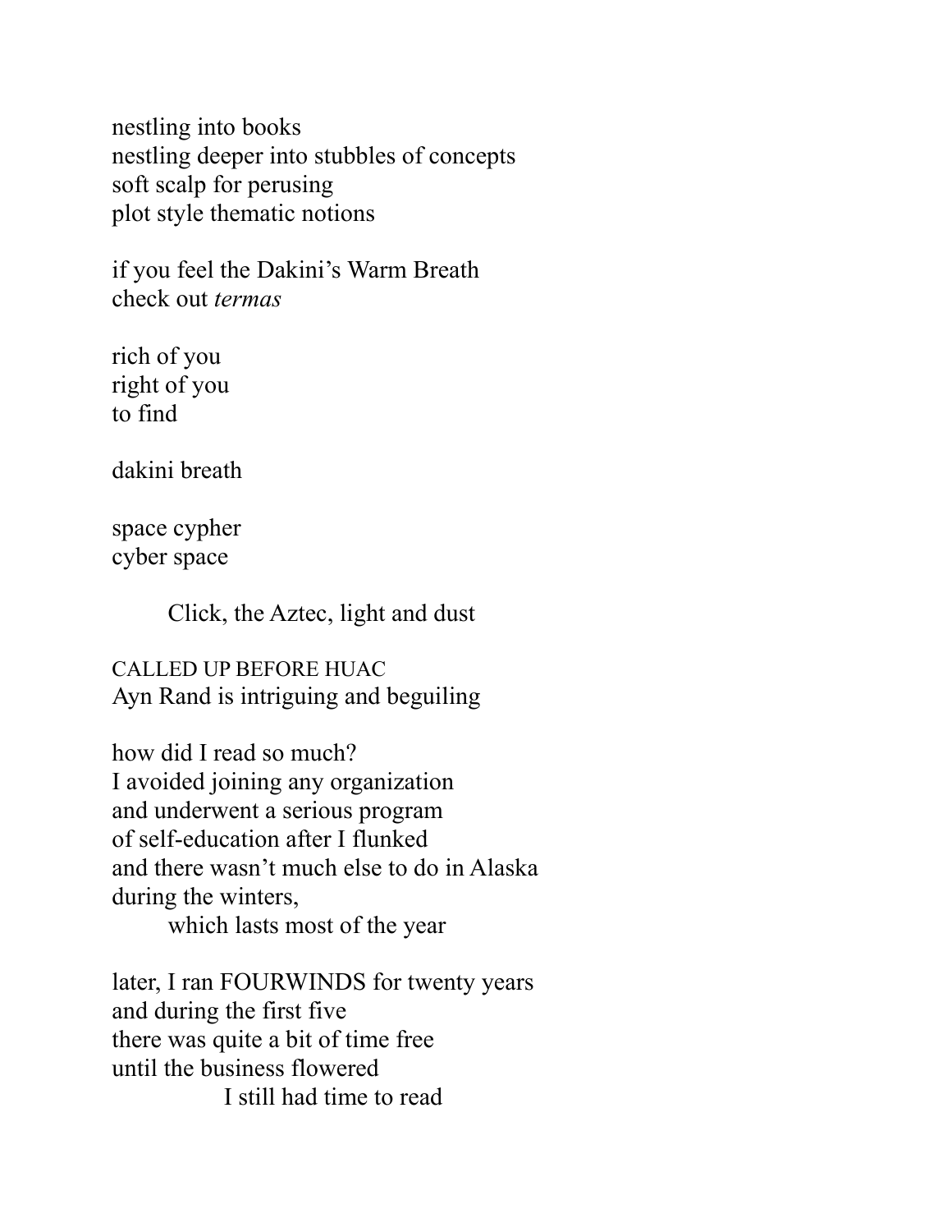nestling into books
nestling deeper into stubbles of concepts
soft scalp for perusing
plot style thematic notions

if you feel the Dakini's Warm Breath
check out *termas*

rich of you
right of you
to find

dakini breath

space cypher
cyber space

    Click, the Aztec, light and dust

CALLED UP BEFORE HUAC
Ayn Rand is intriguing and beguiling

how did I read so much?
I avoided joining any organization
and underwent a serious program
of self-education after I flunked
and there wasn't much else to do in Alaska
during the winters,
    which lasts most of the year

later, I ran FOURWINDS for twenty years
and during the first five
there was quite a bit of time free
until the business flowered
        I still had time to read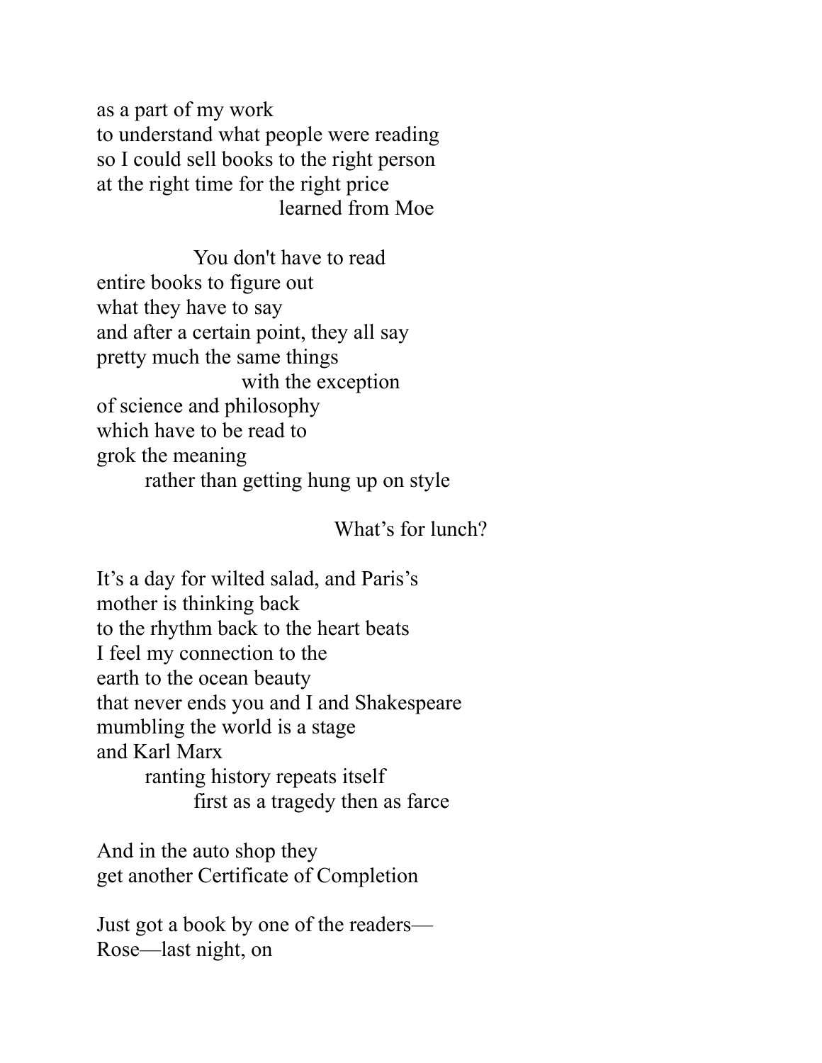as a part of my work  
to understand what people were reading  
so I could sell books to the right person  
at the right time for the right price  
                                learned from Moe

                You don't have to read  
entire books to figure out  
what they have to say  
and after a certain point, they all say  
pretty much the same things  
                        with the exception  
of science and philosophy  
which have to be read to  
grok the meaning  
        rather than getting hung up on style

                                What's for lunch?

It's a day for wilted salad, and Paris's  
mother is thinking back  
to the rhythm back to the heart beats  
I feel my connection to the  
earth to the ocean beauty  
that never ends you and I and Shakespeare  
mumbling the world is a stage  
and Karl Marx  
        ranting history repeats itself  
                first as a tragedy then as farce

And in the auto shop they  
get another Certificate of Completion

Just got a book by one of the readers—  
Rose—last night, on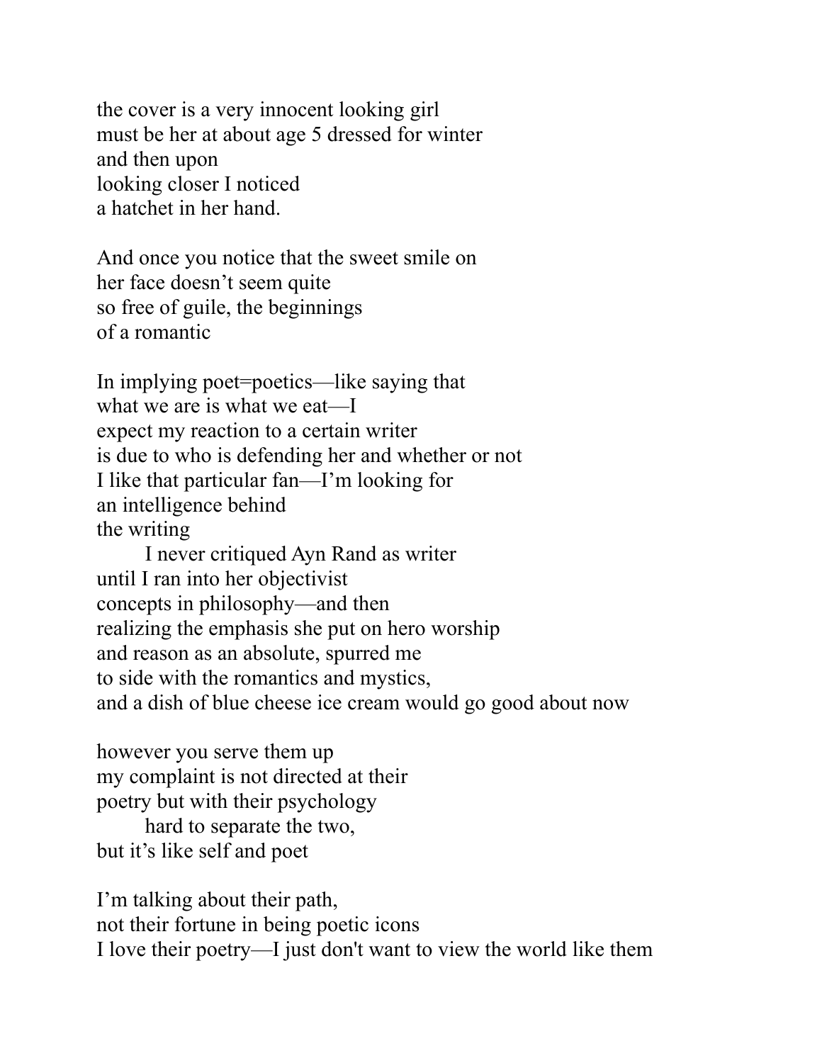the cover is a very innocent looking girl  
must be her at about age 5 dressed for winter  
and then upon  
looking closer I noticed  
a hatchet in her hand.

And once you notice that the sweet smile on  
her face doesn't seem quite  
so free of guile, the beginnings  
of a romantic

In implying poet=poetics—like saying that  
what we are is what we eat—I  
expect my reaction to a certain writer  
is due to who is defending her and whether or not  
I like that particular fan—I'm looking for  
an intelligence behind  
the writing  
&emsp;&emsp;I never critiqued Ayn Rand as writer  
until I ran into her objectivist  
concepts in philosophy—and then  
realizing the emphasis she put on hero worship  
and reason as an absolute, spurred me  
to side with the romantics and mystics,  
and a dish of blue cheese ice cream would go good about now

however you serve them up  
my complaint is not directed at their  
poetry but with their psychology  
&emsp;&emsp;hard to separate the two,  
but it's like self and poet

I'm talking about their path,  
not their fortune in being poetic icons  
I love their poetry—I just don't want to view the world like them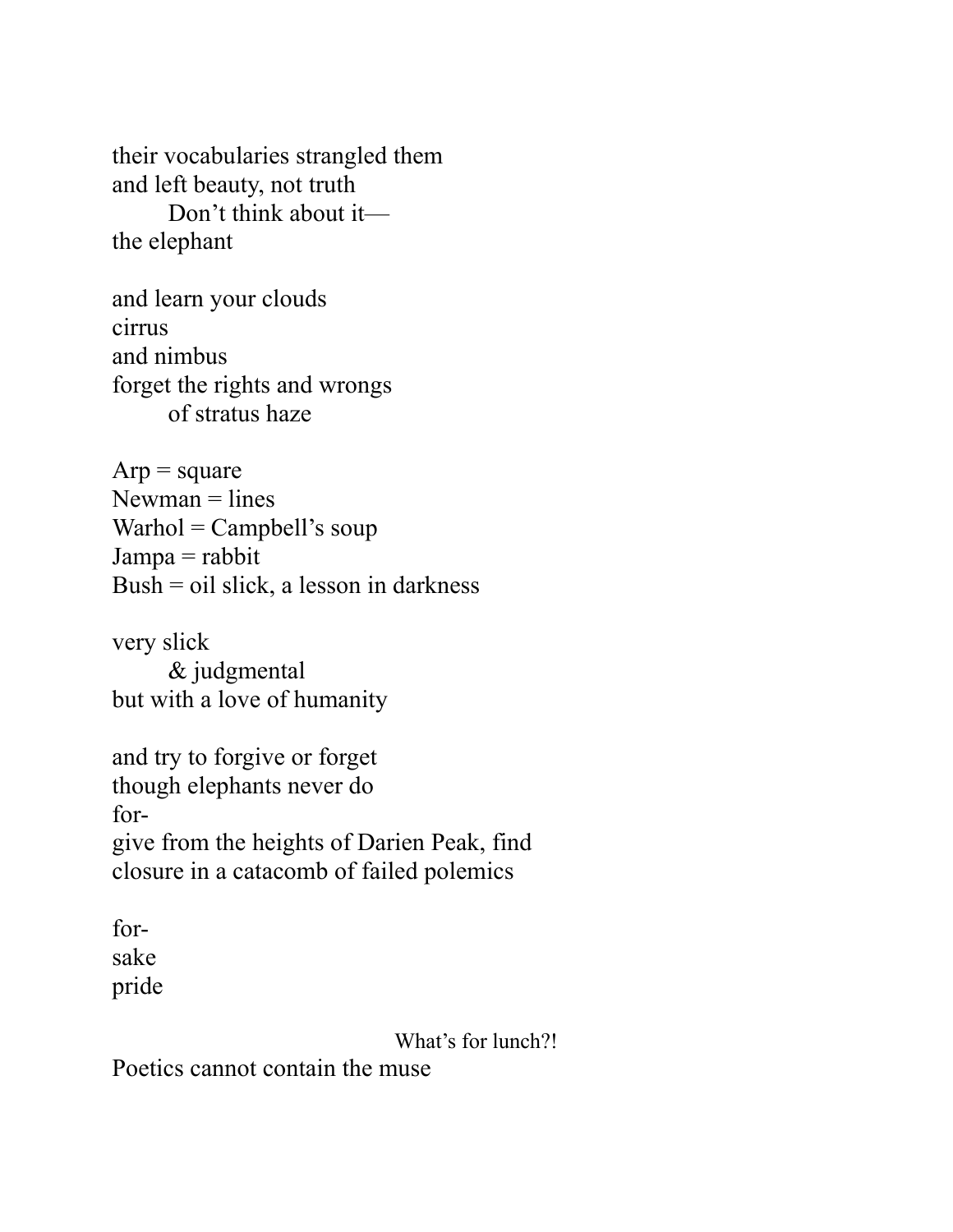their vocabularies strangled them
and left beauty, not truth
        Don't think about it—
the elephant

and learn your clouds
cirrus
and nimbus
forget the rights and wrongs
        of stratus haze

Arp = square
Newman = lines
Warhol = Campbell's soup
Jampa = rabbit
Bush = oil slick, a lesson in darkness

very slick
        & judgmental
but with a love of humanity

and try to forgive or forget
though elephants never do
for-
give from the heights of Darien Peak, find
closure in a catacomb of failed polemics

for-
sake
pride

What's for lunch?!

Poetics cannot contain the muse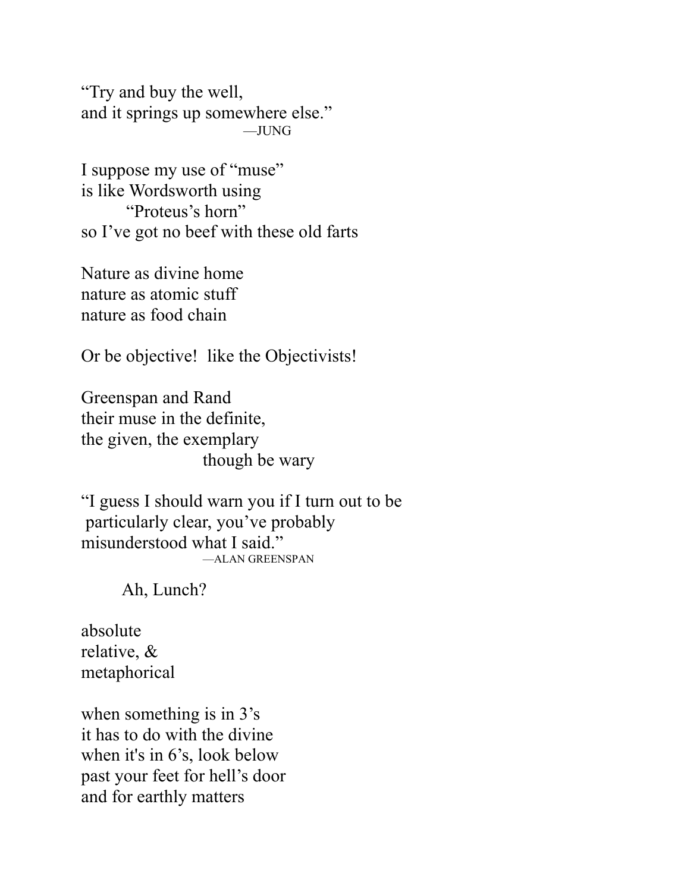"Try and buy the well,
and it springs up somewhere else."
—JUNG

I suppose my use of "muse"
is like Wordsworth using
"Proteus's horn"
so I've got no beef with these old farts

Nature as divine home
nature as atomic stuff
nature as food chain

Or be objective! like the Objectivists!

Greenspan and Rand
their muse in the definite,
the given, the exemplary
though be wary

"I guess I should warn you if I turn out to be
particularly clear, you've probably
misunderstood what I said."
—ALAN GREENSPAN

Ah, Lunch?

absolute
relative, &
metaphorical

when something is in 3's
it has to do with the divine
when it's in 6's, look below
past your feet for hell's door
and for earthly matters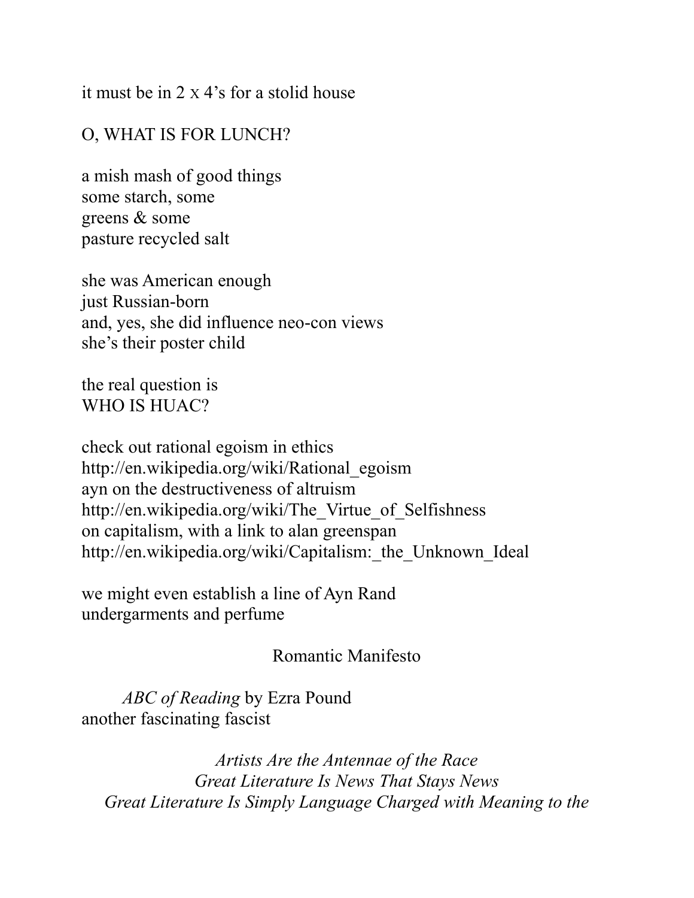it must be in 2 x 4's for a stolid house

O, WHAT IS FOR LUNCH?

a mish mash of good things  
some starch, some  
greens & some  
pasture recycled salt

she was American enough  
just Russian-born  
and, yes, she did influence neo-con views  
she's their poster child

the real question is  
WHO IS HUAC?

check out rational egoism in ethics  
http://en.wikipedia.org/wiki/Rational_egoism  
ayn on the destructiveness of altruism  
http://en.wikipedia.org/wiki/The_Virtue_of_Selfishness  
on capitalism, with a link to alan greenspan  
http://en.wikipedia.org/wiki/Capitalism:_the_Unknown_Ideal

we might even establish a line of Ayn Rand  
undergarments and perfume

Romantic Manifesto

*ABC of Reading* by Ezra Pound  
another fascinating fascist

*Artists Are the Antennae of the Race*  
*Great Literature Is News That Stays News*  
*Great Literature Is Simply Language Charged with Meaning to the*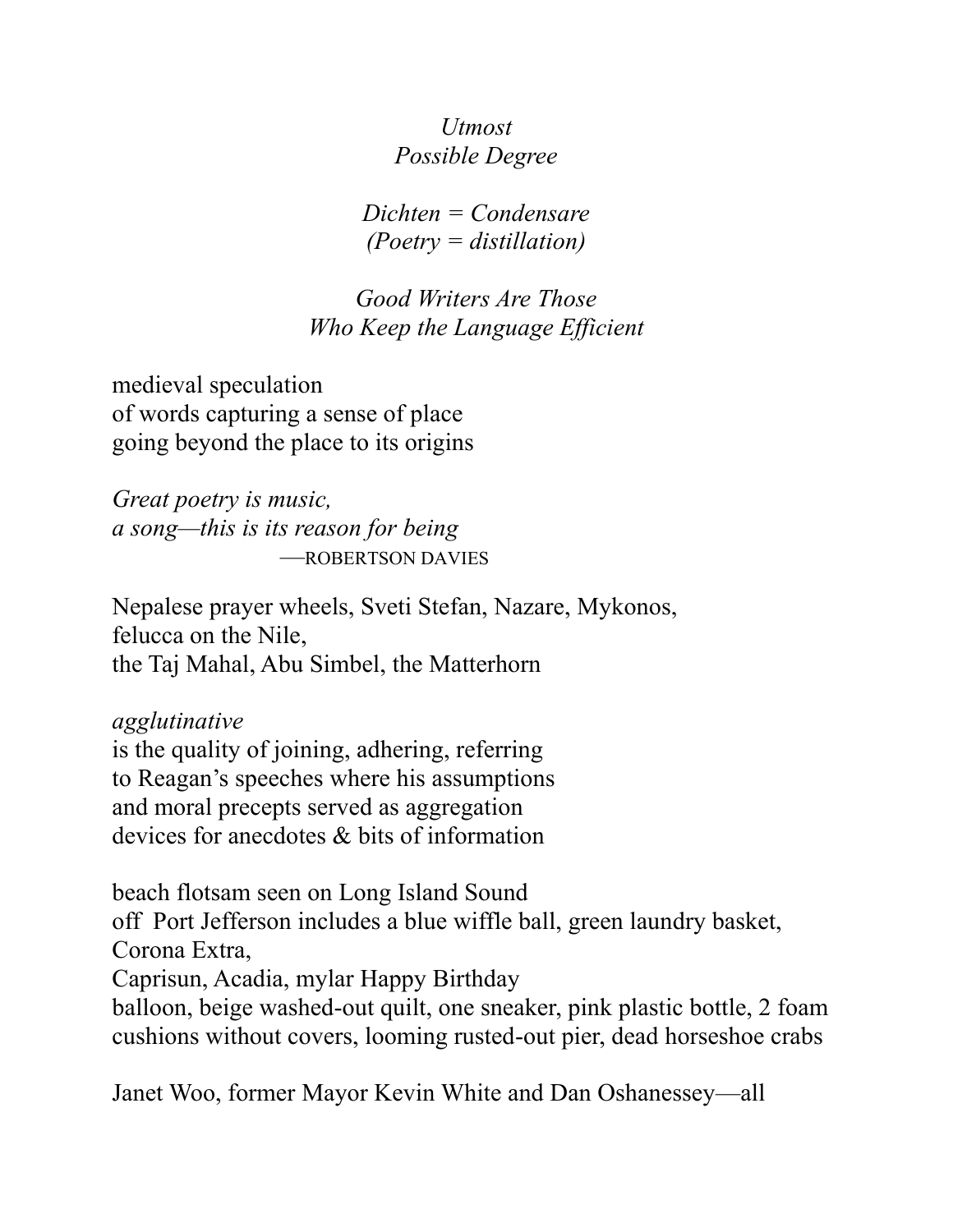*Utmost*
*Possible Degree*

*Dichten = Condensare*
*(Poetry = distillation)*

*Good Writers Are Those*
*Who Keep the Language Efficient*

medieval speculation
of words capturing a sense of place
going beyond the place to its origins

*Great poetry is music,*
*a song—this is its reason for being*
—ROBERTSON DAVIES

Nepalese prayer wheels, Sveti Stefan, Nazare, Mykonos,
felucca on the Nile,
the Taj Mahal, Abu Simbel, the Matterhorn

*agglutinative*
is the quality of joining, adhering, referring
to Reagan's speeches where his assumptions
and moral precepts served as aggregation
devices for anecdotes & bits of information

beach flotsam seen on Long Island Sound
off Port Jefferson includes a blue wiffle ball, green laundry basket,
Corona Extra,
Caprisun, Acadia, mylar Happy Birthday
balloon, beige washed-out quilt, one sneaker, pink plastic bottle, 2 foam
cushions without covers, looming rusted-out pier, dead horseshoe crabs

Janet Woo, former Mayor Kevin White and Dan Oshanessey—all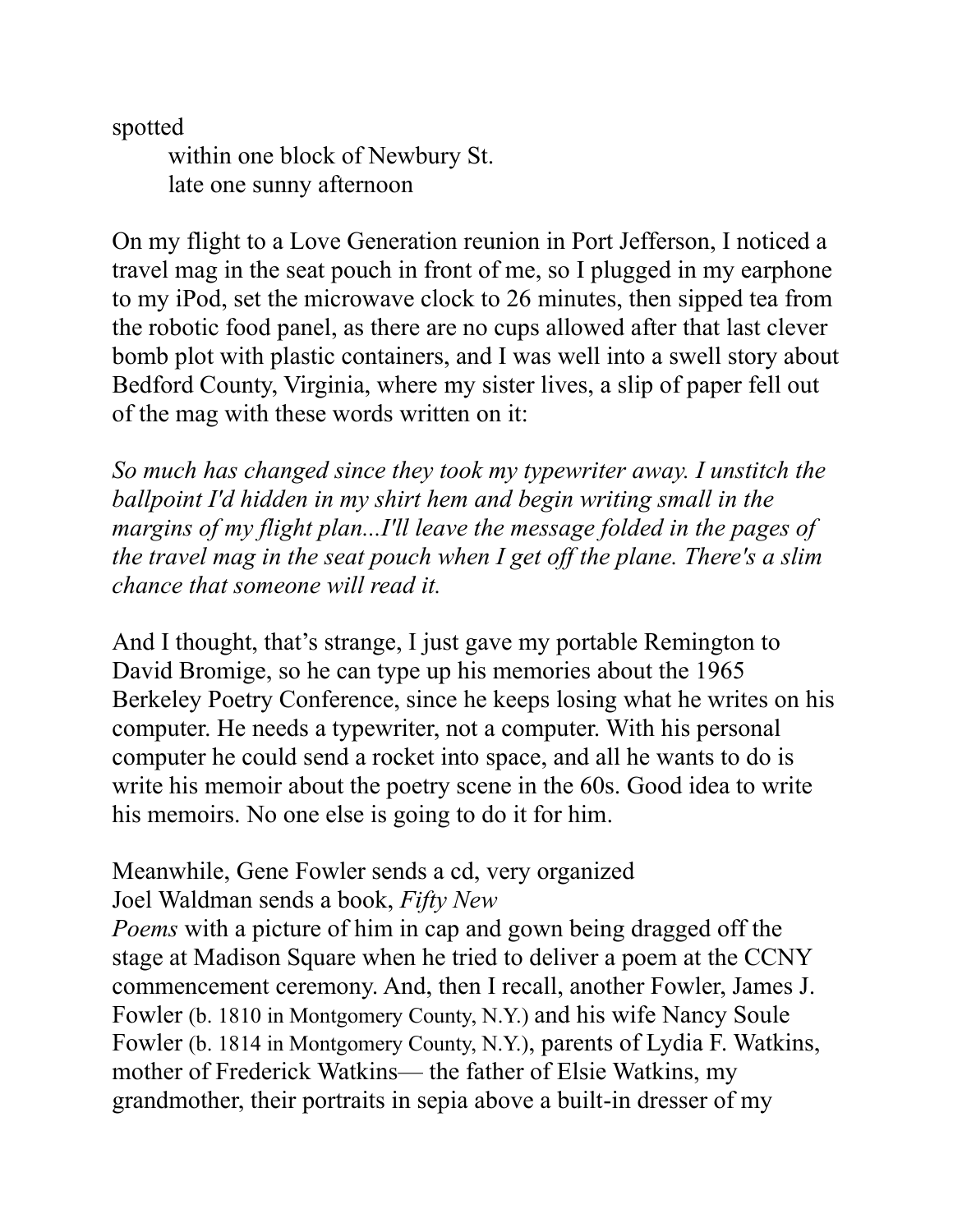spotted

  within one block of Newbury St.
  late one sunny afternoon

On my flight to a Love Generation reunion in Port Jefferson, I noticed a travel mag in the seat pouch in front of me, so I plugged in my earphone to my iPod, set the microwave clock to 26 minutes, then sipped tea from the robotic food panel, as there are no cups allowed after that last clever bomb plot with plastic containers, and I was well into a swell story about Bedford County, Virginia, where my sister lives, a slip of paper fell out of the mag with these words written on it:

*So much has changed since they took my typewriter away. I unstitch the ballpoint I'd hidden in my shirt hem and begin writing small in the margins of my flight plan...I'll leave the message folded in the pages of the travel mag in the seat pouch when I get off the plane. There's a slim chance that someone will read it.*

And I thought, that's strange, I just gave my portable Remington to David Bromige, so he can type up his memories about the 1965 Berkeley Poetry Conference, since he keeps losing what he writes on his computer. He needs a typewriter, not a computer. With his personal computer he could send a rocket into space, and all he wants to do is write his memoir about the poetry scene in the 60s. Good idea to write his memoirs. No one else is going to do it for him.

Meanwhile, Gene Fowler sends a cd, very organized
Joel Waldman sends a book, *Fifty New Poems* with a picture of him in cap and gown being dragged off the stage at Madison Square when he tried to deliver a poem at the CCNY commencement ceremony. And, then I recall, another Fowler, James J. Fowler (b. 1810 in Montgomery County, N.Y.) and his wife Nancy Soule Fowler (b. 1814 in Montgomery County, N.Y.), parents of Lydia F. Watkins, mother of Frederick Watkins— the father of Elsie Watkins, my grandmother, their portraits in sepia above a built-in dresser of my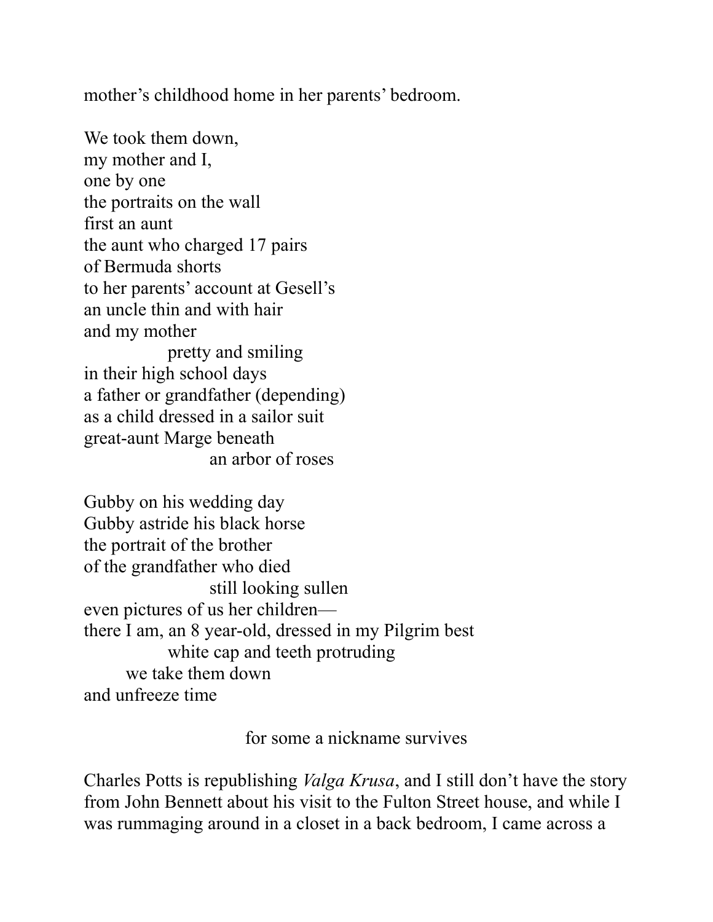mother's childhood home in her parents' bedroom.

We took them down,  
my mother and I,  
one by one  
the portraits on the wall  
first an aunt  
the aunt who charged 17 pairs  
of Bermuda shorts  
to her parents' account at Gesell's  
an uncle thin and with hair  
and my mother  
&emsp;&emsp;&emsp;&emsp;pretty and smiling  
in their high school days  
a father or grandfather (depending)  
as a child dressed in a sailor suit  
great-aunt Marge beneath  
&emsp;&emsp;&emsp;&emsp;&emsp;&emsp;an arbor of roses

Gubby on his wedding day  
Gubby astride his black horse  
the portrait of the brother  
of the grandfather who died  
&emsp;&emsp;&emsp;&emsp;&emsp;&emsp;still looking sullen  
even pictures of us her children—  
there I am, an 8 year-old, dressed in my Pilgrim best  
&emsp;&emsp;&emsp;&emsp;white cap and teeth protruding  
&emsp;&emsp;we take them down  
and unfreeze time

&emsp;&emsp;&emsp;&emsp;&emsp;&emsp;&emsp;&emsp;for some a nickname survives

Charles Potts is republishing *Valga Krusa*, and I still don't have the story from John Bennett about his visit to the Fulton Street house, and while I was rummaging around in a closet in a back bedroom, I came across a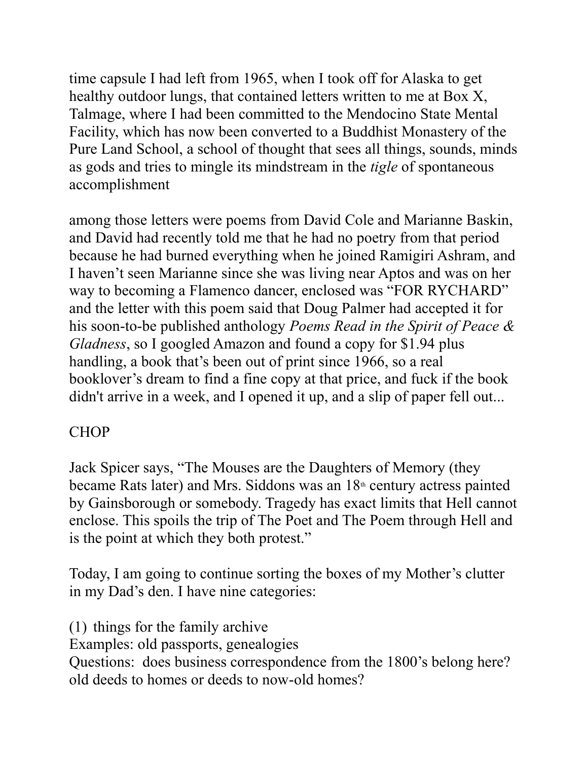time capsule I had left from 1965, when I took off for Alaska to get healthy outdoor lungs, that contained letters written to me at Box X, Talmage, where I had been committed to the Mendocino State Mental Facility, which has now been converted to a Buddhist Monastery of the Pure Land School, a school of thought that sees all things, sounds, minds as gods and tries to mingle its mindstream in the *tigle* of spontaneous accomplishment

among those letters were poems from David Cole and Marianne Baskin, and David had recently told me that he had no poetry from that period because he had burned everything when he joined Ramigiri Ashram, and I haven't seen Marianne since she was living near Aptos and was on her way to becoming a Flamenco dancer, enclosed was "FOR RYCHARD" and the letter with this poem said that Doug Palmer had accepted it for his soon-to-be published anthology *Poems Read in the Spirit of Peace & Gladness*, so I googled Amazon and found a copy for $1.94 plus handling, a book that's been out of print since 1966, so a real booklover's dream to find a fine copy at that price, and fuck if the book didn't arrive in a week, and I opened it up, and a slip of paper fell out...

CHOP

Jack Spicer says, "The Mouses are the Daughters of Memory (they became Rats later) and Mrs. Siddons was an 18th century actress painted by Gainsborough or somebody. Tragedy has exact limits that Hell cannot enclose. This spoils the trip of The Poet and The Poem through Hell and is the point at which they both protest."

Today, I am going to continue sorting the boxes of my Mother's clutter in my Dad's den. I have nine categories:

(1) things for the family archive
Examples: old passports, genealogies
Questions: does business correspondence from the 1800's belong here? old deeds to homes or deeds to now-old homes?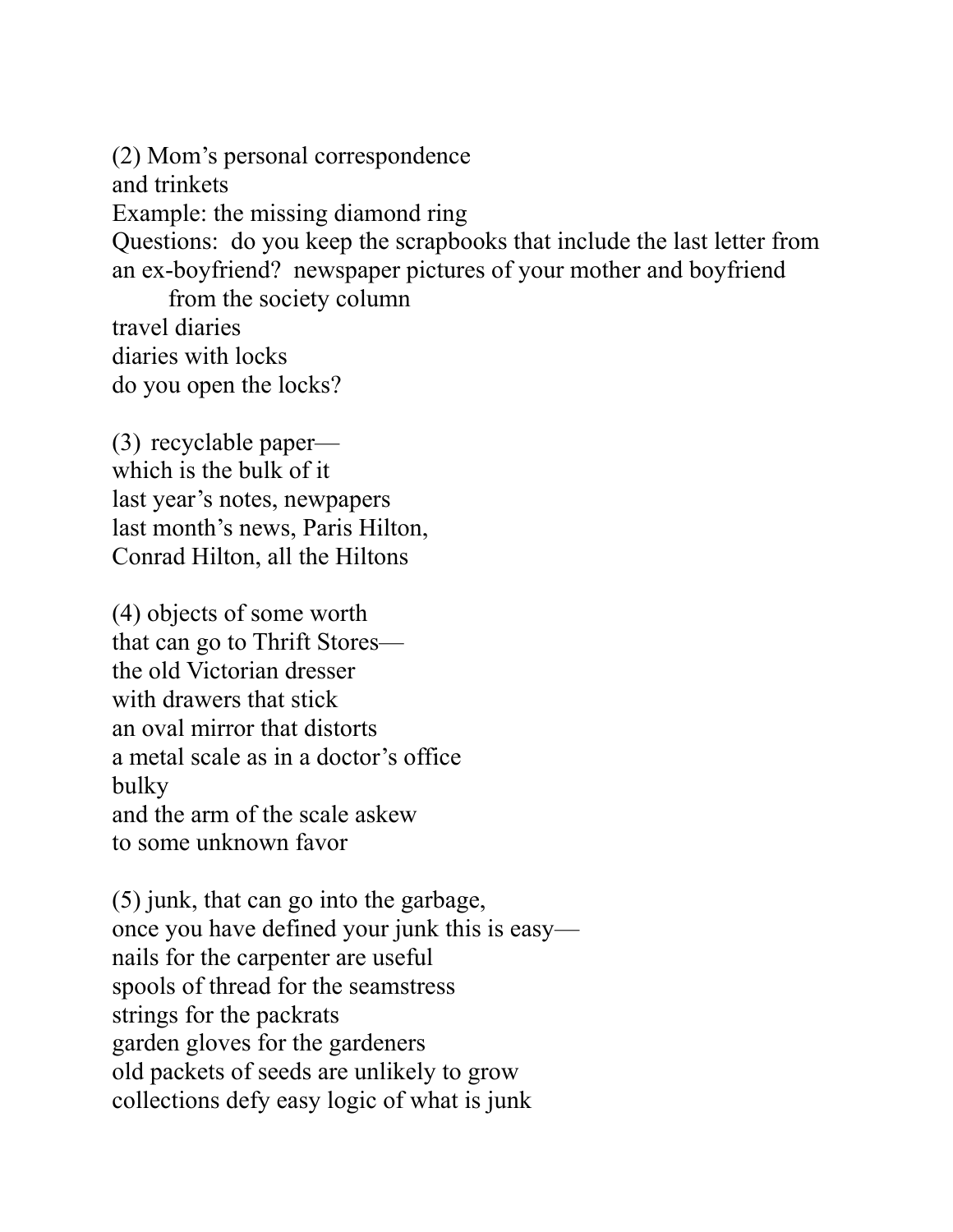(2) Mom's personal correspondence  
and trinkets  
Example: the missing diamond ring  
Questions:  do you keep the scrapbooks that include the last letter from  
an ex-boyfriend?  newspaper pictures of your mother and boyfriend  
        from the society column  
travel diaries  
diaries with locks  
do you open the locks?

(3)  recyclable paper—  
which is the bulk of it  
last year's notes, newpapers  
last month's news, Paris Hilton,  
Conrad Hilton, all the Hiltons

(4) objects of some worth  
that can go to Thrift Stores—  
the old Victorian dresser  
with drawers that stick  
an oval mirror that distorts  
a metal scale as in a doctor's office  
bulky  
and the arm of the scale askew  
to some unknown favor

(5) junk, that can go into the garbage,  
once you have defined your junk this is easy—  
nails for the carpenter are useful  
spools of thread for the seamstress  
strings for the packrats  
garden gloves for the gardeners  
old packets of seeds are unlikely to grow  
collections defy easy logic of what is junk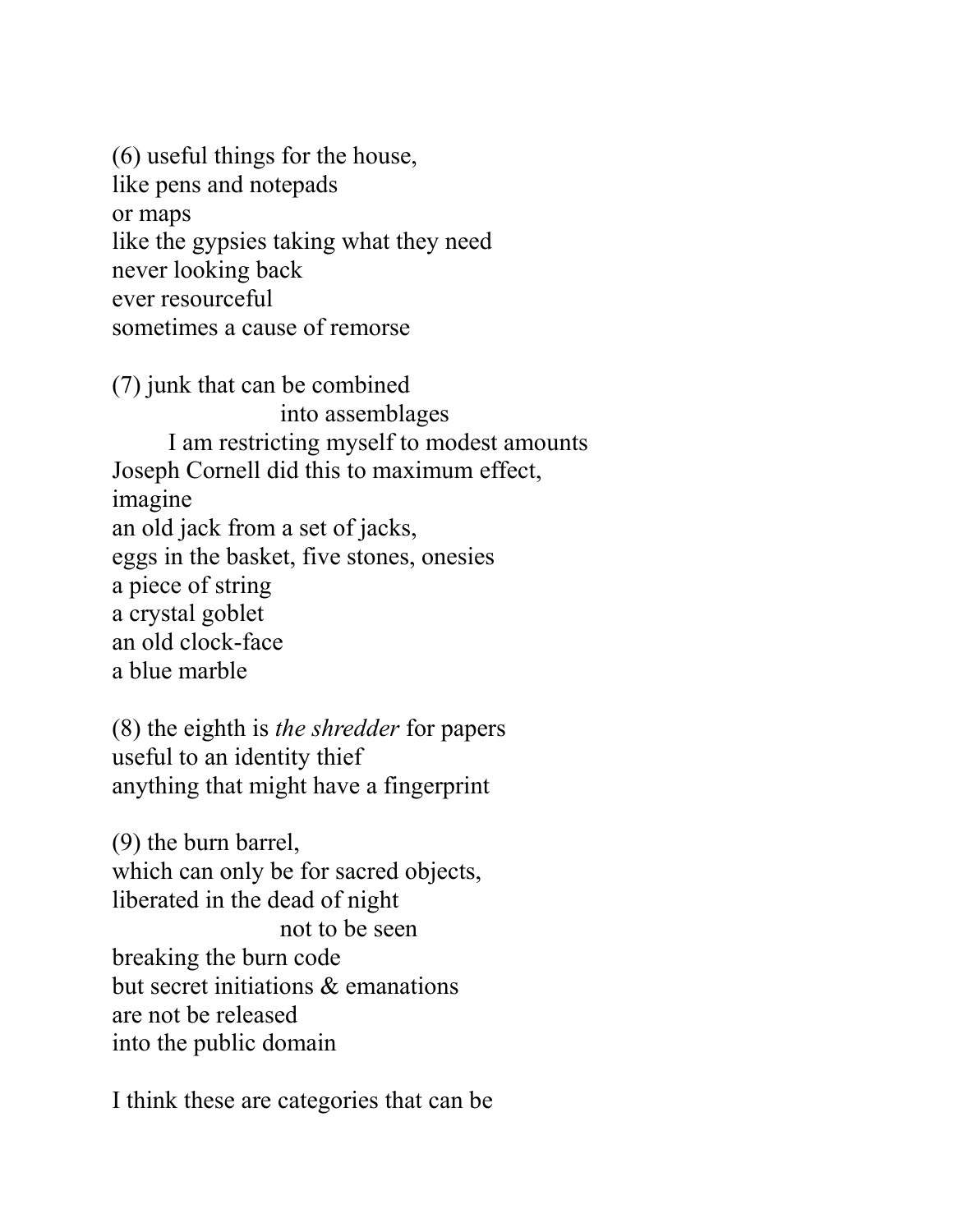(6) useful things for the house,
like pens and notepads
or maps
like the gypsies taking what they need
never looking back
ever resourceful
sometimes a cause of remorse

(7) junk that can be combined
                        into assemblages
        I am restricting myself to modest amounts
Joseph Cornell did this to maximum effect,
imagine
an old jack from a set of jacks,
eggs in the basket, five stones, onesies
a piece of string
a crystal goblet
an old clock-face
a blue marble

(8) the eighth is *the shredder* for papers
useful to an identity thief
anything that might have a fingerprint

(9) the burn barrel,
which can only be for sacred objects,
liberated in the dead of night
                        not to be seen
breaking the burn code
but secret initiations & emanations
are not be released
into the public domain

I think these are categories that can be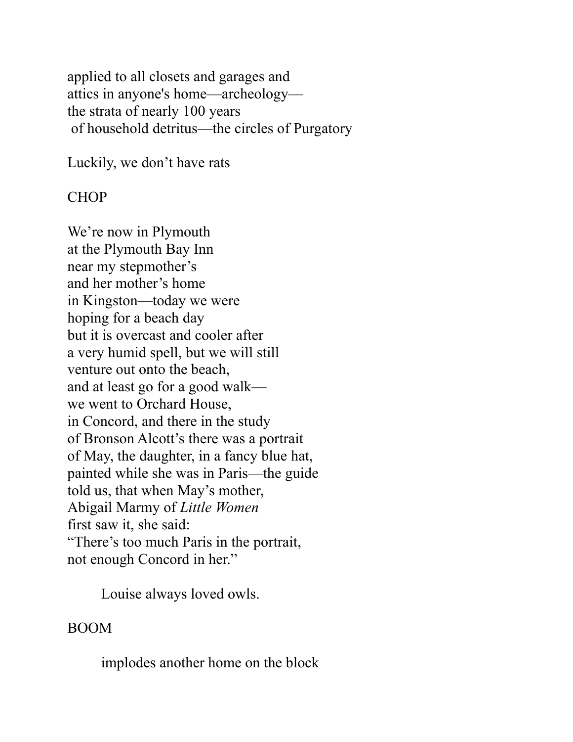applied to all closets and garages and  
attics in anyone's home—archeology—  
the strata of nearly 100 years  
of household detritus—the circles of Purgatory

Luckily, we don't have rats

CHOP

We're now in Plymouth  
at the Plymouth Bay Inn  
near my stepmother's  
and her mother's home  
in Kingston—today we were  
hoping for a beach day  
but it is overcast and cooler after  
a very humid spell, but we will still  
venture out onto the beach,  
and at least go for a good walk—  
we went to Orchard House,  
in Concord, and there in the study  
of Bronson Alcott's there was a portrait  
of May, the daughter, in a fancy blue hat,  
painted while she was in Paris—the guide  
told us, that when May's mother,  
Abigail Marmy of *Little Women*  
first saw it, she said:  
"There's too much Paris in the portrait,  
not enough Concord in her."

&nbsp;&nbsp;&nbsp;&nbsp;&nbsp;&nbsp;&nbsp;&nbsp;Louise always loved owls.

BOOM

&nbsp;&nbsp;&nbsp;&nbsp;&nbsp;&nbsp;&nbsp;&nbsp;implodes another home on the block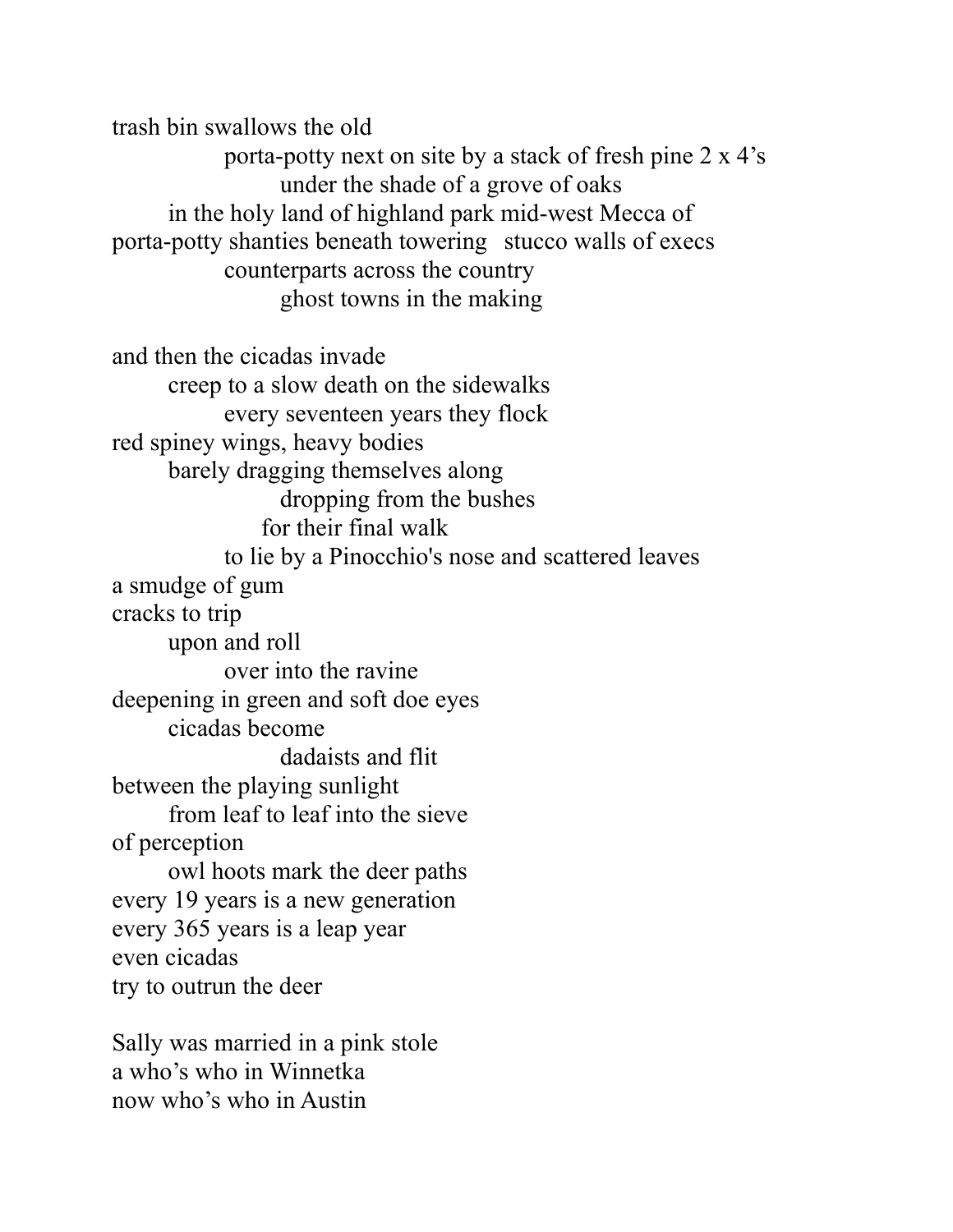trash bin swallows the old
&emsp;&emsp;&emsp;&emsp;porta-potty next on site by a stack of fresh pine 2 x 4's
&emsp;&emsp;&emsp;&emsp;&emsp;&emsp;under the shade of a grove of oaks
&emsp;&emsp;in the holy land of highland park mid-west Mecca of
porta-potty shanties beneath towering stucco walls of execs
&emsp;&emsp;&emsp;&emsp;counterparts across the country
&emsp;&emsp;&emsp;&emsp;&emsp;&emsp;ghost towns in the making

and then the cicadas invade
&emsp;&emsp;creep to a slow death on the sidewalks
&emsp;&emsp;&emsp;&emsp;every seventeen years they flock
red spiney wings, heavy bodies
&emsp;&emsp;barely dragging themselves along
&emsp;&emsp;&emsp;&emsp;&emsp;&emsp;dropping from the bushes
&emsp;&emsp;&emsp;&emsp;&emsp;for their final walk
&emsp;&emsp;&emsp;&emsp;to lie by a Pinocchio's nose and scattered leaves
a smudge of gum
cracks to trip
&emsp;&emsp;upon and roll
&emsp;&emsp;&emsp;&emsp;over into the ravine
deepening in green and soft doe eyes
&emsp;&emsp;cicadas become
&emsp;&emsp;&emsp;&emsp;&emsp;&emsp;dadaists and flit
between the playing sunlight
&emsp;&emsp;from leaf to leaf into the sieve
of perception
&emsp;&emsp;owl hoots mark the deer paths
every 19 years is a new generation
every 365 years is a leap year
even cicadas
try to outrun the deer

Sally was married in a pink stole
a who's who in Winnetka
now who's who in Austin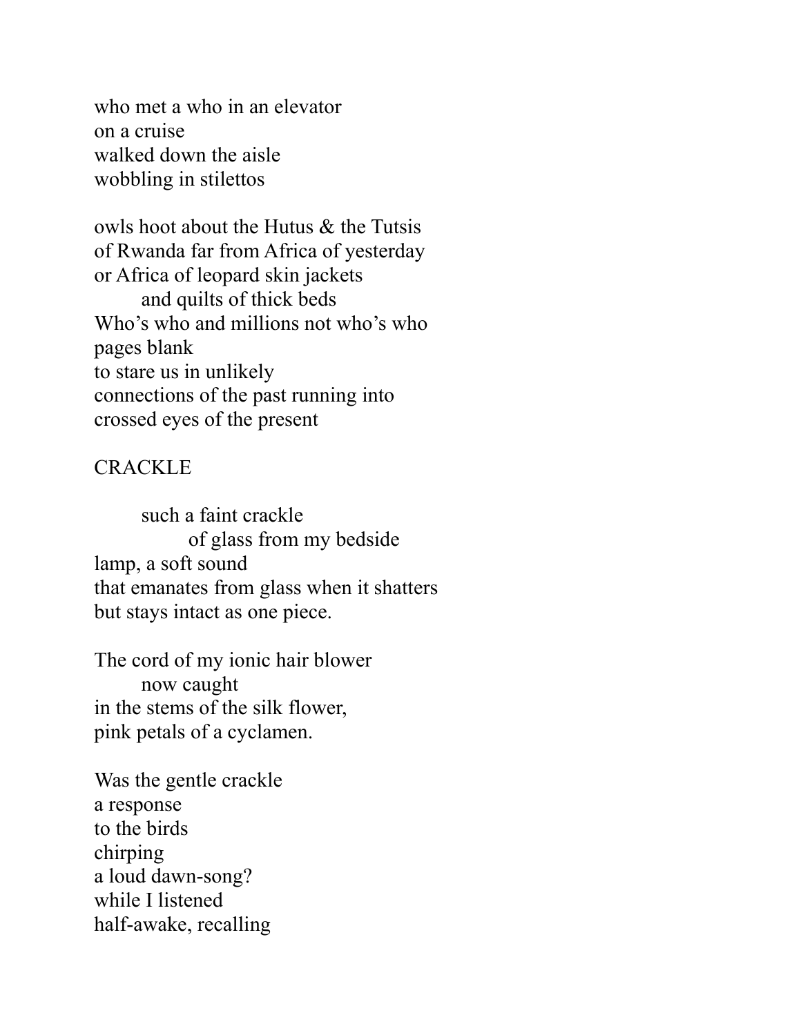who met a who in an elevator  
on a cruise  
walked down the aisle  
wobbling in stilettos

owls hoot about the Hutus & the Tutsis  
of Rwanda far from Africa of yesterday  
or Africa of leopard skin jackets  
        and quilts of thick beds  
Who's who and millions not who's who  
pages blank  
to stare us in unlikely  
connections of the past running into  
crossed eyes of the present

## CRACKLE

        such a faint crackle  
                of glass from my bedside  
lamp, a soft sound  
that emanates from glass when it shatters  
but stays intact as one piece.

The cord of my ionic hair blower  
        now caught  
in the stems of the silk flower,  
pink petals of a cyclamen.

Was the gentle crackle  
a response  
to the birds  
chirping  
a loud dawn-song?  
while I listened  
half-awake, recalling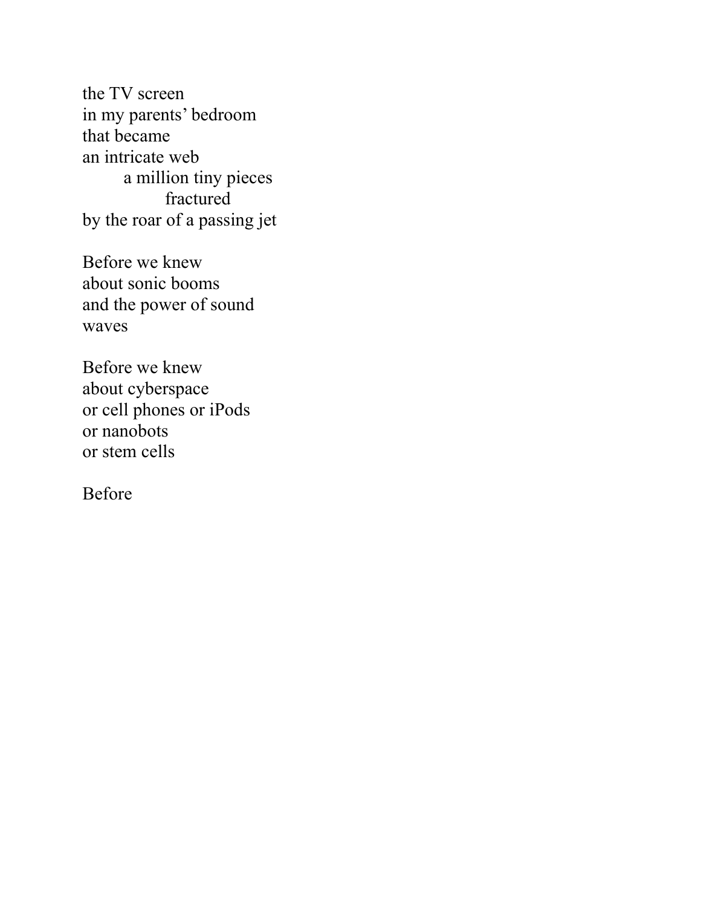the TV screen
in my parents' bedroom
that became
an intricate web
        a million tiny pieces
                fractured
by the roar of a passing jet

Before we knew
about sonic booms
and the power of sound
waves

Before we knew
about cyberspace
or cell phones or iPods
or nanobots
or stem cells

Before